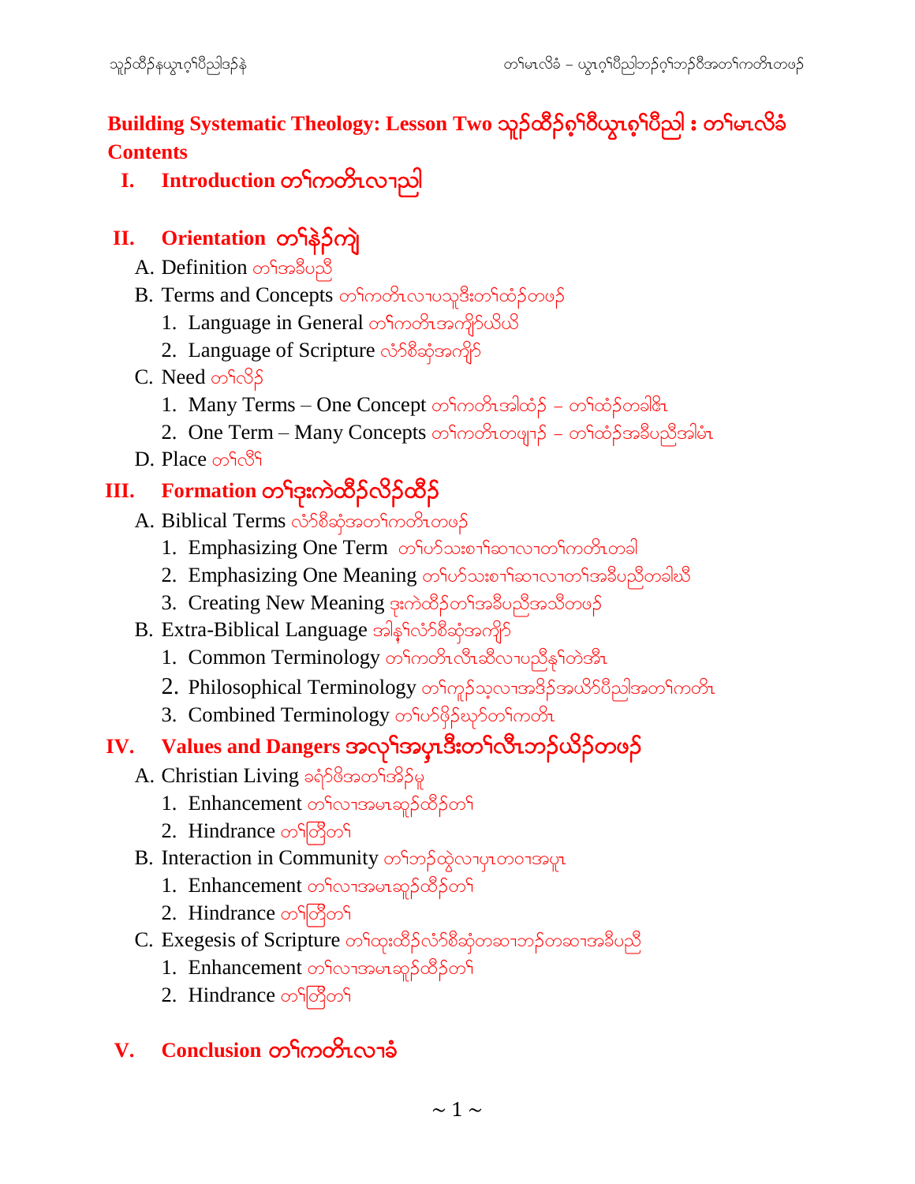# Building Systematic Theology: Lesson Two သူၣ်ထီၣ်ဝဲၢ်ဝီယွၤဂ့ၢ်ပီညါ : တၢ်မၤလိခံ

**Contents**

**I. Introduction တၢ်ကတိၤလၢညါ**

**II. Orientation တၢ်နဲၣ်ကျဲ**

A. Definition တၢ်အခီပညီ

B. Terms and Concepts တၢ်ကတိၤလၢပသူဒီးတၢ်ထံၣ်တဖၣ်

1. Language in General တၢ်ကတိၤအကျိာ်ယိယိ
2. Language of Scripture လံာ်စီဆှံအကျိာ်

C. Need တၢ်လိၣ်

1. Many Terms – One Concept တၢ်ကတိၤအါထံၣ် – တၢ်ထံၣ်တခါဧိၤ
2. One Term – Many Concepts တၢ်ကတိၤတဖျၢၣ် – တၢ်ထံၣ်အခီပညီအါမံၤ

D. Place တၢ်လီၢ်

**III. Formation တၢ်ဒုးကဲထီၣ်လိၣ်ထီၣ်**

A. Biblical Terms လံာ်စီဆှံအတၢ်ကတိၤတဖၣ်

1. Emphasizing One Term တၢ်ပာ်သးစၢ်ဆၢလၢတၢ်ကတိၤတခါ
2. Emphasizing One Meaning တၢ်ပာ်သးစၢ်ဆၢလၢတၢ်အခီပညီတခါဃိ
3. Creating New Meaning ဒုးကဲထီၣ်တၢ်အခီပညီအသီတဖၣ်

B. Extra-Biblical Language အါန့ၢ်လံာ်စီဆှံအကျိာ်

1. Common Terminology တၢ်ကတိၤလီၤဆီလၢပညီန့ၢ်တဲအီၤ
2. Philosophical Terminology တၢ်ကူၣ်သ့လၢအဒိၣ်အယိာ်ပီညါအတၢ်ကတိၤ
3. Combined Terminology တၢ်ပာ်ဖှိၣ်ဃုာ်တၢ်ကတိၤ

**IV. Values and Dangers အလုၢ်အပှၤဒီးတၢ်လီၤဘၣ်ယိၣ်တဖၣ်**

A. Christian Living ခရံာ်ဖိအတၢ်အိၣ်မူ

1. Enhancement တၢ်လၢအမၤဆူၣ်ထီၣ်တၢ်
2. Hindrance တၢ်တြီတၢ်

B. Interaction in Community တၢ်ဘၣ်ထွဲလၢပှၤတဝၢအပူၤ

1. Enhancement တၢ်လၢအမၤဆူၣ်ထီၣ်တၢ်
2. Hindrance တၢ်တြီတၢ်

C. Exegesis of Scripture တၢ်ထုးထီၣ်လံာ်စီဆှံတဆၢဘၣ်တဆၢအခီပညီ

1. Enhancement တၢ်လၢအမၤဆူၣ်ထီၣ်တၢ်
2. Hindrance တၢ်တြီတၢ်

**V. Conclusion တၢ်ကတိၤလၢခံ**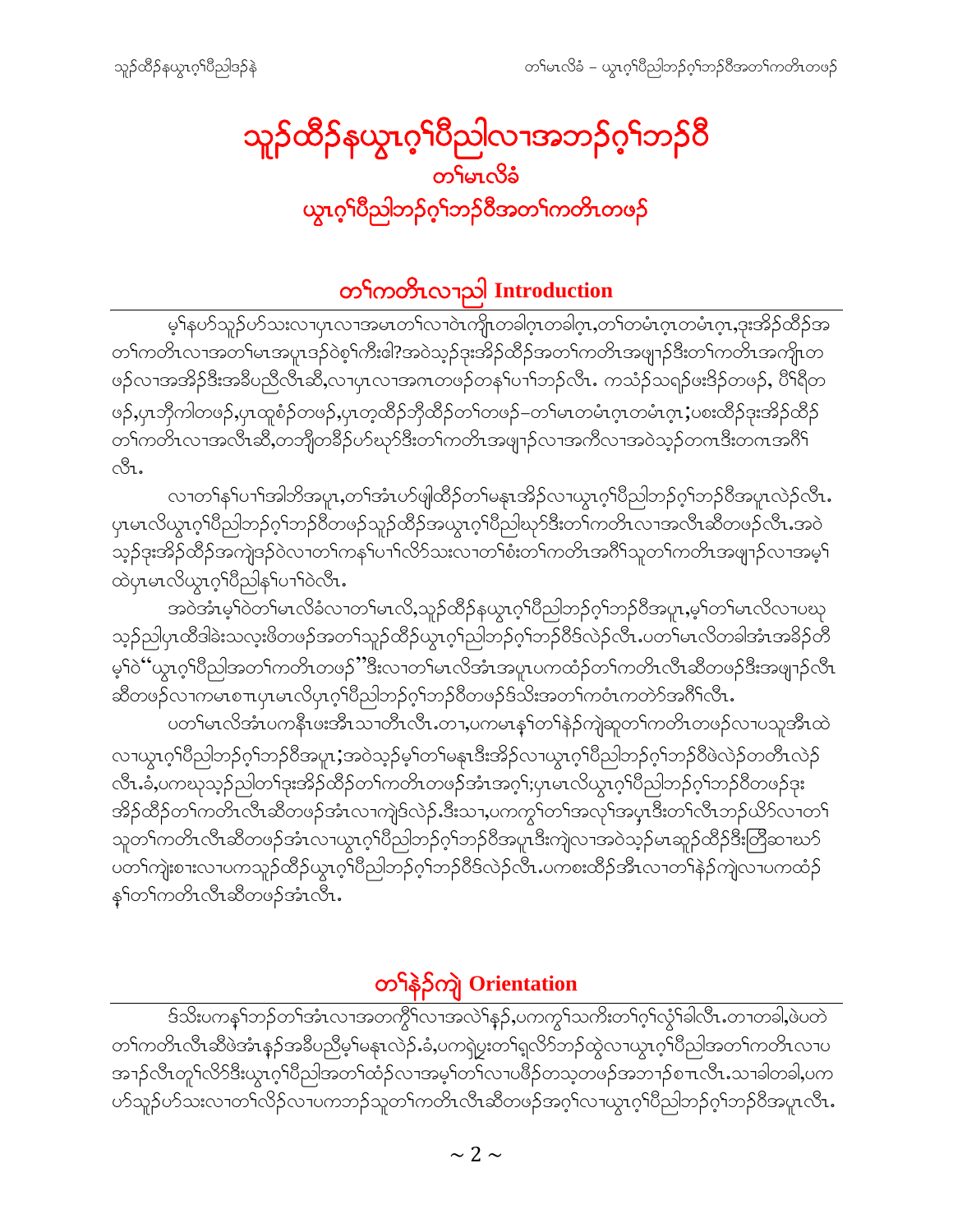# သူဉ်ထီဉ်နယွၤဂ့ၢ်ပီညါလၢအဘဉ်ဂ့ၢ်ဘဉ်ဝီ

## တၢ်မၤလိခံ

## ယွၤဂ့ၢ်ပီညါဘဉ်ဂ့ၢ်ဘဉ်ဝီအတၢ်ကတိၤတဖဉ်

## တၢ်ကတိၤလၢညါ Introduction

မ့ၢ်နပာ်သူဉ်ပာ်သးလၢပှၤလၢအမၤတၢ်လၢဝဲၤကျိၤတခါဂ့ၤတခါဂ့ၤ,တၢ်တမံၤဂ့ၤတမံၤဂ့ၤ,ဒုးအိဉ်ထီဉ်အတၢ်ကတိၤလၢအတၢ်မၤအပူၤဒဉ်ဝဲစ့ၢ်ကီးဓါ?အဝဲသ့ဉ်ဒုးအိဉ်ထီဉ်အတၢ်ကတိၤအဖျၢဉ်ဒီးတၢ်ကတိၤအကျိၤတဖဉ်လၢအအိဉ်ဒီးအခီပညီလီၤဆီ,လၢပှၤလၢအဂၤတဖဉ်တနၢ်ပၢၢ်ဘဉ်လီၤ. ကသံဉ်သရဉ်ဖးဒိဉ်တဖဉ်, ပီၢ်ရိတဖဉ်,ပှၤဘိုကါတဖဉ်,ပှၤထုစံဉ်တဖဉ်,ပှၤတ့ထီဉ်ဘိုထီဉ်တၢ်တဖဉ်–တၢ်မၤတမံၤဂ့ၤတမံၤဂ့ၤ;ပစးထီဉ်ဒုးအိဉ်ထီဉ်တၢ်ကတိၤလၢအလီၤဆီ,တဘျီတခီဉ်ပာ်ဃုာ်ဒီးတၢ်ကတိၤအဖျၢဉ်လၢအကီလၢအဝဲသ့ဉ်တဂၤဒီးတဂၤအဂီၢ်လီၤ.

လၢတၢ်နၢ်ပၢၢ်အါတိအပူၤ,တၢ်အံၤဟ်ဖျါထီဉ်တၢ်မနုၤအိဉ်လၢယွၤဂ့ၢ်ပီညါဘဉ်ဂ့ၢ်ဘဉ်ဝီအပူၤလဲဉ်လီၤ. ပှၤမၤလိယွၤဂ့ၢ်ပီညါဘဉ်ဂ့ၢ်ဘဉ်ဝီတဖဉ်သူဉ်ထီဉ်အယွၤဂ့ၢ်ပီညါဃုာ်ဒီးတၢ်ကတိၤလၢအလီၤဆီတဖဉ်လီၤ.အဝဲသ့ဉ်ဒုးအိဉ်ထီဉ်အကျဲဒဉ်ဝဲလၢတၢ်ကနၢ်ပၢၢ်လိာ်သးလၢတၢ်စံးတၢ်ကတိၤအဂီၢ်သုတၢ်ကတိၤအဖျၢဉ်လၢအမ့ၢ်ထဲပှၤမၤလိယွၤဂ့ၢ်ပီညါနၢ်ပၢၢ်ဝဲလီၤ.

အဝဲအံၤမ့ၢ်ဝဲတၢ်မၤလိခံလၢတၢ်မၤလိ,သူဉ်ထီဉ်နယွၤဂ့ၢ်ပီညါဘဉ်ဂ့ၢ်ဘဉ်ဝီအပူၤ,မ့ၢ်တၢ်မၤလိလၢပဃုသ့ဉ်ညါပှၤထီဒါခဲးသလ့းဖိတဖဉ်အတၢ်သူဉ်ထီဉ်ယွၤဂ့ၢ်ညါဘဉ်ဂ့ၢ်ဘဉ်ဝီဒ်လဲဉ်လီၤ.ပတၢ်မၤလိတခါအံၤအခိဉ်တိမ့ၢ်ဝဲ"ယွၤဂ့ၢ်ပီညါအတၢ်ကတိၤတဖဉ်"ဒီးလၢတၢ်မၤလိအံၤအပူၤပကထံဉ်တၢ်ကတိၤလီၤဆီတဖဉ်ဒီးအဖျၢဉ်လီၤဆီတဖဉ်လၢကမၤစၢၤပှၤမၤလိပှၤဂ့ၢ်ပီညါဘဉ်ဂ့ၢ်ဘဉ်ဝီတဖဉ်ဒ်သိးအတၢ်ကဝံၤကတဲာ်အဂီၢ်လီၤ.

ပတၢ်မၤလိအံၤပကနီၤဖးအီၤသၢတီၤလီၤ.တၢ,ပကမၤနၢ်တၢ်နဲဉ်ကျဲဆူတၢ်ကတိၤတဖဉ်လၢပသူအီၤထဲလၢယွၤဂ့ၢ်ပီညါဘဉ်ဂ့ၢ်ဘဉ်ဝီအပူၤ;အဝဲသ့ဉ်မ့ၢ်တၢ်မနုၤဒီးအိဉ်လၢယွၤဂ့ၢ်ပီညါဘဉ်ဂ့ၢ်ဘဉ်ဝီဖဲလဲဉ်တတီၤလဲဉ်လီၤ.ခံ,ပကဃုသ့ဉ်ညါတၢ်ဒုးအိဉ်ထီဉ်တၢ်ကတိၤတဖဉ်အံၤအဂ့ၢ်;ပှၤမၤလိယွၤဂ့ၢ်ပီညါဘဉ်ဂ့ၢ်ဘဉ်ဝီတဖဉ်ဒုးအိဉ်ထီဉ်တၢ်ကတိၤလီၤဆီတဖဉ်အံၤလၢကျဲဒ်လဲဉ်.ဒီးသၢ,ပကကွၢ်တၢ်အလုၢ်အပှၤဒီးတၢ်လီၤဘဉ်ယိာ်လၢတၢ်သူတၢ်ကတိၤလီၤဆီတဖဉ်အံၤလၢယွၤဂ့ၢ်ပီညါဘဉ်ဂ့ၢ်ဘဉ်ဝီအပူၤဒီးကျဲလၢအဝဲသ့ဉ်မၤဆူဉ်ထီဉ်ဒီးတြီဆၢဃာ်ပတၢ်ကျဲးစၢၤလၢပကသူဉ်ထီဉ်ယွၤဂ့ၢ်ပီညါဘဉ်ဂ့ၢ်ဘဉ်ဝီဒ်လဲဉ်လီၤ.ပကစးထီဉ်အီၤလၢတၢ်နဲဉ်ကျဲလၢပကထံဉ်နၢ်တၢ်ကတိၤလီၤဆီတဖဉ်အံၤလီၤ.

## တၢ်နဲဉ်ကျဲ Orientation

ဒ်သိးပကနၢ်ဘဉ်တၢ်အံၤလၢအတကွိၢ်လၢအလဲၢ်နဉ်,ပကကွၢ်သကိးတၢ်ဂ့ၢ်လွံၢ်ခါလီၤ.တၢတခါ,ဖဲပတဲတၢ်ကတိၤလီၤဆီဖဲအံၤနဉ်အခီပညီမ့ၢ်မနုၤလဲဉ်.ခံ,ပကရဲပွးတၢ်ရှလိာ်ဘဉ်ထွဲလၢယွၤဂ့ၢ်ပီညါအတၢ်ကတိၤလၢပအၢဉ်လီၤတူၢ်လိာ်ဒီးယွၤဂ့ၢ်ပီညါအတၢ်ထံဉ်လၢအမ့ၢ်တၢ်လၢပဖိဉ်တသ့တဖဉ်အသၢဉ်စၢၤလီၤ.သၢခါတခါ,ပကဟ်သူဉ်ဟ်သးလၢတၢ်လိဉ်လၢပကဘဉ်သူတၢ်ကတိၤလီၤဆီတဖဉ်အဂ့ၢ်လၢယွၤဂ့ၢ်ပီညါဘဉ်ဂ့ၢ်ဘဉ်ဝီအပူၤလီၤ.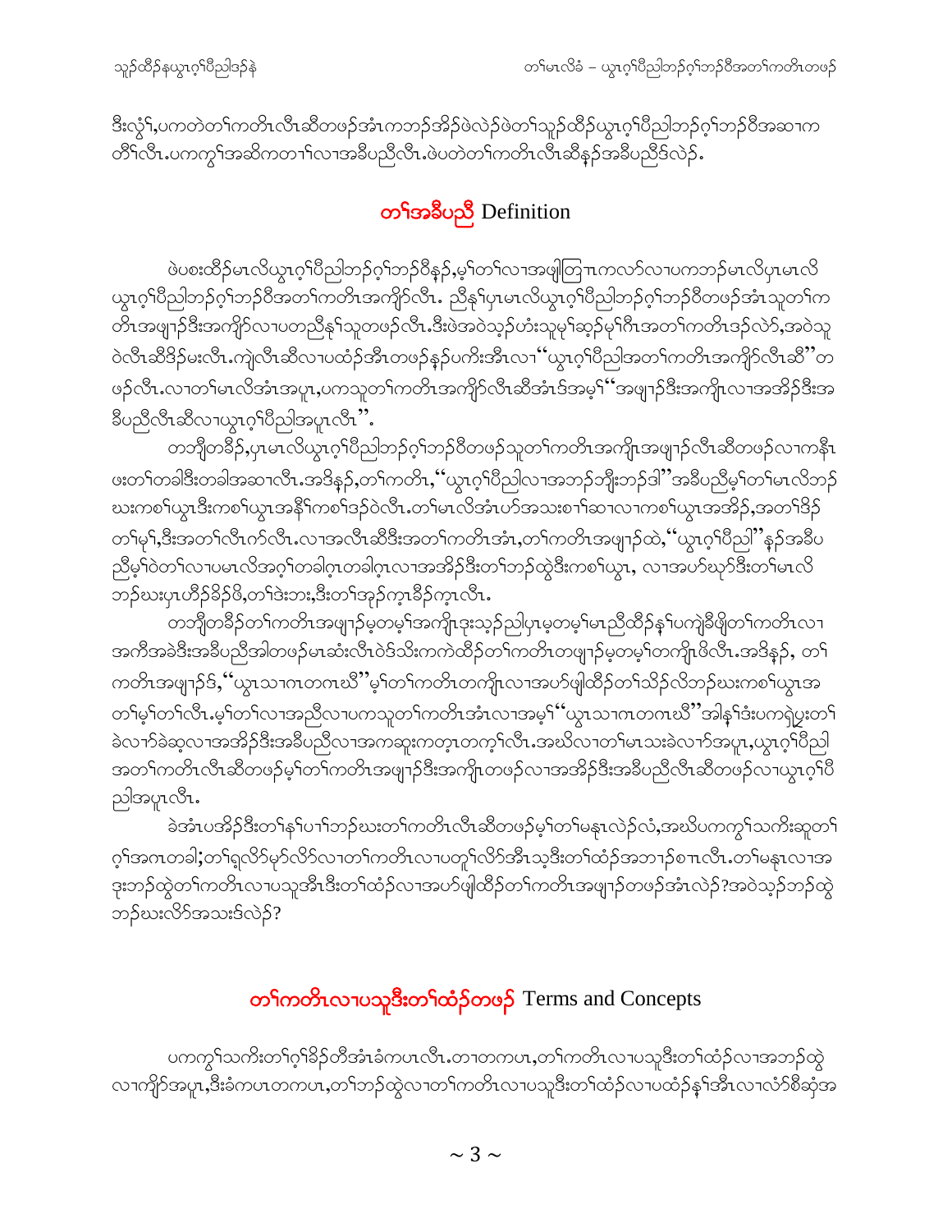ဒီးလံ့၊,ပကတဲတၢ်ကတိၤလီၤဆီတဖဉ်အံၤကဘဉ်အိဉ်ဖဲလဲဉ်ဖဲတၢ်သူဉ်ထိဉ်ယွၤဂ့ၢ်ပီညါဘဉ်ဂ့ၢ်ဘဉ်ဝီအဆၢက တိၢ်လီၤ.ပကကွၢ်အဆိကတၢၢ်လၢအခီပညီလီၤ.ဖဲပတဲတၢ်ကတိၤလီၤဆီနဉ်အခီပညီဒ်လဲဉ်.

## တၢ်အခီပညီ Definition

ဖဲပစးထိဉ်မၤလိယွၤဂ့ၢ်ပီညါဘဉ်ဂ့ၢ်ဘဉ်ဝီနဉ်,မ့ၢ်တၢ်လၢအဖျါတြၢၤကလာ်လၢပကဘဉ်မၤလိပှၤမၤလိ ယွၤဂ့ၢ်ပီညါဘဉ်ဂ့ၢ်ဘဉ်ဝီအတၢ်ကတိၤအကျိာ်လီၤ. ညီနု၊်ပှၤမၤလိယွၤဂ့ၢ်ပီညါဘဉ်ဂ့ၢ်ဘဉ်ဝီတဖဉ်အံၤသူတၢ်က တိၤအဖျၢဉ်ဒီးအကျိာ်လၢပတညီနု၊်သူတဖဉ်လီၤ.ဒီးဖဲအဝဲသ့ဉ်ဟံးသူမု၊်ဆ့ဉ်မု၊်ဂီၤအတၢ်ကတိၤဒဉ်လဲာ်,အဝဲသု ဝဲလီၤဆီဒိဉ်မးလီၤ.ကျဲလီၤဆီလၢပထံဉ်အီၤတဖဉ်နှဉ်ပကိးအီၤလၢ"ယွၤဂ့ၢ်ပီညါအတၢ်ကတိၤအကျိာ်လီၤဆီ"တ ဖဉ်လီၤ.လၢတၢ်မၤလိအံၤအပူၤ,ပကသူတၢ်ကတိၤအကျိာ်လီၤဆီအံၤဒ်အမ့ၢ်"အဖျၢဉ်ဒီးအကျိၤလၢအအိဉ်ဒီးအ ခီပညီလီၤဆီလၢယွၤဂ့ၢ်ပီညါအပူၤလီၤ".

တဘျီတခီဉ်,ပှၤမၤလိယွၤဂ့ၢ်ပီညါဘဉ်ဂ့ၢ်ဘဉ်ဝီတဖဉ်သူတၢ်ကတိၤအကျိၤအဖျၢဉ်လီၤဆီတဖဉ်လၢကနီၤ ဖးတၢ်တခါဒီးတခါအဆၢလီၤ.အဒိနဉ်,တၢ်ကတိၤ,"ယွၤဂ့ၢ်ပီညါလၢအဘဉ်ဘျီးဘဉ်ဒါ"အခီပညီမ့ၢ်တၢ်မၤလိဘဉ် ဃးကစၢ်ယွၤဒီးကစၢ်ယွၤအနီၢ်ကစၢ်ဒဉ်ဝဲလီၤ.တၢ်မၤလိအံၤဟ်အသးစၢ်ဆၢလၢကစၢ်ယွၤအအိဉ်,အတၢ်ဒိဉ် တၢ်မု၊်,ဒီးအတၢ်လီၤက်လီၤ.လၢအလီၤဆီဒီးအတၢ်ကတိၤအံၤ,တၢ်ကတိၤအဖျၢဉ်ထဲ,"ယွၤဂ့ၢ်ပီညါ"နဉ်အခီပ ညီမ့ၢ်ဝဲတၢ်လၢပမၤလိအဂ့ၢ်တခါဂ့ၤတခါဂ့ၤလၢအအိဉ်ဒီးတၢ်ဘဉ်ထွဲဒီးကစၢ်ယွၤ, လၢအဟ်ဃုာ်ဒီးတၢ်မၤလိ ဘဉ်ဃးပှၤဟိဉ်ခိဉ်ဖိ,တၢ်ဒဲးဘး,ဒီးတၢ်အုဉ်ကူၤခ့ဉ်ကူၤလီၤ.

တဘျီတခီဉ်တၢ်ကတိၤအဖျၢဉ်မ့တမ့ၢ်အကျိၤဒုးသ့ဉ်ညါပှၤမ့တမ့ၢ်မၤညီထိဉ်နု၊်ပကျဲခီဖျိတၢ်ကတိၤလၢ အကီအခဲဒီးအခီပညီအါတဖဉ်မၤဆံးလီၤဝဲဒ်သိးကကဲထိဉ်တၢ်ကတိၤတဖျၢဉ်မ့တမ့ၢ်တကျိၤဖိလီၤ.အဒိနဉ်, တၢ် ကတိၤအဖျၢဉ်ဒ်,"ယွၤသၢဂၤတဂၤဃီ"မ့ၢ်တၢ်ကတိၤတကျိၤလၢအဟ်ဖျါထိဉ်တၢ်သိဉ်လိဘဉ်ဃးကစၢ်ယွၤအ တၢ်မ့ၢ်တၢ်လီၤ.မ့ၢ်တၢ်လၢအညီလၢပကသူတၢ်ကတိၤအံၤလၢအမ့ၢ်"ယွၤသၢဂၤတဂၤဃီ"အါန့ၢ်ဒံးပကရဲပွးတၢ် ခဲလၢာ်ခဲဆ့လၢအအိဉ်ဒီးအခီပညီလၢအကဆူးကတ့ၤတက့ၢ်လီၤ.အဃိလၢတၢ်မၤသးခဲလၢာ်အပူၤ,ယွၤဂ့ၢ်ပီညါ အတၢ်ကတိၤလီၤဆီတဖဉ်မ့ၢ်တၢ်ကတိၤအဖျၢဉ်ဒီးအကျိၤတဖဉ်လၢအအိဉ်ဒီးအခီပညီလီၤဆီတဖဉ်လၢယွၤဂ့ၢ်ပီ ညါအပူၤလီၤ.

ခဲအံၤပအိဉ်ဒီးတၢ်နု၊်ပၢၢ်ဘဉ်ဃးတၢ်ကတိၤလီၤဆီတဖဉ်မ့ၢ်တၢ်မနုၤလဲဉ်လံ,အဃိပကကွၢ်သကိးဆူတၢ် ဂ့ၢ်အဂၤတခါ;တၢ်ရှလိာ်မုာ်လိာ်လၢတၢ်ကတိၤလၢပတူၢ်လိာ်အီၤသ့ဒီးတၢ်ထံဉ်အဘၢဉ်စၢၤလီၤ.တၢ်မနုၤလၢအ ဒုးဘဉ်ထွဲတၢ်ကတိၤလၢပသူအီၤဒီးတၢ်ထံဉ်လၢအဟ်ဖျါထိဉ်တၢ်ကတိၤအဖျၢဉ်တဖဉ်အံၤလဲဉ်?အဝဲသ့ဉ်ဘဉ်ထွဲ ဘဉ်ဃးလိာ်အသးဒ်လဲဉ်?

## တၢ်ကတိၤလၢပသူဒီးတၢ်ထံဉ်တဖဉ် Terms and Concepts

ပကကွၢ်သကိးတၢ်ဂ့ၢ်ခိဉ်တီအံၤခံကပၤလီၤ.တၢတကပၤ,တၢ်ကတိၤလၢပသူဒီးတၢ်ထံဉ်လၢအဘဉ်ထွဲ လၢကျိာ်အပူၤ,ဒီးခံကပၤတကပၤ,တၢ်ဘဉ်ထွဲလၢတၢ်ကတိၤလၢပသူဒီးတၢ်ထံဉ်လၢပထံဉ်နု၊်အီၤလၢလံာ်စီဆှံအ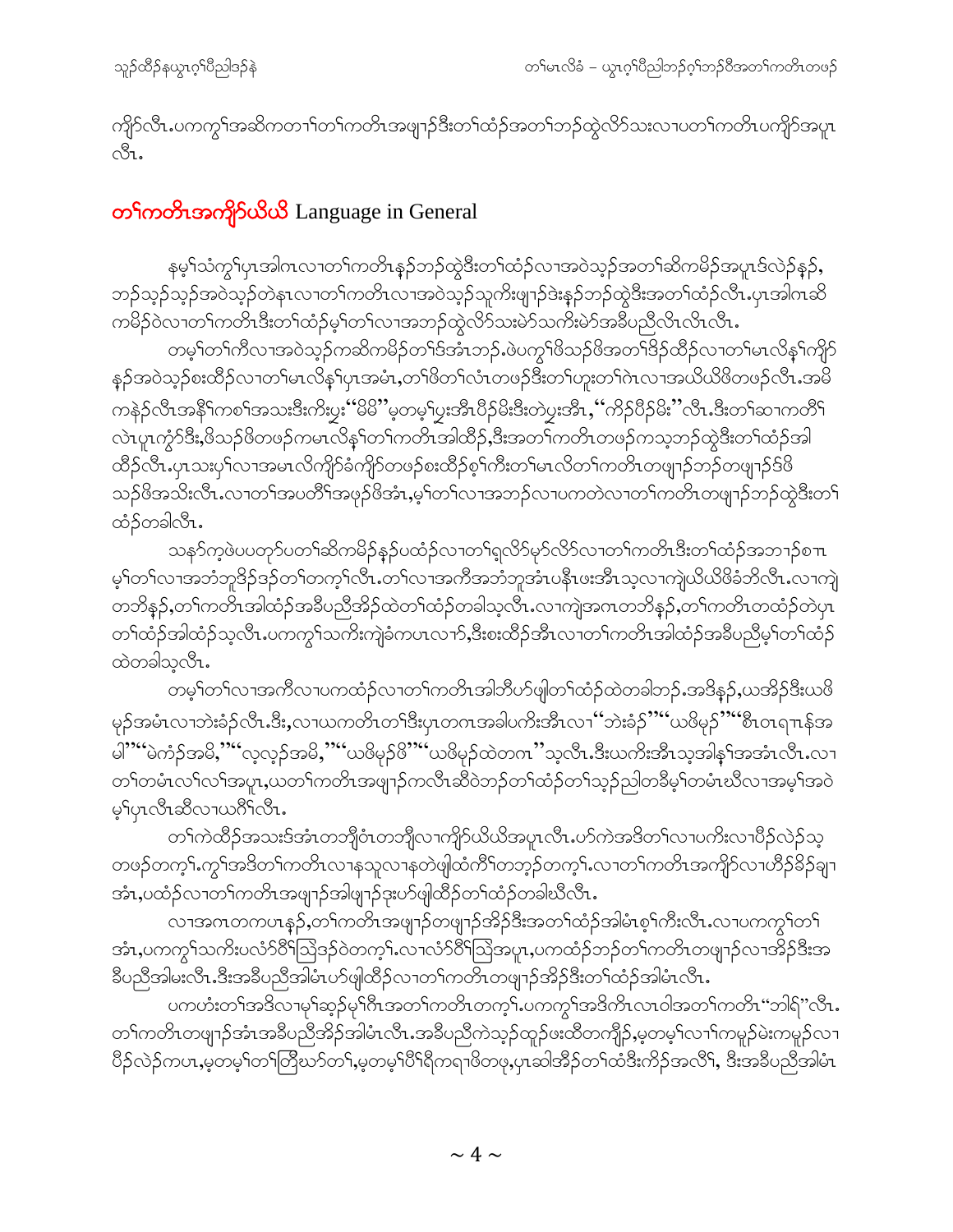ကျိာ်လီၤ.ပကကွၢ်အဆိကတၢၢ်တၢ်ကတိၤအဖျၢၣ်ဒီးတၢ်ထံၣ်အတၢ်ဘၣ်ထွဲလိာ်သးလၢပတၢ်ကတိၤပကျိာ်အပူၤလီၤ.

## တၢ်ကတိၤအကျိာ်ယိယိ Language in General

နမ့ၢ်သံကွၢ်ပှၤအါဂၤလၢတၢ်ကတိၤနၣ်ဘၣ်ထွဲဒီးတၢ်ထံၣ်လၢအဝဲသ့ၣ်အတၢ်ဆိကမိၣ်အပူၤဒ်လဲၣ်နှၣ်, ဘၣ်သ့ၣ်သ့ၣ်အဝဲသ့ၣ်တဲနၤလၢတၢ်ကတိၤလၢအဝဲသ့ၣ်သူကိးဖျၢၣ်ဒဲးနှၣ်ဘၣ်ထွဲဒီးအတၢ်ထံၣ်လီၤ.ပှၤအါဂၤဆိကမိၣ်ဝဲလၢတၢ်ကတိၤဒီးတၢ်ထံၣ်မ့ၢ်တၢ်လၢအဘၣ်ထွဲလိာ်သးမဲာ်သကိးမဲာ်အခီပညီလီၤလီၤလီၤ.

တမ့ၢ်တၢ်ကီလၢအဝဲသ့ၣ်ကဆိကမိၣ်တၢ်ဒ်အံၤဘၣ်.ဖဲပကွၢ်ဖိသၣ်ဖိအတၢ်ဒိၣ်ထီၣ်လၢတၢ်မၤလိန့ၢ်ကျိာ်နၣ်အဝဲသ့ၣ်စးထီၣ်လၢတၢ်မၤလိန့ၢ်ပှၤအမံၤ,တၢ်ဖိတၢ်လံၤတဖၣ်ဒီးတၢ်ဟူးတၢ်ဂဲၤလၢအယိယိဖိတဖၣ်လီၤ.အမိကနဲၣ်လီၤအနိ႑်ကစၢ်အသးဒီးကိးပှး"မိမိ"မ့တမ့ၢ်ပှးအီၤပိၣ်မိးဒီးတဲပှးအီၤ,"ကိၣ်ပိၣ်မိး"လီၤ.ဒီးတၢ်ဆၢကတိၢ်လဲၤပူၤကွံာ်ဒီး,ဖိသၣ်ဖိတဖၣ်ကမၤလိန့ၢ်တၢ်ကတိၤအါထီၣ်,ဒီးအတၢ်ကတိၤတဖၣ်ကသ့ဘၣ်ထွဲဒီးတၢ်ထံၣ်အါထီၣ်လီၤ.ပှၤသးပှၢ်လၢအမၤလိကျိာ်ခံကျိာ်တဖၣ်စးထီၣ်စ့ၢ်ကီးတၢ်မၤလိတၢ်ကတိၤတဖျၢၣ်ဘၣ်တဖျၢၣ်ဒ်ဖိသၣ်ဖိအသိးလီၤ.လၢတၢ်အပတိၢ်အဖုၣ်ဖိအံၤ,မ့ၢ်တၢ်လၢအဘၣ်လၢပကတဲလၢတၢ်ကတိၤတဖျၢၣ်ဘၣ်ထွဲဒီးတၢ်ထံၣ်တခါလီၤ.

သနာ်က့ဖဲပပတုာ်ပတၢ်ဆိကမိၣ်နၣ်ပထံၣ်လၢတၢ်ရှလိာ်မှာ်လိာ်လၢတၢ်ကတိၤဒီးတၢ်ထံၣ်အဘၢၣ်စၢၤမ့ၢ်တၢ်လၢအဘံဘူဒိၣ်ဒၣ်တၢ်တက့ၢ်လီၤ.တၢ်လၢအကီအဘံဘူအံၤပနီၤဖးအီၤသ့လၢကျဲယိယိဖိခံဘိလီၤ.လၢကျဲတဘိနၣ်,တၢ်ကတိၤအါထံၣ်အခီပညီအိၣ်ထဲတၢ်ထံၣ်တခါသ့လီၤ.လၢကျဲအဂၤတဘိနၣ်,တၢ်ကတိၤတထံၣ်တဲပှၤတၢ်ထံၣ်အါထံၣ်သ့လီၤ.ပကကွၢ်သကိးကျဲခံကပၤလၢာ်,ဒီးစးထီၣ်အီၤလၢတၢ်ကတိၤအါထံၣ်အခီပညီမ့ၢ်တၢ်ထံၣ်ထဲတခါသ့လီၤ.

တမ့ၢ်တၢ်လၢအကီလၢပကထံၣ်လၢတၢ်ကတိၤအါဘိပာ်ဖျါတၢ်ထံၣ်ထဲတခါဘၣ်.အဒိနၣ်,ယအိၣ်ဒီးယဖိမှၣ်အမံၤလၢဘဲးခံၣ်လီၤ.ဒီး,လၢယကတိၤတၢ်ဒီးပှၤတဂၤအခါပကိးအီၤလၢ"ဘဲးခံၣ်""ယဖိမှၣ်""စီၤတၤရၢၤန်အမါ""မဲကံၣ်အမိ,""လ့လ့ၣ်အမိ,""ယဖိမှၣ်ဖိ""ယဖိမှၣ်ထဲတဂၤ"သ့လီၤ.ဒီးယကိးအီၤသ့အါန့ၢ်အအံၤလီၤ.လၢတၢ်တမံၤလ႑်လ႑်အပူၤ,ယတၢ်ကတိၤအဖျၢၣ်ကလီၤဆီဝဲဘၣ်တၢ်ထံၣ်တၢ်သ့ၣ်ညါတခီမ့ၢ်တမံၤဃီလၢအမ့ၢ်အဝဲမ့ၢ်ပှၤလီၤဆီလၢယဂီၢ်လီၤ.

တၢ်ကဲထီၣ်အသးဒ်အံၤတဘျီဝံၤတဘျီလၢကျိာ်ယိယိအပူၤလီၤ.ပာ်ကဲအဒိတၢ်လၢပကိးလၢပိၣ်လဲၣ်သ့တဖၣ်တက့ၢ်.ကွၢ်အဒိတၢ်ကတိၤလၢနသူလၢနတဲဖျါထံကီၢ်တဘ့ၣ်တက့ၢ်.လၢတၢ်ကတိၤအကျိာ်လၢဟီၣ်ခိၣ်ချၢအံၤ,ပထံၣ်လၢတၢ်ကတိၤအဖျၢၣ်အါဖျၢၣ်ဒုးပာ်ဖျါထီၣ်တၢ်ထံၣ်တခါဃီလီၤ.

လၢအဂၤတကပၤနၣ်,တၢ်ကတိၤအဖျၢၣ်တဖျၢၣ်အိၣ်ဒီးအတၢ်ထံၣ်အါမံၤစ့ၢ်ကီးလီၤ.လၢပကကွၢ်တၢ်အံၤ,ပကကွၢ်သကိးပလံာ်ဝီၢ်ဩဒၣ်ဝဲတက့ၢ်.လၢလံာ်ဝီၢ်ဩအပူၤ,ပကထံၣ်ဘၣ်တၢ်ကတိၤတဖျၢၣ်လၢအိၣ်ဒီးအခီပညီအါမံၤလီၤ.ဒီးအခီပညီအါမံၤပာ်ဖျါထီၣ်လၢတၢ်ကတိၤတဖျၢၣ်အိၣ်ဒီးတၢ်ထံၣ်အါမံၤလီၤ.

ပကဟံးတၢ်အဒိလၢမ့ၢ်ဆ့ၣ်မ့ၢ်ဂီၤအတၢ်ကတိၤတက့ၢ်.ပကကွၢ်အဒိကိၤလၤဝါအတၢ်ကတိၤ"ဘါရ်"လီၤ.တၢ်ကတိၤတဖျၢၣ်အံၤအခီပညီအိၣ်အါမံၤလီၤ.အခီပညီကဲသ့ၣ်ထူၣ်ဖးထိတကျိၣ်,မ့တမ့ၢ်လၢ႑်ကမူၣ်မဲးကမူၣ်လၢပိၣ်လဲၣ်ကပၤ,မ့တမ့ၢ်တၢ်တြီဃာ်တၢ်,မ့တမ့ၢ်ပိၢ်ရီကရၢဖိတဖု,ပှၤဆါအိၣ်တၢ်ထံဒီးကိၣ်အလိၢ်, ဒီးအခီပညီအါမံၤ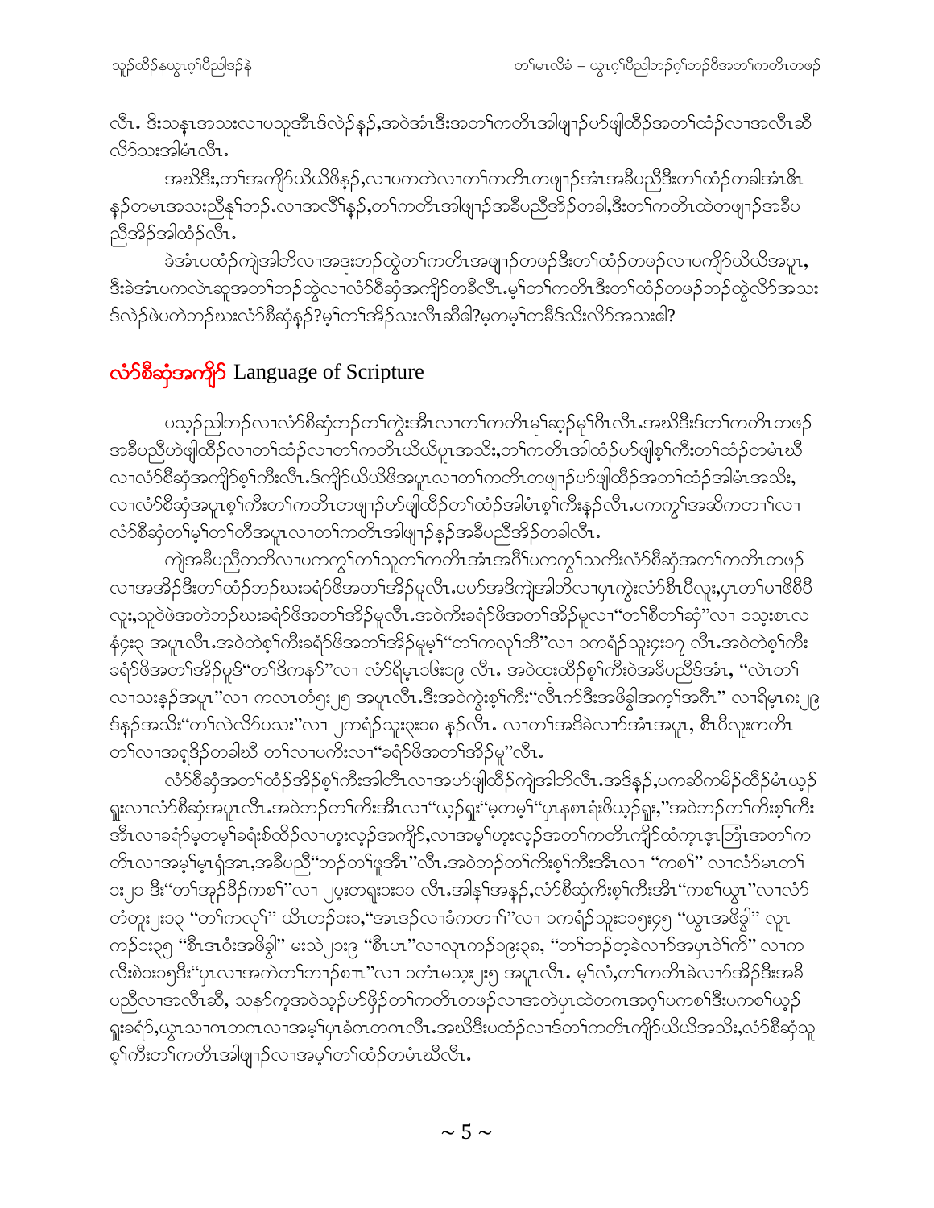လီၤ. ဒီးသနၢအသးလၢပသုအီၤဒ်လဲၣ်နှၣ်,အဝဲအံၤဒီးအတၢ်ကတိၤအါဖျၢၣ်ဟ်ဖျါထီၣ်အတၢ်ထံၣ်လၢအလီၤဆီ လိာ်သးအါမံၤလီၤ.

အဃိဒီး,တၢ်အကျိာ်ယိယိဖိနှၣ်,လၢပကတဲလၢတၢ်ကတိၤတဖျၢၣ်အံၤအခီပညီဒီးတၢ်ထံၣ်တခါအံၤဇိၤ နှၣ်တမၤအသးညီနှၢ်ဘၣ်.လၢအလီၢ်နှၣ်,တၢ်ကတိၤအါဖျၢၣ်အခီပညီအိၣ်တခါ,ဒီးတၢ်ကတိၤထဲတဖျၢၣ်အခီပ ညီအိၣ်အါထံၣ်လီၤ.

ခဲအံၤပထံၣ်ကျဲအါဘိလၢအဒုးဘၣ်ထွဲတၢ်ကတိၤအဖျၢၣ်တဖၣ်ဒီးတၢ်ထံၣ်တဖၣ်လၢပကျိာ်ယိယိအပူၤ, ဒီးခဲအံၤပကလဲၤဆူအတၢ်ဘၣ်ထွဲလၢလံာ်စီဆှံအကျိာ်တခီလီၤ.မ့ၢ်တၢ်ကတိၤဒီးတၢ်ထံၣ်တဖၣ်ဘၣ်ထွဲလိာ်အသး ဒ်လဲၣ်ဖဲပတဲဘၣ်ဃးလံာ်စီဆှံနှၣ်?မ့ၢ်တၢ်အိၣ်သးလီၤဆီဧါ?မ့တမ့ၢ်တခီဒ်သိးလိာ်အသးဧါ?

## လံာ်စီဆှံအကျိာ် Language of Scripture

ပသ့ၣ်ညါဘၣ်လၢလံာ်စီဆှံဘၣ်တၢ်ကွဲးအီၤလၢတၢ်ကတိၤမ့ၢ်ဆ့ၣ်မ့ၢ်ဂီၤလီၤ.အဃိဒီးဒ်တၢ်ကတိၤတဖၣ် အခီပညီဟဲဖျါထီၣ်လၢတၢ်ထံၣ်လၢတၢ်ကတိၤယိယိပူၤအသိး,တၢ်ကတိၤအါထံၣ်ဟ်ဖျါစ့ၢ်ကီးတၢ်ထံၣ်တမံၤဃိ လၢလံာ်စီဆှံအကျိာ်စ့ၢ်ကီးလီၤ.ဒ်ကျိာ်ယိယိဖိအပူၤလၢတၢ်ကတိၤတဖျၢၣ်ဟ်ဖျါထီၣ်အတၢ်ထံၣ်အါမံၤအသိး, လၢလံာ်စီဆှံအပူၤစ့ၢ်ကီးတၢ်ကတိၤတဖျၢၣ်ဟ်ဖျါထီၣ်တၢ်ထံၣ်အါမံၤစ့ၢ်ကီးနှၣ်လီၤ.ပကကွၢ်အဆိကတၢၢ်လၢ လံာ်စီဆှံတၢ်မ့ၢ်တၢ်တီအပူၤလၢတၢ်ကတိၤအါဖျၢၣ်နှၣ်အခီပညီအိၣ်တခါလီၤ.

ကျဲအခီပညီတဘိလၢပကကွၢ်တၢ်သူတၢ်ကတိၤအံၤအဂီၢ်ပကကွၢ်သကိးလံာ်စီဆှံအတၢ်ကတိၤတဖၣ် လၢအအိၣ်ဒီးတၢ်ထံၣ်ဘၣ်ဃးခရံာ်ဖိအတၢ်အိၣ်မူလီၤ.ပဟ်အဒိကျဲအါဘိလၢပှၤကွဲးလံာ်စီၤပီလူး,ပှၤတၢ်မၢဖိစီပီ လူး,သူဝဲဖဲအတဲဘၣ်ဃးခရံာ်ဖိအတၢ်အိၣ်မူလီၤ.အဝဲကိးခရံာ်ဖိအတၢ်အိၣ်မူလၢ"တၢ်စီတၢ်ဆှံ"လၢ ၁သ့းစၤလ နံ၄း၃ အပူၤလီၤ.အဝဲတဲစ့ၢ်ကီးခရံာ်ဖိအတၢ်အိၣ်မူမ့ၢ်"တၢ်ကလုၢ်တီ"လၢ ၁ကရံၣ်သူး၄း၁၇ လီၤ.အဝဲတဲစ့ၢ်ကီး ခရံာ်ဖိအတၢ်အိၣ်မူဒ်"တၢ်ဒိကနဉ်"လၢ လံာ်ရိမ့ၤ၁၆း၁၉ လီၤ. အဝဲထုးထီၣ်စ့ၢ်ကီးဝဲအခီပညီဒ်အံၤ, "လဲၤတၢ် လၢသးနှၣ်အပူၤ"လၢ ကလၤတံ၅း၂၅ အပူၤလီၤ.ဒီးအဝဲကွဲးစ့ၢ်ကီး"လီၤက်ဒီးအဖိခွါအက့ၢ်အဂီၤ" လၢရိမ့ၤ၈း၂၉ ဒ်နှၣ်အသိး"တၢ်လဲလိာ်ပသး"လၢ ၂ကရံၣ်သူး၃း၁၈ နှၣ်လီၤ. လၢတၢ်အဒိခဲလၢာ်အံၤအပူၤ, စီၤပီလူးကတိၤ တၢ်လၢအရှဒိၣ်တခါဃိ တၢ်လၢပကိးလၢ"ခရံာ်ဖိအတၢ်အိၣ်မူ"လီၤ.

လံာ်စီဆှံအတၢ်ထံၣ်အိၣ်စ့ၢ်ကီးအါတိၤလၢအဟ်ဖျါထီၣ်ကျဲအါဘိလီၤ.အဒိနှၣ်,ပကဆိကမိၣ်ထီၣ်မံၤယ့ၣ် ရှူးလၢလံာ်စီဆှံအပူၤလီၤ.အဝဲဘၣ်တၢ်ကိးအီၤလၢ"ယ့ၣ်ရှူး"မ့တမ့ၢ်"ပှၤနစၢရံးဖိယ့ၣ်ရှူး,"အဝဲဘၣ်တၢ်ကိးစ့ၢ်ကီး အီၤလၢခရံာ်မ့တမ့ၢ်ခရံးစ်ထိၣ်လၢဟ့းလ့ၣ်အကျိာ်,လၢအမ့ၢ်ဟ့းလ့ၣ်အတၢ်ကတိၤကျိာ်ထံက့ၤဇ့ၤဘြံၤအတၢ်က တိၤလၢအမ့ၢ်မ့ၤရှံအှၤ,အခီပညီ"ဘၣ်တၢ်ဖှအီၤ"လီၤ.အဝဲဘၣ်တၢ်ကိးစ့ၢ်ကီးအီၤလၢ "ကစၢ်" လၢလံာ်မၤတၢ် ၁း၂၁ ဒီး"တၢ်အှၣ်ခီၣ်ကစၢ်"လၢ ၂ပ့းတရူး၁း၁၁ လီၤ.အါန့ၢ်အနှၣ်,လံာ်စီဆှံကိးစ့ၢ်ကီးအီၤ"ကစၢ်ယွၤ"လၢလံာ် တံတူး၂း၁၃ "တၢ်ကလုၢ်" ယိၤဟၣ်၁း၁,"အၤဒၣ်လၢခံကတၢၢ်"လၢ ၁ကရံၣ်သူး၁၅း၄၅ "ယွၤအဖိခွါ" လူၤ ကၣ်၁း၃၅ "စီၤဒၤဝံးအဖိခွါ" မးသဲ၂၁း၉ "စီၤပၤ"လၢလူၤကၣ်၁၉း၃၈, "တၢ်ဘၣ်တ့ခဲလၢာ်အပှၤဝဲၢ်ကိ" လၢက လီးစဲ၁း၁၅ဒီး"ပှၤလၢအကဲတၢ်ဘၢၣ်စπ"လၢ ၁တံၤမသ့း၂း၅ အပူၤလီၤ. မ့ၢ်လံ,တၢ်ကတိၤခဲလၢာ်အိၣ်ဒီးအခီ ပညီလၢအလီၤဆီ, သနာ်က့အဝဲသ့ၣ်ဟ်ဖှိၣ်တၢ်ကတိၤတဖၣ်လၢအတဲပှၤထဲတဂၤအဂ့ၢ်ပကစၢ်ဒီးပကစၢ်ယ့ၣ် ရှူးခရံာ်,ယွၤသၢဂၤတဂၤလၢအမ့ၢ်ပှၤခံဂၤတဂၤလီၤ.အဃိဒီးပထံၣ်လၢဒ်တၢ်ကတိၤကျိာ်ယိယိအသိး,လံာ်စီဆှံသူ စ့ၢ်ကီးတၢ်ကတိၤအါဖျၢၣ်လၢအမ့ၢ်တၢ်ထံၣ်တမံၤဃိလီၤ.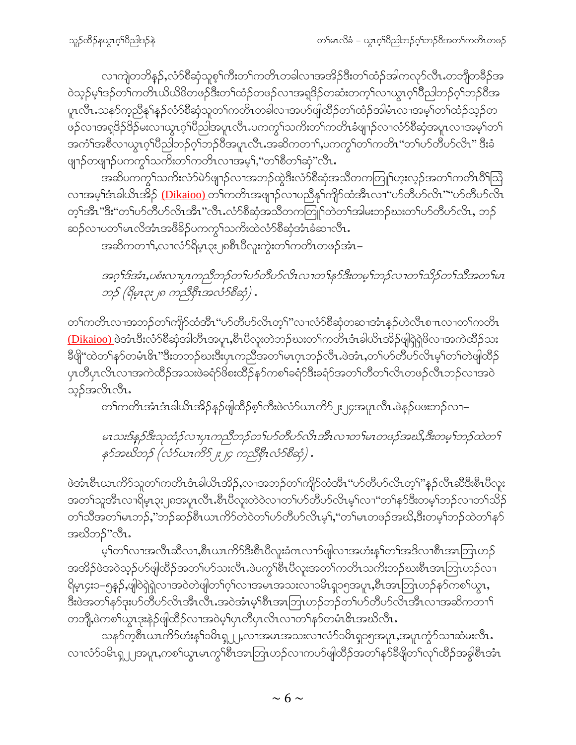လၢကျဲတဘိနၣ်,လံာ်စီဆှံသူစ့ၢ်ကီးတၢ်ကတိၤတခါလၢအအိၣ်ဒီးတၢ်ထံၣ်အါကလုာ်လီၤ.တဘျီတခီၣ်အဝဲသ့ၣ်မ့ၢ်ဒၣ်တၢ်ကတိၤယိယိဖိတဖၣ်ဒီးတၢ်ထံၣ်တဖၣ်လၢအရှဒိၣ်တဆံးတက့ၢ်လၢယွၤဂ့ၢ်ပီညါဘၣ်ဂ့ၢ်ဘၣ်ဝီအပူၤလီၤ.သနာ်က့ညီနှၢ်နၣ်လံာ်စီဆှံသူတၢ်ကတိၤတခါလၢအဟ်ဖျါထီၣ်တၢ်ထံၣ်အါမံၤလၢအမ့ၢ်တၢ်ထံၣ်သ့ၣ်တဖၣ်လၢအရှဒိၣ်ဒိၣ်မးလၢယွၤဂ့ၢ်ပီညါအပူၤလီၤ.ပကကွၢ်သကိးတၢ်ကတိၤခံဖျၢၣ်လၢလံာ်စီဆှံအပူၤလၢအမ့ၢ်တၢ်အကံၢ်အစီလၢယွၤဂ့ၢ်ပီညါဘၣ်ဂ့ၢ်ဘၣ်ဝီအပူၤလီၤ.အဆိကတၢၢ်,ပကကွၢ်တၢ်ကတိၤ"တၢ်ဟ်တီဟ်လိၤ" ဒီးခံဖျၢၣ်တဖျၢၣ်ပကကွၢ်သကိးတၢ်ကတိၤလၢအမ့ၢ်,"တၢ်စီတၢ်ဆှံ"လီၤ.

အဆိပကကွၢ်သကိးလံာ်မဲာ်ဖျၢၣ်လၢအဘၣ်ထွဲဒီးလံာ်စီဆှံအသီတကတြူၢ်ဟ့းလ့ၣ်အတၢ်ကတိၤဝီၢ်သြံလၢအမ့ၢ်ဒံၤခါယိၤအိၣ် (Dikaioo) တၢ်ကတိၤအဖျၢၣ်လၢပညီနှၢ်ကျိာ်ထံအီၤလၢ"ဟ်တီဟ်လိၤ""ဟ်တီဟ်လိၤတ့ၢ်အီၤ"ဒီး"တၢ်ဟ်တီဟ်လိၤအီၤ"လီၤ.လံာ်စီဆှံအသီတကတြူၢ်တဲတၢ်အါမးဘၣ်ဃးတၢ်ဟ်တီဟ်လိၤ, ဘၣ်ဆၣ်လၢပတၢ်မၤလိအံၤအဖိခိၣ်ပကကွၢ်သကိးထဲလံာ်စီဆှံအံၤခံဆၢလီၤ.

အဆိကတၢၢ်,လၢလံာ်ရိမ့ၤ၃း၂၈စီၤပီလူးကွဲးတၢ်ကတိၤတဖၣ်အံၤ–

*အဂ့ၢ်ဒ်အံၤ,ပစံးလၢပှၤကညီဘၣ်တၢ်ဟ်တီဟ်လိၤလၢတၢ်နာ်ဒီးတမ့ၢ်ဘၣ်လၢတၢ်သိၣ်တၢ်သီအတၢ်မၤဘၣ် (ရိမ့ၤ၃း၂၈ ကညီစီၤအလံာ်စီဆှံ) .*

တၢ်ကတိၤလၢအဘၣ်တၢ်ကျိာ်ထံအီၤ"ဟ်တီဟ်လိၤတ့ၢ်"လၢလံာ်စီဆှံတဆၢအံၤနၣ်ဟဲလီၤစπၤလၢတၢ်ကတိၤ (Dikaioo) ဖဲအံၤဒီးလံာ်စီဆှံအါတီၤအပူၤ,စီၤပီလူးတဲဘၣ်ဃးတၢ်ကတိၤဒံၤခါယိၤအိၣ်ဖျါရှဲရှဲဖိလၢအကဲထိၣ်သးခီဖျိ"ထဲတၢ်နာ်တမံၤဇိၤ"ဒီးတဘၣ်ဃးဒီးပှၤကညီအတၢ်မၤဂ့ၤဘၣ်လီၤ.ဖဲအံၤ,တၢ်ဟ်တီဟ်လိၤမ့ၢ်တၢ်တဲဖျါထီၣ်ပှၤတီပှၤလိၤလၢအကဲထိၣ်အသးဖဲခရံာ်ဖိစးထီၣ်နာ်ကစၢ်ခရံာ်ဒီးခရံာ်အတၢ်တီတၢ်လိၤတဖၣ်လီၤဘၣ်လၢအဝဲသ့ၣ်အလိၤလီၤ.

တၢ်ကတိၤအံၤဒံၤခါယိၤအိၣ်နၣ်ဖျါထီၣ်စ့ၢ်ကီးဖဲလံာ်ယၤကိာ်၂း၂၄အပူၤလီၤ.ဖဲနၣ်ပဖးဘၣ်လၢ–

*မၤသးဒ်နၣ်ဒီးသုထံၣ်လၢပှၤကညီဘၣ်တၢ်ဟ်တီဟ်လိၤအီၤလၢတၢ်မၤတဖၣ်အဃိ,ဒီးတမ့ၢ်ဘၣ်ထဲတၢ်နာ်အဃိဘၣ် (လံာ်ယၤကိာ်၂း၂၄ ကညီစီၤလံာ်စီဆှံ) .*

ဖဲအံၤစီၤယၤကိာ်သူတၢ်ကတိၤဒံၤခါယိၤအိၣ်,လၢအဘၣ်တၢ်ကျိာ်ထံအီၤ"ဟ်တီဟ်လိၤတ့ၢ်"နၣ်လီၤဆီဒီးစီၤပီလူးအတၢ်သူအီၤလၢရိမ့ၤ၃း၂၈အပူၤလီၤ.စီၤပီလူးတဲဝဲလၢတၢ်ဟ်တီဟ်လိၤမ့ၢ်လၢ"တၢ်နာ်ဒီးတမ့ၢ်ဘၣ်လၢတၢ်သိၣ်တၢ်သီအတၢ်မၤဘၣ်,"ဘၣ်ဆၣ်စီၤယၤကိာ်တဲဝဲတၢ်ဟ်တီဟ်လိၤမ့ၢ်,"တၢ်မၤတဖၣ်အဃိ,ဒီးတမ့ၢ်ဘၣ်ထဲတၢ်နာ်အဃိဘၣ်"လီၤ.

မ့ၢ်တၢ်လၢအလီၤဆီလၢ,စီၤယၤကိာ်ဒီးစီၤပီလူးခံဂၤလၢာ်ဖျါလၢအဟံးနှၢ်တၢ်အဒိလၢစီၤအၤဘြၤဟဉ်အအိၣ်ဖဲအဝဲသ့ၣ်ဟ်ဖျါထီၣ်အတၢ်ဟ်သးလီၤ.ဖဲပကွၢ်စီၤပီလူးအတၢ်ကတိၤသကိးဘၣ်ဃးစီၤအၤဘြၤဟဉ်လၢရိမ့ၤ၄း၁–၅နၣ်,ဖျါဝဲရှဲရှဲလၢအဝဲတဲဖျါတၢ်ဂ့ၢ်လၢအမၤအသးလၢ၁မိၤရှ၁၅အပူၤ,စီၤအၤဘြၤဟဉ်နာ်ကစၢ်ယွၤ,ဒီးဖဲအတၢ်နာ်ဒုးဟ်တီဟ်လိၤအီၤလီၤ.အဝဲအံၤမ့ၢ်စီၤအၤဘြၤဟဉ်ဘၣ်တၢ်ဟ်တီဟ်လိၤအီၤလၢအဆိကတၢၢ်တဘျီ,ဖဲကစၢ်ယွၤဒုးနဲၣ်ဖျါထီၣ်လၢအဝဲမ့ၢ်ပှၤတီပှၤလိၤလၢတၢ်နာ်တမံၤဇိၤအဃိလီၤ.

သနာ်က့စီၤယၤကိာ်ဟံးနှၢ်၁မိၤရှ၂၂,လၢအမၤအသးလၢလံာ်၁မိၤရှ၁၅အပူၤ,အပူၤကွံာ်သၢဆံမးလီၤ.လၢလံာ်၁မိၤရှ၂၂အပူၤ,ကစၢ်ယွၤမၤကွၢ်စီၤအၤဘြၤဟဉ်လၢကဟ်ဖျါထီၣ်အတၢ်နာ်ခီဖျိတၢ်လုၢ်ထီၣ်အခွါစီၤအံၤ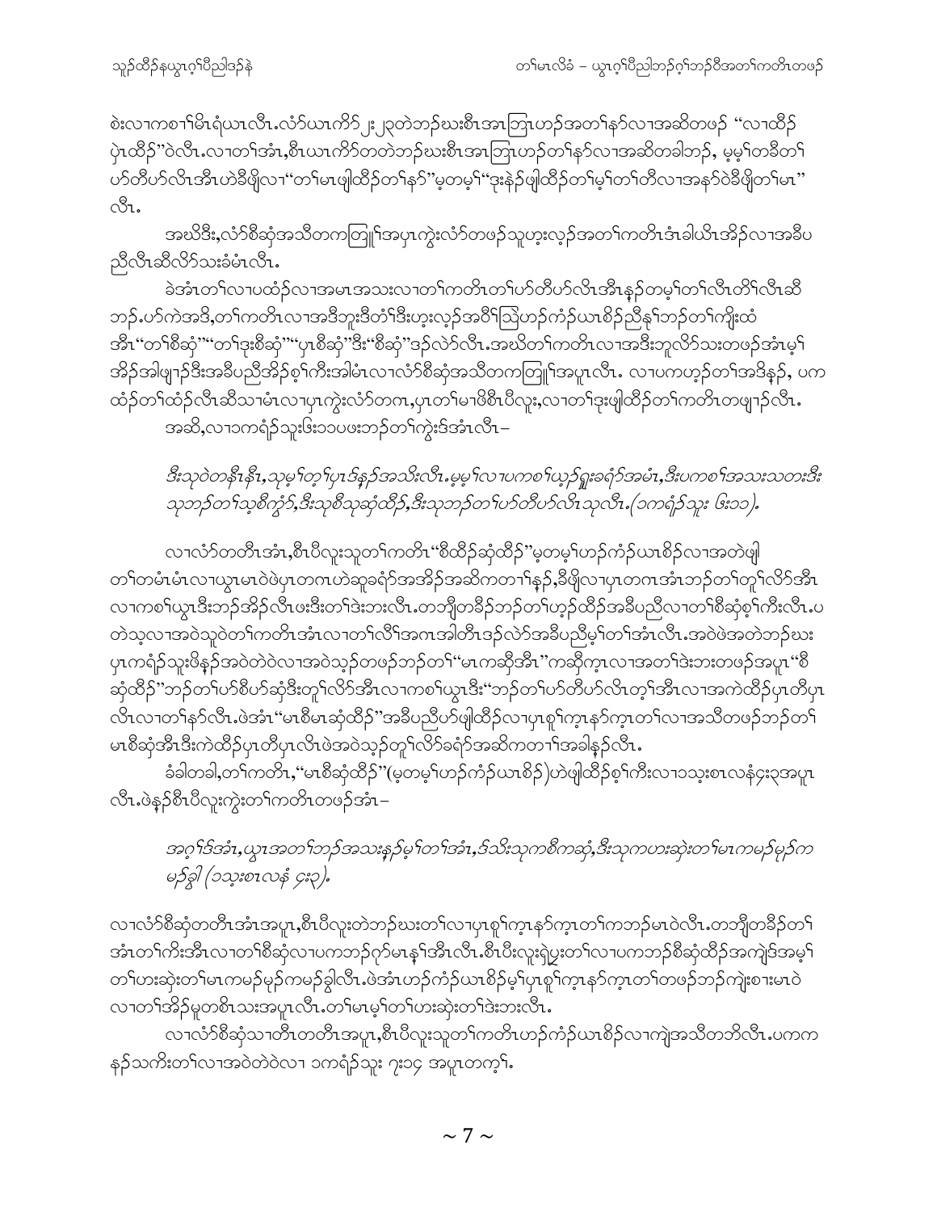စဲးလၢကစၢ်မိၤရံယၤလီၤ.လံာ်ယၤကိာ် ၂း၂၃တဲဘၣ်ဃးစီၤအၤဘြၤဟၣ်အတၢ်နာ်လၢအဆိတဖၣ် "လၢထိၣ်ပှဲၤထိၣ်"ဝဲလီၤ.လၢတၢ်အံၤ,စီၤယၤကိာ်တတဲဘၣ်ဃးစီၤအၤဘြၤဟၣ်တၢ်နာ်လၢအဆိတခါဘၣ်, မ့မ့ၢ်တခီတၢ်ဟ်တီဟ်လိၤအီၤဟဲခီဖျိလၢ"တၢ်မၤဖျါထိၣ်တၢ်နာ်"မ့တမ့ၢ်"ဒုးနဲၣ်ဖျါထိၣ်တၢ်မ့ၢ်တၢ်တီလၢအနာ်ဝဲခီဖျိတၢ်မၤ"လီၤ.

အဃိဒီး,လံာ်စီဆှံအသိတကတြူၢ်အပှၤကွဲးလံာ်တဖၣ်သူဟ့းလ့ၣ်အတၢ်ကတိၤဒ်ၤခါယီၤအိၣ်လၢအခီပညီလီၤဆီလိာ်သးခံမံၤလီၤ.

ခဲအံၤတၢ်လၢပထံၣ်လၢအမၤအသးလၢတၢ်ကတိၤတၢ်ဟ်တီဟ်လိၤအီၤနၣ်တမ့ၢ်တၢ်လီၤတိၢ်လီၤဆီဘၣ်.ပာ်ကဲအဒိ,တၢ်ကတိၤလၢအဒိဘူးဒီတံၢ်ဒီးဟ့းလ့ၣ်အဝိၢ်ဘြဲဟၣ်ကံၣ်ယၤစိၣ်ညီနၢ်ဘၣ်တၢ်ကျိးထံအီၤ"တၢ်စီဆှံ""တၢ်ဒုးစီဆှံ""ပှၤစီဆှံ"ဒီး"စီဆှံ"ဒၣ်လဲာ်လီၤ.အဃိတၢ်ကတိၤလၢအဒီးဘူလိာ်သးတဖၣ်အံၤမ့ၢ်အိၣ်အါဖျၢၣ်ဒီးအခီပညီအိၣ်စ့ၢ်ကီးအါမံၤလၢလံာ်စီဆှံအသိတကတြူၢ်အပူၤလီၤ. လၢပကဟ့ၣ်တၢ်အဒိနၣ်, ပကထံၣ်တၢ်ထံၣ်လီၤဆီသၢမံၤလၢပှၤကွဲးလံာ်တဂၤ,ပှၤတၢ်မၢဖိစီၤပီလူး,လၢတၢ်ဒုးဖျါထိၣ်တၢ်ကတိၤတဖျၢၣ်လီၤ.

အဆိ,လၢ၁ကရံၣ်သူးဖ်း၁၁ပဖးဘၣ်တၢ်ကွဲးဒ်အံၤလီၤ–

*ဒီးသုဝဲတနီၤနီၤ,သုမ့ၢ်တ့ၢ်ပှၤဒ်နၣ်အသိးလီၤ.မ့မ့ၢ်လၢပကစၢ်ယ့ၣ်ရှူးခရံာ်အမံၤ,ဒီးပကစၢ်အသးသတးဒီးသုဘၣ်တၢ်သ့စီကွံာ်,ဒီးသုစီသုဆှံထိၣ်,ဒီးသုဘၣ်တၢ်ဟ်တီဟ်လိၤသုလီၤ.(၁ကရံၣ်သူး ၆း၁၁).*

လၢလံာ်တတီၤအံၤ,စီၤပီလူးသူတၢ်ကတိၤ"စီထိၣ်ဆှံထိၣ်"မ့တမ့ၢ်ဟၣ်ကံၣ်ယၤစိၣ်လၢအတဲဖျါတၢ်တမံၤမံၤလၢယွၤမၤဝဲဖဲပှၤတဂၤဟဲဆူခရံာ်အအိၣ်အဆိကတၢၢ်နၣ်,ခီဖျိလၢပှၤတဂၤအံၤဘၣ်တၢ်တူၢ်လိာ်အီၤလၢကစၢ်ယွၤဒီးဘၣ်အိၣ်လီၤဖးဒီးတၢ်ဒဲးဘးလီၤ.တဘျီတခီၣ်ဘၣ်တၢ်ဟ့ၣ်ထိၣ်အခီပညီလၢတၢ်စီဆှံစ့ၢ်ကီးလီၤ.ပတဲသ့လၢအဝဲသုဝဲတၢ်ကတိၤအံၤလၢတၢ်လိၢ်အဂၤအါတီၤဒၣ်လဲာ်အခီပညီမ့ၢ်တၢ်အံၤလီၤ.အဝဲဖဲအတဲဘၣ်ဃးပှၤကရံၣ်သူးဖိနၣ်အဝဲတဲဝဲလၢအဝဲသ့ၣ်တဖၣ်ဘၣ်တၢ်"မၤဆိုအီၤ"ကဆိုကွၤလၢအတၢ်ဒဲးဘးတဖၣ်အပူၤ"စီဆှံထိၣ်"ဘၣ်တၢ်ဟ်စီဟ်ဆှံဒီးတူၢ်လိာ်အီၤလၢကစၢ်ယွၤဒီး"ဘၣ်တၢ်ဟ်တီဟ်လိၤတ့ၢ်အီၤလၢအကဲထိၣ်ပှၤတီပှၤလိၤလၢတၢ်နာ်လီၤ.ဖဲအံၤ"မၤစီမၤဆှံထိၣ်"အခီပညီဟ်ဖျါထိၣ်လၢပှၤစူၢ်ကွၤနာ်ကွၤတၢ်လၢအသိတဖၣ်ဘၣ်တၢ်မၤစီဆှံအီၤဒီးကဲထိၣ်ပှၤတီပှၤလိၤဖဲအဝဲသ့ၣ်တူၢ်လိာ်ခရံာ်အဆိကတၢၢ်အခါနၣ်လီၤ.

ခံခါတခါ,တၢ်ကတိၤ,"မၤစီဆှံထိၣ်"(မ့တမ့ၢ်ဟၣ်ကံၣ်ယၤစိၣ်)ဟဲဖျါထိၣ်စ့ၢ်ကီးလၢ၁သ့းစၤလနံၣ်၄း၃အပူၤလီၤ.ဖဲနၣ်စီၤပီလူးကွဲးတၢ်ကတိၤတဖၣ်အံၤ–

*အဂ့ၢ်ဒ်အံၤ,ယွၤအတၢ်ဘၣ်အသးနၣ်မ့ၢ်တၢ်အံၤ,ဒ်သိးသုကစီကဆှံ,ဒီးသုကဟးဆှဲးတၢ်မၤကမဉ်မုဉ်ကမဉ်ခွါ (၁သ့းစၤလနံ ၄း၃).*

လၢလံာ်စီဆှံတတီၤအံၤအပူၤ,စီၤပီလူးတဲဘၣ်ဃးတၢ်လၢပှၤစူၢ်ကွၤနာ်ကွၤတၢ်ကဘၣ်မၤဝဲလီၤ.တဘျီတခီၣ်တၢ်အံၤတၢ်ကီးအီၤလၢတၢ်စီဆှံလၢပကဘၣ်ဂုာ်မၤနၢ်အီၤလီၤ.စီၤပီးလူးရဲပ္ပးတၢ်လၢပကဘၣ်စီဆှံထိၣ်အကျဲဒ်အမ့ၢ်တၢ်ဟးဆှဲးတၢ်မၤကမဉ်မုဉ်ကမဉ်ခွါလီၤ.ဖဲအံၤဟၣ်ကံၣ်ယၤစိၣ်မ့ၢ်ပှၤစူၢ်ကွၤနာ်ကွၤတၢ်တဖၣ်ဘၣ်ကျဲးစၢးမၤဝဲလၢတၢ်အိၣ်မူတစိၤသးအပူၤလီၤ.တၢ်မၤမ့ၢ်တၢ်ဟးဆှဲးတၢ်ဒဲးဘးလီၤ.

လၢလံာ်စီဆှံသၢတီၤတတီၤအပူၤ,စီၤပီလူးသူတၢ်ကတိၤဟၣ်ကံၣ်ယၤစိၣ်လၢကျဲအသိတဘိလီၤ.ပကကနၣ်သကိးတၢ်လၢအဝဲတဲဝဲလၢ ၁ကရံၣ်သူး ၇း၁၄ အပူၤတက့ၢ်.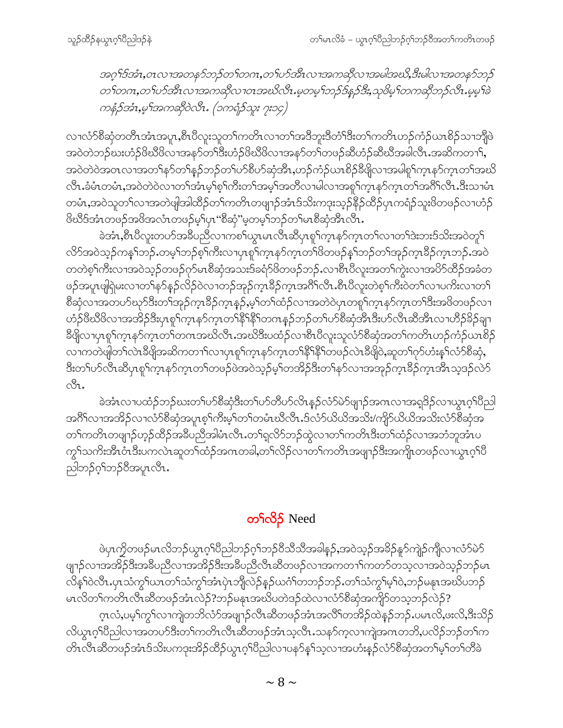*အဂ့ၢ်ဒ်အံၤ,ဝၤလၢအတနာ်ဘဉ်တၢ်တဂၤ,တၢ်ဟ်အီၤလၢအကဆိုလၢအမါအဃိ,ဒီးမါလၢအတနာ်ဘဉ် တၢ်တဂၤ,တၢ်ဟ်အီၤလၢအကဆိုလၢဝၤအဃိလီၤ.မ့တမ့ၢ်ဘဉ်ဒ်န့ဉ်ဒီး,သဖိမ့ၢ်တကဆိုဘဉ်လီၤ.မ့မ့ၢ်ခဲ ကနံဉ်အံၤ,မ့ၢ်အကဆိုဝဲလီၤ. (၁ကရံဉ်သူး ၇:၁၄)*

လၢလံာ်စီဆှံတတီၤအံၤအပူၤ,စီၤပီလူးသူတၢ်ကတိၤလၢတၢ်အဒိဘူးဒီတံၢ်ဒီးတၢ်ကတိၤဟဉ်ကံဉ်ယၢစိဉ်သၢဘျီဖဲ အဝဲတဲဘဉ်ဃးဟံဉ်ဖိဃီဖိလၢအနာ်တၢ်ဒီးဟံဉ်ဖိဃီဖိလၢအနာ်တၢ်တဖဉ်ဆီဟံဉ်ဆီဃီအခါလီၤ.အဆိကတၢၢ်, အဝဲတဲဝဲအဝၤလၢအတၢ်နာ်တၢ်နဉ်ဘဉ်တၢ်ဟ်စီဟ်ဆှံအီၤ,ဟဉ်ကံဉ်ယၢစိဉ်ခီဖျိလၢအမါစူၢ်က့ၤနာ်က့ၤတၢ်အဃိ လီၤ.ခံမံၤတမံၤ,အဝဲတဲဝဲလၢတၢ်အံၤမ့ၢ်စ့ၢ်ကီးတၢ်အမ့ၢ်အတီလၢမါလၢအစူၢ်က့ၤနာ်က့ၤတၢ်အဂီၢ်လီၤ.ဒီးသၢမံၤ တမံၤ,အဝဲသူတၢ်လၢအတဲဖျါအါထီဉ်တၢ်ကတိၤတဖျၢဉ်အံၤဒ်သိးကဒုးသ့ဉ်နီဉ်ထီဉ်ပှၤကရံဉ်သူးဖိတဖဉ်လၢဟံဉ် ဖိဃီဒ်အံၤတဖဉ်အဖိအလံၤတဖဉ်မ့ၢ်ပှၤ"စီဆှံ"မ့တမ့ၢ်ဘဉ်တၢ်မၤစီဆှံအီၤလီၤ.

ခဲအံၤ,စီၤပီလူးတဟ်အခီပညီလၢကစၢ်ယွၤမၤလီၤဆီပှၤစူၢ်က့ၤနာ်က့ၤတၢ်လၢတၢ်ဒဲးဘးဒ်သိးအဝဲတူၢ် လိာ်အဝဲသ့ဉ်ကနၢ်ဘဉ်.တမ့ၢ်ဘဉ်စ့ၢ်ကီးလၢပှၤစူၢ်က့ၤနာ်က့ၤတၢ်ဖိတဖဉ်နၢ်ဘဉ်တၢ်အှဉ်က့ၤခ်ိဉ်က့ၤဘဉ်.အဝဲ တတဲစ့ၢ်ကီးလၢအဝဲသ့ဉ်တဖဉ်ဂုာ်မၤစီဆှံအသးဒ်ခရံာ်ဖိတဖဉ်ဘဉ်.လၢစီၤပီလူးအတၢ်ကွဲးလၢအပိာ်ထိဉ်အခံတ ဖဉ်အပူၤဖျါရှဲမးလၢတၢ်နာ်နဉ်လိဉ်ဝဲလၢတဉ်အှဉ်က့ၤခ်ိဉ်က့ၤအဂီၢ်လီၤ.စီၤပီလူးတဲစ့ၢ်ကီးဝဲတၢ်လၢပကိးလၢတၢ် စီဆှံလၢအတဟ်ဃုာ်ဒီးတၢ်အှဉ်က့ၤခ်ိဉ်က့ၤန့ဉ်,မ့ၢ်တၢ်ထံဉ်လၢအတဲဝဲပှၤတစူၢ်က့ၤနာ်က့ၤတၢ်ဒီးအဖိတဖဉ်လၢ ဟံဉ်ဖိဃီဖိလၢအအိဉ်ဒီးပှၤစူၢ်က့ၤနာ်က့ၤတၢ်နီၢ်နီၢ်တဂၤန့ဉ်ဘဉ်တၢ်ဟ်စီဆှံအီၤဒီးဟ်လီၤဆီအီၤလၢဟီဉ်ခိဉ်ချၢ ခီဖျိလၢပှၤစူၢ်က့ၤနာ်က့ၤတၢ်တဂၤအဃိလီၤ.အဃိဒီးပထံဉ်လၢစီၤပီလူးသူလံာ်စီဆှံအတၢ်ကတိၤဟဉ်ကံဉ်ယၢစိဉ် လၢကတဲဖျါတၢ်လဲၤခီဖျိအဆိကတၢၢ်လၢပှၤစူၢ်က့ၤနာ်က့ၤတၢ်နီၢ်နီၢ်တဖဉ်လဲၤခီဖျိဝဲ,ဆူတၢ်ဂုာ်ဟံးန့ၢ်လံာ်စီဆှံ, ဒီးတၢ်ဟ်လီၤဆီပှၤစူၢ်က့ၤနာ်က့ၤတၢ်တဖဉ်ဖဲအဝဲသ့ဉ်မ့ၢ်တအိဉ်ဒီးတၢ်နာ်လၢအအှဉ်က့ၤခ်ိဉ်က့ၤအီၤသ့ဒဉ်လဲာ် လီၤ.

ခဲအံၤလၢပထံဉ်ဘဉ်ဃးတၢ်ဟ်စီဆှံဒီးတၢ်ဟ်တီဟ်လီၤန့ဉ်လံာ်မဲာ်ဖျၢဉ်အဂၤလၢအရှဒိဉ်လၢယွၤဂ့ၢ်ပီညါ အဂီၢ်လၢအအိဉ်လၢလံာ်စီဆှံအပူၤစ့ၢ်ကီးမ့ၢ်တၢ်တမံၤဃီလီၤ.ဒ်လံာ်ယိယိအသိး/ကျိာ်ယိယိအသိးလံာ်စီဆှံအ တၢ်ကတိၤတဖျၢဉ်ဟ့ဉ်ထိဉ်အခီပညီအါမံၤလီၤ.တၢ်ရှလိာ်ဘဉ်ထွဲလၢတၢ်ကတိၤဒီးတၢ်ထံဉ်လၢအဘံဘူအံၤပ ကွၢ်သကိးအီၤဝံၤဒီးပကလဲၤဆူတၢ်ထံဉ်အဂၤတခါ,တၢ်လိဉ်လၢတၢ်ကတိၤအဖျၢဉ်ဒီးအကျိၤတဖဉ်လၢယွၤဂ့ၢ်ပီ ညါဘဉ်ဂ့ၢ်ဘဉ်ဝီအပူၤလီၤ.

## တၢ်လိဉ် Need

ဖဲပှၤကွိတဖဉ်မၤလိဘဉ်ယွၤဂ့ၢ်ပီညါဘဉ်ဂ့ၢ်ဘဉ်ဝီသီသီအခါန့ဉ်,အဝဲသ့ဉ်အခ်ိဉ်နူာ်ကျဲဉ်ကျီလၢလံာ်မဲာ် ဖျၢဉ်လၢအအိဉ်ဒီးအခီပညီလၢအအိဉ်ဒီးအခီပညီလီၤဆီတဖဉ်လၢအကတၢၢ်ကတာ်တသ့လၢအဝဲသ့ဉ်ဘဉ်မၤ လိန့ၢ်ဝဲလီၤ.ပှၤသံကွၢ်ယၢတၢ်သံကွၢ်အံၤပှဲၤဘျီလဲဉ်နဉ်ယဂံၢ်တဘဉ်ဘဉ်.တၢ်သံကွၢ်မ့ၢ်ဝဲ,ဘဉ်မနုၤအဃိပဘဉ် မၤလိတၢ်ကတိၤလီၤဆီတဖဉ်အံၤလဲဉ်?ဘဉ်မနုၤအဃိပတဲဒဉ်ထဲလၢလံာ်စီဆှံအကျိာ်တသ့ဘဉ်လဲဉ်?

ဂ့ၤလံ,ပမ့ၢ်ကွၢ်လၢကျဲတဘိလံာ်အဖျၢဉ်လီၤဆီတဖဉ်အံၤအလီၢ်တအိဉ်ထဲန့ဉ်ဘဉ်.ပမၤလိ,ဖးလိ,ဒီးသိဉ် လိယွၤဂ့ၢ်ပီညါလၢအတဟ်ဒီးတၢ်ကတိၤလီၤဆီတဖဉ်အံၤသ့လီၤ.သနာ်က့လၢကျဲအဂၤတဘိ,ပလိဉ်ဘဉ်တၢ်က တိၤလီၤဆီတဖဉ်အံၤဒ်သိးပကဒုးအိဉ်ထိဉ်ယွၤဂ့ၢ်ပီညါလၢပနာ်နၢ်သ့လၢအဟံးန့ဉ်လံာ်စီဆှံအတၢ်မ့ၢ်တၢ်တီခဲ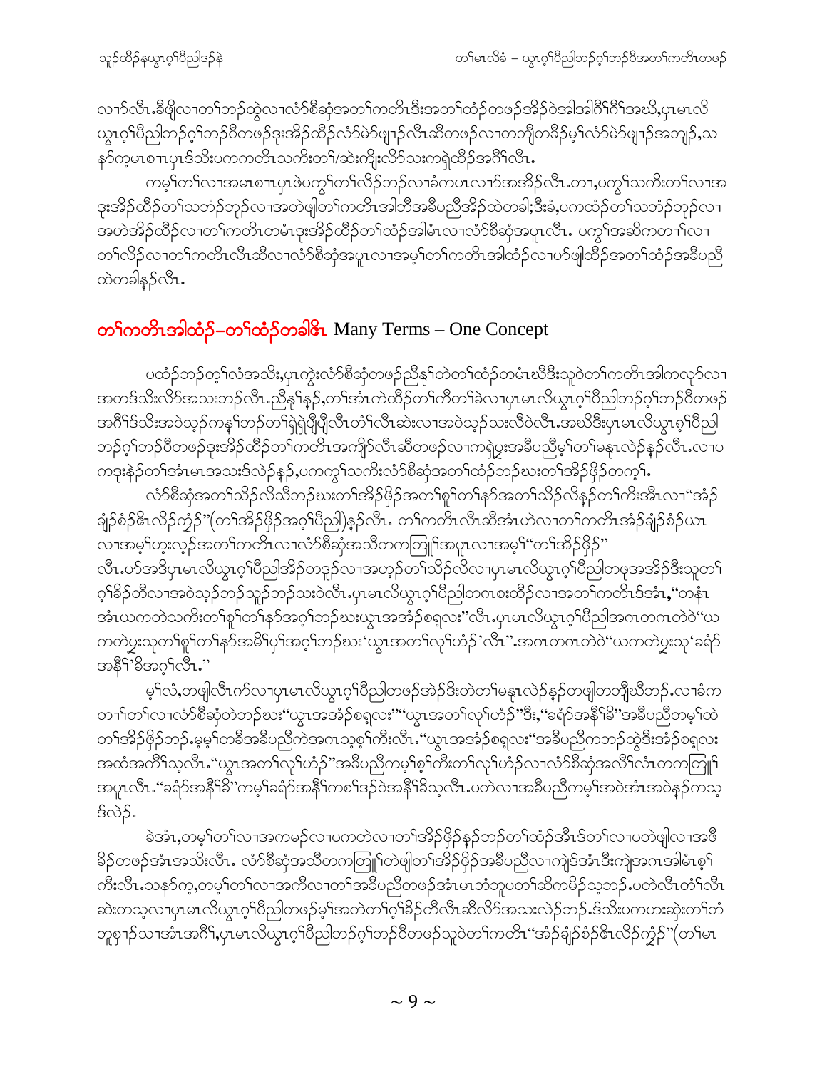လၢာ်လီၤ.ခီဖျိလၢတၢ်ဘဉ်ထွဲလၢလံာ်စီဆှံအတၢ်ကတိၤဒီးအတၢ်ထံဉ်တဖဉ်အိဉ်ဝဲအါအါဂီၢ်ဂီၢ်အဃိ,ပှၤမၤလိ ယွၤဂ့ၢ်ပီညါဘဉ်ဂ့ၢ်ဘဉ်ဝီတဖဉ်ဒုးအိဉ်ထိဉ်လံာ်မဲာ်ဖျၢဉ်လီၤဆီတဖဉ်လၢတဘျီတခီဉ်မ့ၢ်လံာ်မဲာ်ဖျၢဉ်အဘျဉ်,သ နာ်က့မၤစπပှၤဒ်သိးပကကတိၤသကိးတၢ်/ဆဲးကျိးလိာ်သးကရဲထိဉ်အဂီၢ်လီၤ.

ကမ့ၢ်တၢ်လၢအမၤစπပှၤဖဲပကွၢ်တၢ်လိဉ်ဘဉ်လၢခံကပၤလၢာ်အအိဉ်လီၤ.တၢ,ပကွၢ်သကိးတၢ်လၢအ ဒုးအိဉ်ထိဉ်တၢ်သဘံဉ်ဘုဉ်လၢအတဲဖျါတၢ်ကတိၤအါဘီအခီပညီအိဉ်ထဲတခါ;ဒီးခံ,ပကထံဉ်တၢ်သဘံဉ်ဘုဉ်လၢ အဟဲအိဉ်ထိဉ်လၢတၢ်ကတိၤတမံၤဒုးအိဉ်ထိဉ်တၢ်ထံဉ်အါမံၤလၢလံာ်စီဆှံအပူၤလီၤ. ပကွၢ်အဆိကတၢၢ်လၢ တၢ်လိဉ်လၢတၢ်ကတိၤလီၤဆီလၢလံာ်စီဆှံအပူၤလၢအမ့ၢ်တၢ်ကတိၤအါထံဉ်လၢပာ်ဖျါထိဉ်အတၢ်ထံဉ်အခီပညီ ထဲတခါနဉ်လီၤ.

## တၢ်ကတိၤအါထံဉ်–တၢ်ထံဉ်တခါဧိၤ Many Terms – One Concept

ပထံဉ်ဘဉ်တ့ၢ်လံအသိး,ပှၤကွဲးလံာ်စီဆှံတဖဉ်ညီနှၢ်တဲတၢ်ထံဉ်တမံၤဃီဒီးသူဝဲတၢ်ကတိၤအါကလုာ်လၢ အတဒ်သိးလိာ်အသးဘဉ်လီၤ.ညီနှၢ်နဉ်,တၢ်အံၤကဲထိဉ်တၢ်ကီတၢ်ခဲလၢပှၤမၤလိယွၤဂ့ၢ်ပီညါဘဉ်ဂ့ၢ်ဘဉ်ဝီတဖဉ် အဂီၢ်ဒ်သိးအဝဲသ့ဉ်ကနၢ်ဘဉ်တၢ်ရဲရဲပျီပျီလီၤတံၢ်လီၤဆဲးလၢအဝဲသ့ဉ်သးလီဝဲလီၤ.အဃိဒီးပှၤမၤလိယွၤဂ့ၢ်ပီညါ ဘဉ်ဂ့ၢ်ဘဉ်ဝီတဖဉ်ဒုးအိဉ်ထိဉ်တၢ်ကတိၤအကျိာ်လီၤဆီတဖဉ်လၢကရဲပွးအခီပညီမ့ၢ်တၢ်မနုၤလဲဉ်နဉ်လီၤ.လၢပ ကဒုးနဲဉ်တၢ်အံၤမၤအသးဒ်လဲဉ်နဉ်,ပကကွၢ်သကိးလံာ်စီဆှံအတၢ်ထံဉ်ဘဉ်ဃးတၢ်အိဉ်ဖှိဉ်တက့ၢ်.

လံာ်စီဆှံအတၢ်သိဉ်လိသီဘဉ်ဃးတၢ်အိဉ်ဖှိဉ်အတၢ်စူၢ်တၢ်နာ်အတၢ်သိဉ်လိနှဉ်တၢ်ကိးအီၤလၢ"အံဉ် ချံဉ်စံဉ်ဇၢလိဉ်ကွံဉ်"(တၢ်အိဉ်ဖှိဉ်အဂ့ၢ်ပီညါ)နဉ်လီၤ. တၢ်ကတိၤလီၤဆီအံၤဟဲလၢတၢ်ကတိၤအံဉ်ချံဉ်စံဉ်ယၤ လၢအမ့ၢ်ဟ့းလ့ဉ်အတၢ်ကတိၤလၢလံာ်စီဆှံအသီတကတြူၢ်အပူၤလၢအမ့ၢ်"တၢ်အိဉ်ဖှိဉ်" လီၤ.ဟ်အဒိပှၤမၤလိယွၤဂ့ၢ်ပီညါအိဉ်တဒူဉ်လၢအဟ့ဉ်တၢ်သိဉ်လိလၢပှၤမၤလိယွၤဂ့ၢ်ပီညါတဖုအအိဉ်ဒီးသူတၢ် ဂ့ၢ်ခိဉ်တီလၢအဝဲသ့ဉ်ဘဉ်သူဉ်ဘဉ်သးဝဲလီၤ.ပှၤမၤလိယွၤဂ့ၢ်ပီညါတဂၤစးထိဉ်လၢအတၢ်ကတိၤဒ်အံၤ,"တနံၤ အံၤယကတဲသကိးတၢ်စူၢ်တၢ်နာ်အဂ့ၢ်ဘဉ်ဃးယွၤအအံဉ်စရူလး"လီၤ.ပှၤမၤလိယွၤဂ့ၢ်ပီညါအဂၤတဂၤတဲဝဲ"ယ ကတဲပွးသုတၢ်စူၢ်တၢ်နာ်အမိၢ်ပှၢ်အဂ့ၢ်ဘဉ်ဃး'ယွၤအတၢ်လုၢ်ဟံဉ်'လီၤ".အဂၤတဂၤတဲဝဲ"ယကတဲပွးသု'ခရံာ် အနီၢ်'ခိအဂ့ၢ်လီၤ."

မ့ၢ်လံ,တဖျါလီၤက်လၢပှၤမၤလိယွၤဂ့ၢ်ပီညါတဖဉ်အဲဉ်ဒိးတဲတၢ်မနုၤလဲဉ်နဉ်တဖျါတဘျီဃီဘဉ်.လၢခံက တၢ်တၢ်လၢလံာ်စီဆှံတဲဘဉ်ဃး"ယွၤအအံဉ်စရူလး""ယွၤအတၢ်လုၢ်ဟံဉ်"ဒီး,"ခရံာ်အနီၢ်ခိ"အခီပညီတမ့ၢ်ထဲ တၢ်အိဉ်ဖှိဉ်ဘဉ်.မ့မ့ၢ်တခီအခီပညီကဲအဂၤသ့စ့ၢ်ကီးလီၤ."ယွၤအအံဉ်စရူလး"အခီပညီကဘဉ်ထွဲဒီးအံဉ်စရူလး အထံအကိၢ်သ့လီၤ."ယွၤအတၢ်လုၢ်ဟံဉ်"အခီပညီကမ့ၢ်စ့ၢ်ကီးတၢ်လုၢ်ဟံဉ်လၢလံာ်စီဆှံအလီၢ်လံၤတကတြူၢ် အပူၤလီၤ."ခရံာ်အနီၢ်ခိ"ကမ့ၢ်ခရံာ်အနီၢ်ကစၢ်ဒဉ်ဝဲအနီၢ်ခိသ့လီၤ.ပတဲလၢအခီပညီကမ့ၢ်အဝဲအံၤအဝဲနဉ်ကသ့ ဒ်လဲဉ်.

ခဲအံၤ,တမ့ၢ်တၢ်လၢအကမဉ်လၢပကတဲလၢတၢ်အိဉ်ဖှိဉ်နဉ်ဘဉ်တၢ်ထံဉ်အီၤဒ်တၢ်လၢပတဲဖျါလၢအဖီ ခိဉ်တဖဉ်အံၤအသိးလီၤ. လံာ်စီဆှံအသီတကတြူၢ်တဲဖျါတၢ်အိဉ်ဖှိဉ်အခီပညီလၢကျဲဒ်အံၤဒီးကျဲအဂၤအါမံၤစ့ၢ် ကီးလီၤ.သနာ်က့,တမ့ၢ်တၢ်လၢအကီလၢတၢ်အခီပညီတဖဉ်အံၤမၤဘံဘူပတၢ်ဆိကမိဉ်သ့ဘဉ်.ပတဲလီၤတံၢ်လီၤ ဆဲးတသ့လၢပှၤမၤလိယွၤဂ့ၢ်ပီညါတဖဉ်မ့ၢ်အတဲတၢ်ဂ့ၢ်ခိဉ်တီလီၤဆီလိာ်အသးလဲဉ်ဘဉ်.ဒ်သိးပကဟးဆှံးတၢ်ဘံ ဘူစ့ၢ်သၢအံၤအဂီၢ်,ပှၤမၤလိယွၤဂ့ၢ်ပီညါဘဉ်ဂ့ၢ်ဘဉ်ဝီတဖဉ်သူဝဲတၢ်ကတိၤ"အံဉ်ချံဉ်စံဉ်ဇၢလိဉ်ကွံဉ်"(တၢ်မၤ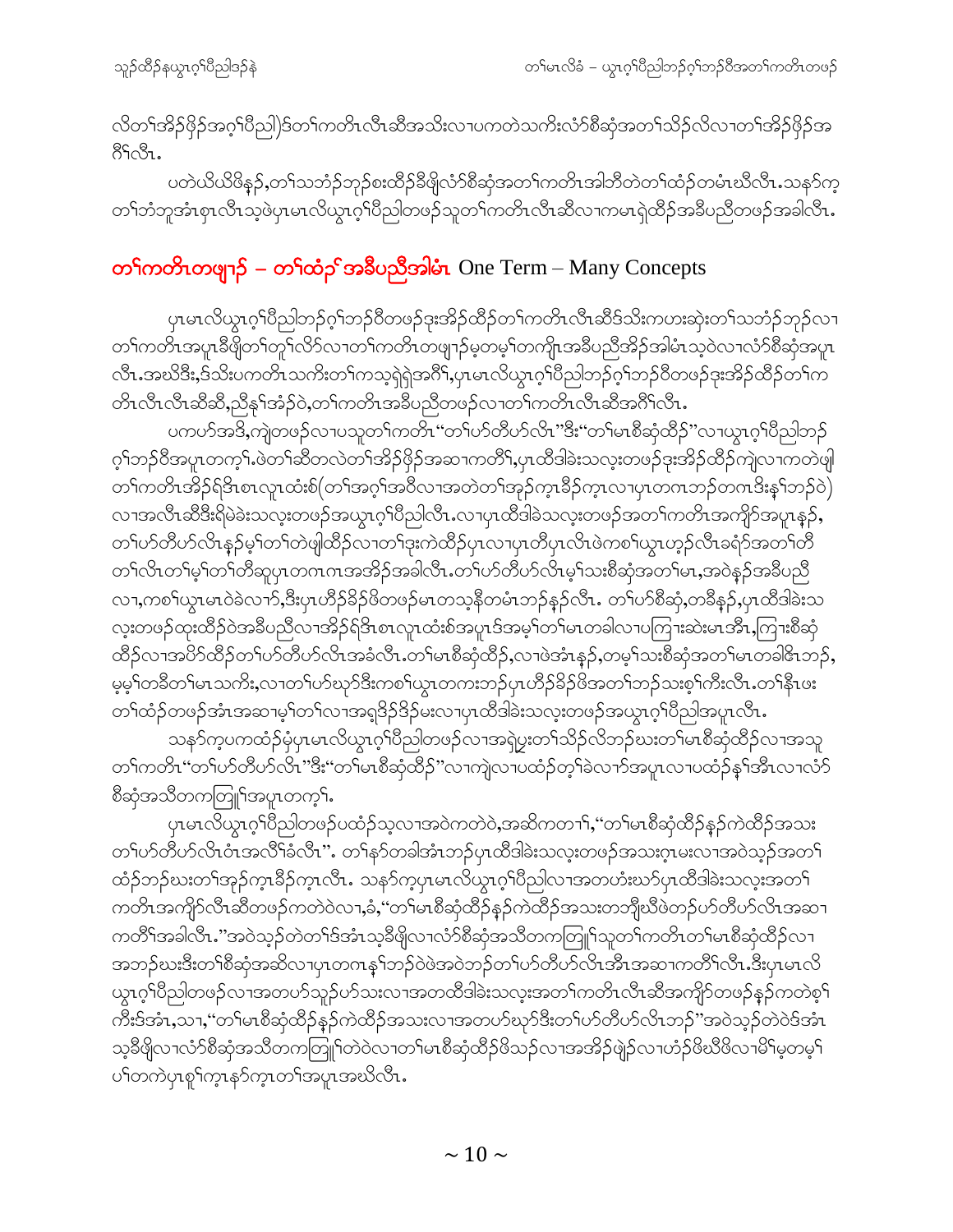လိတၢ်အိၣ်ဖှိၣ်အဂ့ၢ်ပီညါ)ဒ်တၢ်ကတိၤလီၤဆီအသိးလၢပကတဲသကိးလံာ်စီဆှံအတၢ်သိၣ်လိလၢတၢ်အိၣ်ဖှိၣ်အဂီၢ်လီၤ.

ပတဲယိယိဖိန့ၣ်,တၢ်သဘံၣ်ဘုၣ်စးထိၣ်ခီဖျိလံာ်စီဆှံအတၢ်ကတိၤအါဘိတဲတၢ်ထံၣ်တမံၤဃီလီၤ.သနာ်က့တၢ်ဘံဘူအံၤစှၤလီၤသ့ဖဲပှၤမၤလိယွၤဂ့ၢ်ပီညါတဖၣ်သူတၢ်ကတိၤလီၤဆီလၢကမၤရဲထီၣ်အခီပညီတဖၣ်အခါလီၤ.

## တၢ်ကတိၤတဖျာၣ် – တၢ်ထံၣ်အခီပညီအါမံၤ One Term – Many Concepts

ပှၤမၤလိယွၤဂ့ၢ်ပီညါဘၣ်ဂ့ၢ်ဘၣ်ဝီတဖၣ်ဒုးအိၣ်ထိၣ်တၢ်ကတိၤလီၤဆီဒ်သိးကဟးဆှးတၢ်သဘံၣ်ဘုၣ်လၢတၢ်ကတိၤအပူၤခီဖျိတၢ်တူၢ်လိာ်လၢတၢ်ကတိၤတဖျာၣ်မ့တမ့ၢ်တကျိၤအခီပညီအိၣ်အါမံၤသ့ဝဲလၢလံာ်စီဆှံအပူၤလီၤ.အဃိဒီး,ဒ်သိးပကတိၤသကိးတၢ်ကသ့ရှဲရှဲအဂီၢ်,ပှၤမၤလိယွၤဂ့ၢ်ပီညါဘၣ်ဂ့ၢ်ဘၣ်ဝီတဖၣ်ဒုးအိၣ်ထိၣ်တၢ်ကတိၤလီၤလီၤဆီဆီ,ညီနုၢ်အံၣ်ဝဲ,တၢ်ကတိၤအခီပညီတဖၣ်လၢတၢ်ကတိၤလီၤဆီအဂီၢ်လီၤ.

ပကဟ်အဒိ,ကျဲတဖၣ်လၢပသူတၢ်ကတိၤ"တၢ်ဟ်တီဟ်လိၤ"ဒီး"တၢ်မၤစီဆှံထီၣ်"လၢယွၤဂ့ၢ်ပီညါဘၣ်ဂ့ၢ်ဘၣ်ဝီအပူၤတက့ၢ်.ဖဲတၢ်ဆီတလဲတၢ်အိၣ်ဖှိၣ်အဆၢကတီၢ်,ပှၤထီဒါခဲးသလ့းတဖၣ်ဒုးအိၣ်ထိၣ်ကျဲလၢကတဲဖျါတၢ်ကတိၤအိၣ်ရှိဒိၤစၤလူၤထံးစ်(တၢ်အဂ့ၢ်အဝီလၢအတဲတၢ်အှၣ်က့ၤခီၣ်က့ၤလၢပှၤတဂၤဘၣ်တဂၤဒိးန့ၢ်ဘၣ်ဝဲ)လၢအလီၤဆီဒီးရှမဲခဲးသလ့းတဖၣ်အယွၤဂ့ၢ်ပီညါလီၤ.လၢပှၤထီဒါခဲသလ့းတဖၣ်အတၢ်ကတိၤအကျိာ်အပူၤန့ၣ်,တၢ်ဟ်တီဟ်လိၤန့ၣ်မ့ၢ်တၢ်တဲဖျါထီၣ်လၢတၢ်ဒုးကဲထီၣ်ပှၤလၢပှၤတီပှၤလိၤဖဲကစၢ်ယွၤဟ့ၣ်လီၤခရံာ်အတၢ်တီတၢ်လိၤတၢ်မ့ၢ်တၢ်တီဆူပှၤတဂၤဂၤအအိၣ်အခါလီၤ.တၢ်ဟ်တီဟ်လိၤမ့ၢ်သးစီဆှံအတၢ်မၤ,အဝဲန့ၣ်အခီပညီလၢ,ကစၢ်ယွၤမၤဝဲခဲလၢာ်,ဒီးပှၤဟိၣ်ခိၣ်ဖိတဖၣ်မၤတသ့နီတမံၤဘၣ်န့ၣ်လီၤ. တၢ်ဟ်စီဆှံ,တခီန့ၣ်,ပှၤထီဒါခဲးသလ့းတဖၣ်ထုးထီၣ်ဝဲအခီပညီလၢအိၣ်ရှိဒိၤစၤလူၤထံးစ်အပူၤဒ်အမ့ၢ်တၢ်မၤတခါလၢပကြၢးဆဲးမၤအီၤ,ကြၢးစီဆှံထီၣ်လၢအပိာ်ထိၣ်တၢ်ဟ်တီဟ်လိၤအခံလီၤ.တၢ်မၤစီဆှံထီၣ်,လၢဖဲအံၤန့ၣ်,တမ့ၢ်သးစီဆှံအတၢ်မၤတခါဇိၤဘၣ်,မ့ၢ်တခီတၢ်မၤသကိး,လၢတၢ်ဟ်ဃုာ်ဒီးကစၢ်ယွၤတကးဘၣ်ပှၤဟိၣ်ခိၣ်ဖိအတၢ်ဘၣ်သးစ့ၢ်ကီးလီၤ.တၢ်နီၤဖးတၢ်ထံၣ်တဖၣ်အံၤအဆၢမ့ၢ်တၢ်လၢအရှဒိၣ်ဒိၣ်မးလၢပှၤထီဒါခဲးသလ့းတဖၣ်အယွၤဂ့ၢ်ပီညါအပူၤလီၤ.

သနာ်က့ပကထံၣ်မုံပှၤမၤလိယွၤဂ့ၢ်ပီညါတဖၣ်လၢအရှဲပူးတၢ်သိၣ်လိဘၣ်ဃးတၢ်မၤစီဆှံထီၣ်လၢအသူတၢ်ကတိၤ"တၢ်ဟ်တီဟ်လိၤ"ဒီး"တၢ်မၤစီဆှံထီၣ်"လၢကျဲလၢပထံၣ်တ့ၢ်ခဲလၢာ်အပူၤလၢပထံၣ်နှၢ်အီၤလၢလံာ်စီဆှံအသိတကတြူၢ်အပူၤတက့ၢ်.

ပှၤမၤလိယွၤဂ့ၢ်ပီညါတဖၣ်ပထံၣ်သ့လၢအဝဲကတဲဝဲ,အဆိကတၢၢ်,"တၢ်မၤစီဆှံထီၣ်န့ၣ်ကဲထိၣ်အသးတၢ်ဟ်တီဟ်လိၤဝံၤအလိၢ်ခံလီၤ". တၢ်နာ်တခါအံၤဘၣ်ပှၤထီဒါခဲးသလ့းတဖၣ်အသးဂ့ၤမးလၢအဝဲသ့ၣ်အတၢ်ထံၣ်ဘၣ်ဃးတၢ်အှၣ်က့ၤခီၣ်က့ၤလီၤ. သနာ်က့ပှၤမၤလိယွၤဂ့ၢ်ပီညါလၢအတဟံးဃာ်ပှၤထီဒါခဲးသလ့းအတၢ်ကတိၤအကျိာ်လီၤဆီတဖၣ်ကတဲဝဲလၢ,ခံ,"တၢ်မၤစီဆှံထီၣ်န့ၣ်ကဲထိၣ်အသးတဘျီဃီဖဲတၢ်ဟ်တီဟ်လိၤအဆၢကတီၢ်အခါလီၤ."အဝဲသ့ၣ်တဲတၢ်ဒ်အံၤသ့ခီဖျိလၢလံာ်စီဆှံအသိတကတြူၢ်သူတၢ်ကတိၤတၢ်မၤစီဆှံထီၣ်လၢအဘၣ်ဃးဒီးတၢ်စီဆှံအဆိလၢပှၤတဂၤန့ၢ်ဘၣ်ဝဲဖဲအဝဲဘၣ်တၢ်ဟ်တီဟ်လိၤအီၤအဆၢကတီၢ်လီၤ.ဒီးပှၤမၤလိယွၤဂ့ၢ်ပီညါတဖၣ်လၢအတဟ်သူၣ်ဟ်သးလၢအတထီဒါခဲးသလ့းအတၢ်ကတိၤလီၤဆီအကျိာ်တဖၣ်န့ၣ်ကတဲစ့ၢ်ကီးဒ်အံၤ,သၢ,"တၢ်မၤစီဆှံထီၣ်န့ၣ်ကဲထိၣ်အသးလၢအတဟ်ဃုာ်ဒီးတၢ်ဟ်တီဟ်လိၤဘၣ်"အဝဲသ့ၣ်တဲဝဲဒ်အံၤသ့ခီဖျိလၢလံာ်စီဆှံအသိတကတြူၢ်တဲဝဲလၢတၢ်မၤစီဆှံထီၣ်ဖိသၣ်လၢအအိၣ်ဖျဲၣ်လၢဟံၣ်ဖိဃီဖိလၢမိၢ်မ့တမ့ၢ်ပၢ်တကဲပှၤစူၢ်က့ၤနာ်က့ၤတၢ်အပူၤအဃိလီၤ.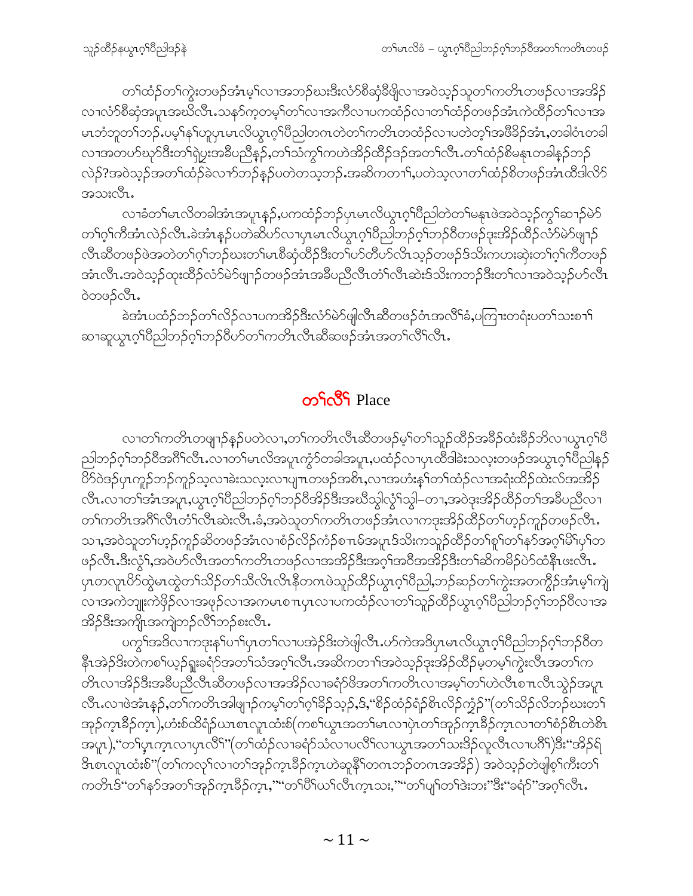တၢ်ထံဉ်တၢ်ကွဲးတဖဉ်အံၤမ့ၢ်လၢအဘဉ်ဃးဒီးလံာ်စီဆှံခီဖျိလၢအဝဲသ့ဉ်သူတၢ်ကတိၤတဖဉ်လၢအအိဉ်လၢလံာ်စီဆှံအပူၤအဃိလီၤ.သနာ်က့တမ့ၢ်တၢ်လၢအကီလၢပကထံဉ်လၢတၢ်ထံဉ်တဖဉ်အံၤကဲထိဉ်တၢ်လၢအမၤဘံဘူတၢ်ဘဉ်.ပမ့ၢ်နၢ်ဟူပှၤမၤလိယွၤဂ့ၢ်ပီညါတဂၤတဲတၢ်ကတိၤတထံဉ်လၢပတဲတ့ၢ်အဖီခိဉ်အံၤ,တခါဝံၤတခါလၢအတပာ်ဃုာ်ဒီးတၢ်ရဲပွးအခီပညီနှဉ်,တၢ်သံကွၢ်ကဟဲအိဉ်ထိဉ်ဒဉ်အတၢ်လီၤ.တၢ်ထံဉ်စိမနုၤတခါန့ၣ်ဘဉ်လဲဉ်?အဝဲသ့ဉ်အတၢ်ထံဉ်ခဲလၢာ်ဘဉ်နှဉ်ပတဲတသ့ဘဉ်.အဆိကတၢၢ်,ပတဲသ့လၢတၢ်ထံဉ်စိတဖဉ်အံၤထီဒါလိာ်အသးလီၤ.

လၢခံတၢ်မၤလိတခါအံၤအပူၤန့ဉ်,ပကထံဉ်ဘဉ်ပှၤမၤလိယွၤဂ့ၢ်ပီညါတဲတၢ်မနုၤဖဲအဝဲသ့ဉ်ကွၢ်ဆၢဉ်မဲာ်တၢ်ဂ့ၢ်ကီအံၤလဲဉ်လီၤ.ခဲအံၤန့ဉ်ပတဲဆိပာ်လၢပှၤမၤလိယွၤဂ့ၢ်ပီညါဘဉ်ဂ့ၢ်ဘဉ်ဝီတဖဉ်ဒုးအိဉ်ထိဉ်လံာ်မဲာ်ဖျၢဉ်လီၤဆီတဖဉ်ဖဲအတဲတၢ်ဂ့ၢ်ဘဉ်ဃးတၢ်မၤစီဆှံထိဉ်ဒီးတၢ်ပာ်တီပာ်လီၤသ့ဉ်တဖဉ်ဒ်သိးကဟးဆှဲးတၢ်ဂ့ၢ်ကီတဖဉ်အံၤလီၤ.အဝဲသ့ဉ်ထုးထိဉ်လံာ်မဲာ်ဖျၢဉ်တဖဉ်အံၤအခီပညီလီၤတံၢ်လီၤဆဲးဒ်သိးကဘဉ်ဒီးတၢ်လၢအဝဲသ့ဉ်ပာ်လီၤဝဲတဖဉ်လီၤ.

ခဲအံၤပထံဉ်ဘဉ်တၢ်လိဉ်လၢပကအိဉ်ဒီးလံာ်မဲာ်ဖျါလီၤဆီတဖဉ်ဝံၤအလိၢ်ခံ,ပကြၢးတရံးပတၢ်သးစၢၢ်ဆၢဆူယွၤဂ့ၢ်ပီညါဘဉ်ဂ့ၢ်ဘဉ်ဝီပာ်တၢ်ကတိၤလီၤဆီဆဖဉ်အံၤအတၢ်လိၢ်လီၤ.

## တၢ်လိၢ် Place

လၢတၢ်ကတိၤတဖျၢဉ်နှဉ်ပတဲလၢ,တၢ်ကတိၤလီၤဆီတဖဉ်မ့ၢ်တၢ်သူဉ်ထိဉ်အခိဉ်ထံးခီဉ်ဘိလၢယွၤဂ့ၢ်ပီညါဘဉ်ဂ့ၢ်ဘဉ်ဝီအဂီၢ်လီၤ.လၢတၢ်မၤလိအပူၤကွံာ်တခါအပူၤ,ပထံဉ်လၢပှၤထီဒါခဲးသလ့းတဖဉ်အယွၤဂ့ၢ်ပီညါနှဉ်ဗိာ်ဝဲဒဉ်ပှၤကူဉ်ဘဉ်ကူဉ်သ့လၢခဲးသလ့းလၢပျπတဖဉ်အစိၤ,လၢအဟံးန့ၢ်တၢ်ထံဉ်လၢအရံးထိဉ်ထဲးလ်အအိဉ်လီၤ.လၢတၢ်အံၤအပူၤ,ယွၤဂ့ၢ်ပီညါဘဉ်ဂ့ၢ်ဘဉ်ဝီအိဉ်ဒီးအဃိသ့ါလွံၢ်သွါ–တၢ,အဝဲဒုးအိဉ်ထိဉ်တၢ်အခီပညီလၢတၢ်ကတိၤအဂီၢ်လီၤတံၢ်လီၤဆဲးလီၤ.ခံ,အဝဲသူတၢ်ကတိၤတဖဉ်အံၤလၢကဒုးအိဉ်ထိဉ်တၢ်ဟ့ဉ်ကူဉ်တဖဉ်လီၤ.သၢ,အဝဲသူတၢ်ဟ့ဉ်ကူဉ်ဆိတဖဉ်အံၤလၢစံဉ်လိဉ်ကံဉ်စπမ်အပူၤဒ်သိးကသူဉ်ထိဉ်တၢ်စူၢ်တၢ်နာ်အဂ့ၢ်မိၢ်ပှၢ်တဖဉ်လီၤ.ဒီးလွံၢ်,အဝဲပာ်လီၤအတၢ်ကတိၤတဖဉ်လၢအအိဉ်ဒီးအဂ့ၢ်အဝီအအိဉ်ဒီးတၢ်ဆိကမိဉ်ပဲာ်ထံနီၤဖးလီၤ.ပှၤတလူၤပိာ်ထွဲမၤထွဲတၢ်သိဉ်တၢ်သီလီၤလီၤနီၢ်တဂၤဖဲသူဉ်ထိဉ်ယွၤဂ့ၢ်ပီညါ,ဘဉ်ဆဉ်တၢ်ကွဲးအတကွိဉ်အံၤမ့ၢ်ကျဲလၢအကဲဘျုးကဲဖှိဉ်လၢအဖှဉ်လၢအကမၤစπပှၤလၢပကထံဉ်လၢတၢ်သူဉ်ထိဉ်ယွၤဂ့ၢ်ပီညါဘဉ်ဂ့ၢ်ဘဉ်ဝီလၢအအိဉ်ဒီးအကျိၤအကျဲဘဉ်လီၢ်ဘဉ်စးလီၤ.

ပကွၢ်အဒိလၢကဒုးနဲၢ်ပၢၢ်ပှၤတၢ်လၢပအဲဉ်ဒီးတဲဖျါလီၤ.ပာ်ကဲအဒိပှၤမၤလိယွၤဂ့ၢ်ပီညါဘဉ်ဂ့ၢ်ဘဉ်ဝီတနီၤအဲဉ်ဒီးတဲကစၢ်ယ့ဉ်ရှူးခရံာ်အတၢ်သံအဂ့ၢ်လီၤ.အဆိကတၢၢ်အဝဲသ့ဉ်ဒုးအိဉ်ထိဉ်မ့တမ့ၢ်ကွဲးလီၤအတၢ်ကတိၤလၢအိဉ်ဒီးအခီပညီလီၤဆီတဖဉ်လၢအအိဉ်လၢခရံာ်ဖိအတၢ်ကတိၤလၢအမ့ၢ်တၢ်ဟဲလီၤစπလီၤသွဲဉ်အပူၤလီၤ.လၢဖဲအံၤန့ဉ်,တၢ်ကတိၤအါဖျၢဉ်ကမ့ၢ်တၢ်ဂ့ၢ်ခိဉ်သ့ဉ်,ဒ်,"စိဉ်ထံဉ်ရံဉ်စီၤလိဉ်ကွံဉ်"(တၢ်သိဉ်လိဘဉ်ဃးတၢ်အုဉ်က့ၤခီဉ်ကူၤ),ဟံးစ်ထိရံဉ်ယၤစၤလူၤထံးစ်(ကစၢ်ယွၤအတၢ်မၤလၢပှဲၤတၢ်အုဉ်ကူၤခီဉ်ကူၤလၢတၢ်စံဉ်စိၤတဲစိၤအပူၤ),"တၢ်ပှၤကူၤလၢပှၤလီၢ်"(တၢ်ထံဉ်လၢခရံာ်သံလၢပလီၢ်လၢယွၤအတၢ်သးဒိဉ်လူလီၤလၢပဂီၢ်)ဒီး"အိဉ်ရံဒိၤစၤလူၤထံးစ်"(တၢ်ကလုၢ်လၢတၢ်အုဉ်ကူၤခီဉ်ကူၤဟဲဆူနီၢ်တဂၤဘဉ်တဂၤအအိဉ်) အဝဲသ့ဉ်တဲဖျါစ့ၢ်ကီးတၢ်ကတိၤဒ်"တၢ်နာ်အတၢ်အုဉ်ကူၤခီဉ်ကူၤ,""တၢ်ပိၢ်ယၢ်လီၤကူၤသး,""တၢ်ပျၢ်တၢ်ဒဲးဘး"ဒီး"ခရံာ်"အဂ့ၢ်လီၤ.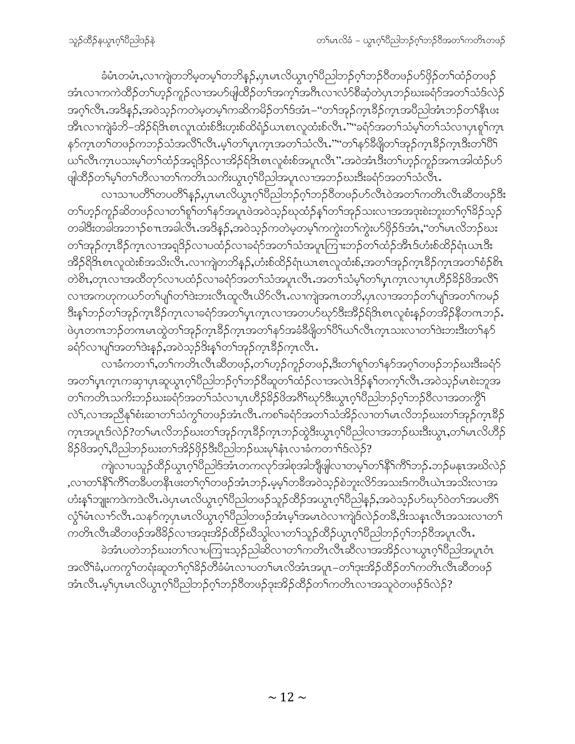ခံမံၤတမံၤ,လၢကျဲတဘိမ့တမ့ၢ်တဘိန့ၣ်,ပှၤမၤလိယွၤဂ့ၢ်ပီညါဘၣ်ဂ့ၢ်ဘၣ်ဝီတဖၣ်ဟ်ဖှိၣ်တၢ်ထံၣ်တဖၣ်အံၤလၢကကဲထိၣ်တၢ်ဟ့ၣ်ကူၣ်လၢအဟ်ဖျါထိၣ်တၢ်အက့ၢ်အဂီၤလၢလံာ်စီဆှံတဲပှၤဘၣ်ဃးခရံာ်အတၢ်သံဒ်လဲၣ်အဂ့ၢ်လီၤ.အဒိန့ၣ်,အဝဲသ့ၣ်ကတဲမ့တမ့ၢ်ကဆိကမိၣ်တၢ်ဒ်အံၤ–"တၢ်အှၣ်က့ၤခီၣ်က့ၤအပီညါအံၤဘၣ်တၢ်နီၤဖးအီၤလၢကျဲခံဘိ–အိၣ်ရှိဒၢ်စၤလူၤထံးစ်ဒီးဟ့းစ်ထိရံၣ်ယၤစၤလူထံးစ်လီၤ.""ခရံာ်အတၢ်သံမ့ၢ်တၢ်သံလၢပှၤစူၢ်က့ၤနာ်က့ၤတၢ်တဖၣ်ကဘၣ်သံအလိၢ်လီၤ.မ့ၢ်တၢ်ပှၤက့ၤအတၢ်သံလီၤ.""တၢ်နာ်ခီဖျိတၢ်အှၣ်က့ၤခီၣ်က့ၤဒီးတၢ်ပီၢ်ယၢ်လီၤက့ၤပသးမ့ၢ်တၢ်ထံၣ်အရှဒိၣ်လၢအိၣ်ရှိဒၢ်စၤလူစံးစ်အပူၤလီၤ".အဝဲအံၤဒီးတၢ်ဟ့ၣ်ကူၣ်အဂၤအါထံၣ်ဟ်ဖျါထိၣ်တၢ်မ့ၢ်တၢ်တိလၢတၢ်ကတိၤသကိးယွၤဂ့ၢ်ပီညါအပူၤလၢအဘၣ်ဃးဒီးခရံာ်အတၢ်သံလီၤ.

လၢသၢပတိၢ်တပတိၢ်နှၣ်,ပှၤမၤလိယွၤဂ့ၢ်ပီညါဘၣ်ဂ့ၢ်ဘၣ်ဝီတဖၣ်ဟ်လီၤဝဲအတၢ်ကတိၤလီၤဆီတဖၣ်ဒီးတၢ်ဟ့ၣ်ကူၣ်ဆိတဖၣ်လၢတၢ်စူၢ်တၢ်နာ်အပူၤဖဲအဝဲသ့ၣ်ဃုထံၣ်နှၢ်တၢ်အှၣ်သးလၢအအဒုးစဲးဘူးတၢ်ဂ့ၢ်ခိၣ်သ့ၣ်တခါဒီးတခါအဘၢၣ်စၢၤအခါလီၤ.အဒိန့ၣ်,အဝဲသ့ၣ်ကတဲမ့တမ့ၢ်ကကွဲးတၢ်ကွဲးဟ်ဖှိၣ်ဒ်အံၤ,"တၢ်မၤလိဘၣ်ဃးတၢ်အှၣ်က့ၤခီၣ်က့ၤလၢအရှဒိၣ်လၢပထံၣ်လၢခရံာ်အတၢ်သံအပူၤကြၢးဘၣ်တၢ်ထံၣ်အီၤဒ်ဟံးစ်ထိၣ်ရံၤယၤဒီးအိၣ်ရှိဒၢ်စၤလူထဲးစ်အသိးလီၤ.လၢကျဲတဘိန့ၣ်,ဟံးစ်ထိၣ်ရံၤယၤစၤလူထံးစ်,အတၢ်အှၣ်က့ၤခီၣ်က့ၤအတၢ်စံၣ်စီၤတဲစီၤ,တုၤလၢအထိတုာ်လၢပထံၣ်လၢခရံာ်အတၢ်သံအပူၤလီၤ.အတၢ်သံမ့ၢ်တၢ်ပှၤက့ၤလၢပှၤဟီၣ်ခိၣ်ဖိအလိၢ်လၢအကဟုကယာ်တၢ်ပျ့ၢ်တၢ်ဒဲးဘးလီၤထူလီၤယိာ်လီၤ.လၢကျဲအဂၤတဘိ,ပှၤလၢအဘၣ်တၢ်ပျ့ၢ်အတၢ်ကမၣ်ဒီးနှၢ်ဘၣ်တၢ်အှၣ်က့ၤခီၣ်က့ၤလၢခရံာ်အတၢ်ပှၤက့ၤလၢအတဟ်ဃုာ်ဒီးအိၣ်ရှိဒၢ်စၤလူစံးနှၣ်တအိၣ်နီတဂၤဘၣ်.ဖဲပှၤတဂၤဘၣ်တဂၤမၤထွဲတၢ်အှၣ်က့ၤခီၣ်က့ၤအတၢ်နာ်အခံခီဖျိတၢ်ပီၢ်ယၢ်လီၤက့ၤသးလၢတၢ်ဒဲးဘးဒီးတၢ်နာ်ခရံာ်လၢပျ့ၢ်အတၢ်ဒဲးနှၣ်,အဝဲသ့ၣ်ဒိးနှၢ်တၢ်အှၣ်က့ၤခီၣ်က့ၤလီၤ.

လၢခံကတၢၢ်,တၢ်ကတိၤလီၤဆီတဖၣ်,တၢ်ဟ့ၣ်ကူၣ်တဖၣ်,ဒီးတၢ်စူၢ်တၢ်နာ်အဂ့ၢ်တဖၣ်ဘၣ်ဃးဒီးခရံာ်အတၢ်ပှၤက့ၤကဆှၢပှၤဆူယွၤဂ့ၢ်ပီညါဘၣ်ဂ့ၢ်ဘၣ်ဝီဆူတၢ်ထံၣ်လၢအလဲၤဒိၣ်နှၢ်တက့ၢ်လီၤ.အဝဲသ့ၣ်မၤစဲးဘူးအတၢ်ကတိၤသကိးဘၣ်ဃးခရံာ်အတၢ်သံလၢပှၤဟီၣ်ခိၣ်ဖိအဂီၢ်ဃုာ်ဒီးယွၤဂ့ၢ်ပီညါဘၣ်ဂ့ၢ်ဘၣ်ဝီလၢအတကွီၢ်လဲၢ်,လၢအညီနှၢ်စံးဆၢတၢ်သံကွၢ်တဖၣ်အံၤလီၤ.ကစၢ်ခရံာ်အတၢ်သံအိၣ်လၢတၢ်မၤလိဘၣ်ဃးတၢ်အှၣ်က့ၤခီၣ်က့ၤအပူၤဒ်လဲၣ်?တၢ်မၤလိဘၣ်ဃးတၢ်အှၣ်က့ၤခီၣ်က့ၤဘၣ်ထွဲဒီးယွၤဂ့ၢ်ပီညါလၢအဘၣ်ဃးဒီးယွၤ,တၢ်မၤလိဟီၣ်ခိၣ်ဖိအဂ့ၢ်,ပီညါဘၣ်ဃးတၢ်အိၣ်ဖှိၣ်ဒီးပီညါဘၣ်ဃးမုၢ်နံၤလၢခံကတၢၢ်ဒ်လဲၣ်?

ကျဲလၢပသူၣ်ထိၣ်ယွၤဂ့ၢ်ပီညါဒ်အံၤတကလုာ်အါစုအါဘှီဖျါလၢတမ့ၢ်တၢ်နီၢ်ကီၢ်ဘၣ်.ဘၣ်မနုၤအဃိလဲၣ်,လၢတၢ်နီၢ်ကီၢ်တခီပတနီၤဖးတၢ်ဂ့ၢ်တဖၣ်အံၤဘၣ်.မ့မ့ၢ်တခီအဝဲသ့ၣ်စဲဘူးလိာ်အသးဒ်ကပီၤယဲၤအသိးလၢအဟံးနှၢ်ဘျုးကဒဲကဒဲလီၤ.ဖဲပှၤမၤလိယွၤဂ့ၢ်ပီညါတဖၣ်သူၣ်ထိၣ်အယွၤဂ့ၢ်ပီညါနှၣ်,အဝဲသ့ၣ်ဟ်ဃုာ်ဝဲတၢ်အပတိၢ်လွံၢ်မံၤလၢာ်လီၤ.သနာ်က့ပှၤမၤလိယွၤဂ့ၢ်ပီညါတဖၣ်အံၤမ့ၢ်အမၤဝဲလၢကျဲဒ်လဲၣ်တခီ,ဒီးသန့ၤလီၤအသးလၢတၢ်ကတိၤလီၤဆီတဖၣ်အဖိခိၣ်လၢအဒုးအိၣ်ထိၣ်ဃီသွံလၢတၢ်သူၣ်ထိၣ်ယွၤဂ့ၢ်ပီညါဘၣ်ဂ့ၢ်ဘၣ်ဝီအပူၤလီၤ.

ခဲအံၤပတဲဘၣ်ဃးတၢ်လၢပကြၢးသ့ၣ်ညါဆိလၢတၢ်ကတိၤလီၤဆီလၢအအိၣ်လၢယွၤဂ့ၢ်ပီညါအပူၤဝံၤအလိၢ်ခံ,ပကကွၢ်တရံးဆူတၢ်ဂ့ၢ်ခိၣ်တိခံမံၤလၢပတၢ်မၤလိအံၤအပူၤ–တၢ်ဒုးအိၣ်ထိၣ်တၢ်ကတိၤလီၤဆီတဖၣ်အံၤလီၤ.မ့ၢ်ပှၤမၤလိယွၤဂ့ၢ်ပီညါဘၣ်ဂ့ၢ်ဘၣ်ဝီတဖၣ်ဒုးအိၣ်ထိၣ်တၢ်ကတိၤလၢအသူဝဲတဖၣ်ဒ်လဲၣ်?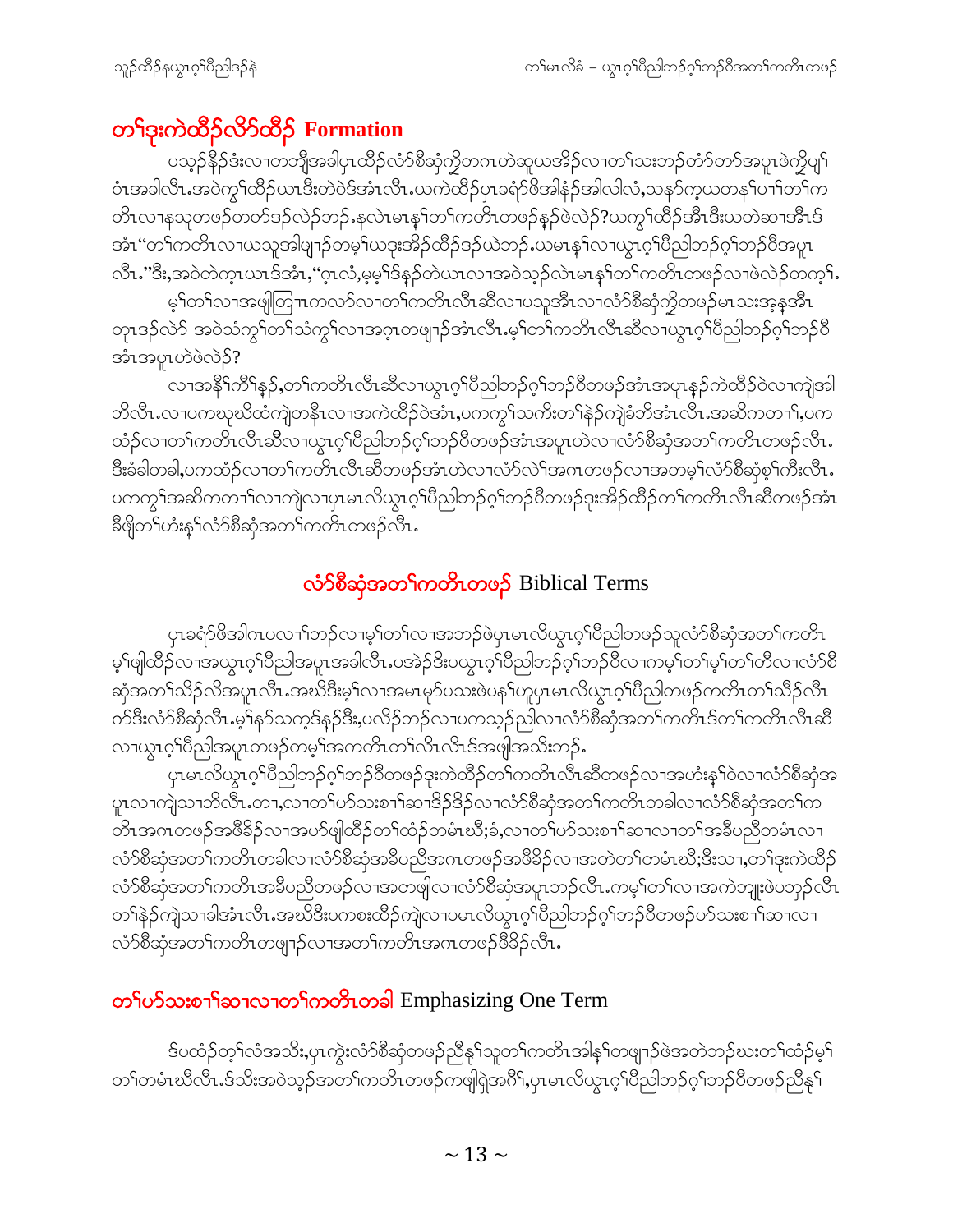## တၢ်ဒုးကဲထီဉ်လိာ်ထီဉ် Formation

ပသ့ဉ်နီဉ်ဒံးလၢတဘျီအခါပှၤထိဉ်လံာ်စီဆှံကွဲတကၤဟဲဆူယအိဉ်လၢတၢ်သးဘဉ်တံာ်တာ်အပူၤဖဲကွဲပျ႑်ဝံၤအခါလီၤ.အဝဲကွ႑်ထိဉ်ယၤဒီးတဲဝဲဒ်အံၤလီၤ.ယကဲထိဉ်ပှၤခရံာ်ဖိအါနံဉ်အါလါလံ,သနာ်က့ယတနၢ်ပၢၢ်တၢ်ကတိၤလၢနသူတဖဉ်တဝဲဒဉ်လဲဉ်ဘဉ်.နလဲၤမၤန႑်တၢ်ကတိၤတဖဉ်နဉ်ဖဲလဲဉ်?ယကွ႑်ထိဉ်အီၤဒီးယတဲဆၢအီၤဒ်အံၤ"တၢ်ကတိၤလၢယသူအါဖျၢဉ်တမ့ၢ်ယဒုးအိဉ်ထိဉ်ဒဉ်ယဲဘဉ်.ယမၤန႑်လၢယွၤဂ့ၢ်ပီညါဘဉ်ဂ့ၢ်ဘဉ်ဝီအပူၤလီၤ."ဒီး,အဝဲတဲက္ၤယၤဒ်အံၤ,"ဂ့ၤလံ,မ့မ့ၢ်ဒ်နဉ်တဲယၤလၢအဝဲသ့ဉ်လဲၤမၤန႑်တၢ်ကတိၤတဖဉ်လၢဖဲလဲဉ်တက့ၢ်.

မ့ၢ်တၢ်လၢအဖျါတြၢၤကလာ်လၢတၢ်ကတိၤလီၤဆီလၢပသူအီၤလၢလံာ်စီဆှံကွဲတဖဉ်မၤသးအဒ့နအီၤတုၤဒဉ်လဲာ် အဝဲသံကွ႑်တၢ်သံကွ႑်လၢအဂ့ၤတဖျၢဉ်အံၤလီၤ.မ့ၢ်တၢ်ကတိၤလီၤဆီလၢယွၤဂ့ၢ်ပီညါဘဉ်ဂ့ၢ်ဘဉ်ဝီအံၤအပူၤဟဲဖဲလဲဉ်?

လၢအနီၢ်ကီၢ်နှဉ်,တၢ်ကတိၤလီၤဆီလၢယွၤဂ့ၢ်ပီညါဘဉ်ဂ့ၢ်ဘဉ်ဝီတဖဉ်အံၤအပူၤနှဉ်ကဲထိဉ်ဝဲလၢကျဲအါဘိလီၤ.လၢပကဃုဃိထံကျဲတနီၤလၢအကဲထိဉ်ဝဲအံၤ,ပကကွ႑်သကိးတၢ်နဲဉ်ကျဲခံဘိအံၤလီၤ.အဆိကတၢၢ်,ပကထံဉ်လၢတၢ်ကတိၤလီၤဆီလၢယွၤဂ့ၢ်ပီညါဘဉ်ဂ့ၢ်ဘဉ်ဝီတဖဉ်အံၤအပူၤဟဲလၢလံာ်စီဆှံအတၢ်ကတိၤတဖဉ်လီၤ.ဒီးခံခါတခါ,ပကထံဉ်လၢတၢ်ကတိၤလီၤဆီတဖဉ်အံၤဟဲလၢလံာ်လဲၢ်အဂၤတဖဉ်လၢအတမ့ၢ်လံာ်စီဆှံစ့ၢ်ကီးလီၤ.ပကကွ႑်အဆိကတၢၢ်လၢကျဲလၢပှၤမၤလိယွၤဂ့ၢ်ပီညါဘဉ်ဂ့ၢ်ဘဉ်ဝီတဖဉ်ဒုးအိဉ်ထိဉ်တၢ်ကတိၤလီၤဆီတဖဉ်အံၤခီဖျိတၢ်ဟံးန႑်လံာ်စီဆှံအတၢ်ကတိၤတဖဉ်လီၤ.

## လံာ်စီဆှံအတၢ်ကတိၤတဖဉ် Biblical Terms

ပှၤခရံာ်ဖိအါဂၤပလၢၢ်ဘဉ်လၢမ့ၢ်တၢ်လၢအဘဉ်ဖဲပှၤမၤလိယွၤဂ့ၢ်ပီညါတဖဉ်သူလံာ်စီဆှံအတၢ်ကတိၤမ့ၢ်ဖျါထိဉ်လၢအယွၤဂ့ၢ်ပီညါအပူၤအခါလီၤ.ပအဲဉ်ဒိးပယွၤဂ့ၢ်ပီညါဘဉ်ဂ့ၢ်ဘဉ်ဝီလၢကမ့ၢ်တၢ်မ့ၢ်တၢ်တီလၢလံာ်စီဆှံအတၢ်သိဉ်လိအပူၤလီၤ.အဃိဒီးမ့ၢ်လၢအမၤမှာ်ပသးဖဲပန႑်ဟ့ပှၤမၤလိယွၤဂ့ၢ်ပီညါတဖဉ်ကတိၤတၢ်သိဉ်လီၤဂ်ဒီးလံာ်စီဆှံလီၤ.မ့ၢ်နာ်သက့ဒ်နှဉ်ဒီး,ပလိဉ်ဘဉ်လၢပကသ့ဉ်ညါလၢလံာ်စီဆှံအတၢ်ကတိၤဒ်တၢ်ကတိၤလီၤဆီလၢယွၤဂ့ၢ်ပီညါအပူၤတဖဉ်တမ့ၢ်အကတိၤတၢ်လီၤလီၤဒ်အဖျါအသိးဘဉ်.

ပှၤမၤလိယွၤဂ့ၢ်ပီညါဘဉ်ဂ့ၢ်ဘဉ်ဝီတဖဉ်ဒုးကဲထိဉ်တၢ်ကတိၤလီၤဆီတဖဉ်လၢအဟံးန႑်ဝဲလၢလံာ်စီဆှံအပူၤလၢကျဲသၢဘိလီၤ.တၢ,လၢတၢ်ဟ်သးစၢၢ်ဆၢဒိဉ်ဒိဉ်လၢလံာ်စီဆှံအတၢ်ကတိၤတခါလၢလံာ်စီဆှံအတၢ်ကတိၤအဂၤတဖဉ်အဖီခိဉ်လၢအဟ်ဖျါထိဉ်တၢ်ထံဉ်တမံၤဃီ;ခံ,လၢတၢ်ဟ်သးစၢၢ်ဆၢလၢတၢ်အခီပညီတမံၤလၢလံာ်စီဆှံအတၢ်ကတိၤတခါလၢလံာ်စီဆှံအခီပညီအဂၤတဖဉ်အဖီခိဉ်လၢအတဲတၢ်တမံၤဃီ;ဒီးသၢ,တၢ်ဒုးကဲထိဉ်လံာ်စီဆှံအတၢ်ကတိၤအခီပညီတဖဉ်လၢအတဖျါလၢလံာ်စီဆှံအပူၤဘဉ်လီၤ.ကမ့ၢ်တၢ်လၢအကဲဘျုးဖဲပဘှဉ်လီၤတၢ်နဲဉ်ကျဲသၢခါအံၤလီၤ.အဃိဒီးပကစးထိဉ်ကျဲလၢပမၤလိယွၤဂ့ၢ်ပီညါဘဉ်ဂ့ၢ်ဘဉ်ဝီတဖဉ်ဟ်သးစၢၢ်ဆၢလၢလံာ်စီဆှံအတၢ်ကတိၤတဖျၢဉ်လၢအတၢ်ကတိၤအဂၤတဖဉ်ဖီခိဉ်လီၤ.

### တၢ်ဟ်သးစၢၢ်ဆၢလၢတၢ်ကတိၤတခါ Emphasizing One Term

ဒ်ပထံဉ်တ့ၢ်လံအသိး,ပှၤကွဲးလံာ်စီဆှံတဖဉ်ညီနှ႑်သူတၢ်ကတိၤအါန႑်တဖျၢဉ်ဖဲအတဲဘဉ်ဃးတၢ်ထံဉ်မ့ၢ်တၢ်တမံၤဃီလီၤ.ဒ်သိးအဝဲသ့ဉ်အတၢ်ကတိၤတဖဉ်ကဖျါရဲအဂီၢ်,ပှၤမၤလိယွၤဂ့ၢ်ပီညါဘဉ်ဂ့ၢ်ဘဉ်ဝီတဖဉ်ညီနှ႑်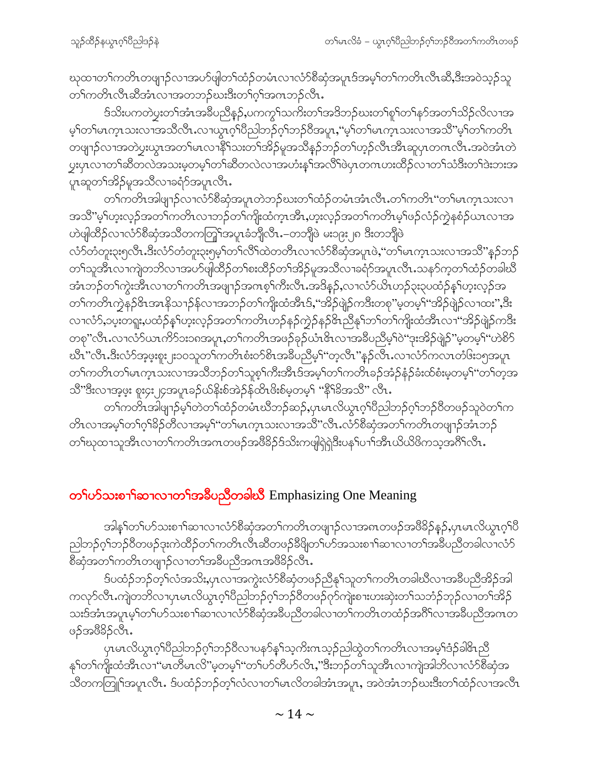ဃုထၢတၢ်ကတိၤတဖျၢၣ်လၢအပာ်ဖျါတၢ်ထံၣ်တမံၤလၢလံာ်စီဆှံအပူၤဒ်အမ့ၢ်တၢ်ကတိၤလီၤဆီ,ဒီးအဝဲသ့ၣ်သ့ တၢ်ကတိၤလီၤဆီအံၤလၢအတဘၣ်ဃးဒီးတၢ်ဂ့ၢ်အဂၤဘၣ်လီၤ.

ဒ်သိးပကတဲပှ့ၤတၢ်အံၤအခီပညီနၣ်,ပကကွၢ်သကိးတၢ်အဒိဘၣ်ဃးတၢ်စူၢ်တၢ်နာ်အတၢ်သိၣ်လိလၢအ မ့ၢ်တၢ်မၤက့ၤသးလၢအသီလီၤ.လၢယွၤဂ့ၢ်ပီညါဘၣ်ဂ့ၢ်ဘၣ်ဝီအပူၤ,"မ့ၢ်တၢ်မၤက့ၤသးလၢအသိ"မ့ၢ်တၢ်ကတိၤ တဖျၢၣ်လၢအတဲပှ့ၤယွၤအတၢ်မၤလၢနီၢ်သးတၢ်အိၣ်မူအသိနၣ်ဘၣ်တၢ်ဟ့ၣ်လီၤအီၤဆူပှၤတဂၤလီၤ.အဝဲအံၤတဲ ပှ့ၤပှၤလၢတၢ်ဆီတလဲအသးမ့တမ့ၢ်တၢ်ဆီတလဲလၢအဟံးန့ၢ်အလိၢ်ဖဲပှၤတဂၤဟးထီၣ်လၢတၢ်သံဒီးတၢ်ဒဲးဘးအ ပူၤဆူတၢ်အိၣ်မူအသိလၢခရံာ်အပူၤလီၤ.

တၢ်ကတိၤအါဖျၢၣ်လၢလံာ်စီဆှံအပူၤတဲဘၣ်ဃးတၢ်ထံၣ်တမံၤအံၤလီၤ.တၢ်ကတိၤ"တၢ်မၤက့ၤသးလၢ အသိ"မ့ၢ်ဟ့းလ့ၣ်အတၢ်ကတိၤလၢဘၣ်တၢ်ကျိးထံက့ၤအီၤ,ဟ့းလ့ၣ်အတၢ်ကတိၤမ့ၢ်ဖဉ်လံဉ်ကွဲနစံၣ်ယၤလၢအ ဟဲဖျါထီၣ်လၢလံာ်စီဆှံအသိတကတြူၢ်အပူၤခံဘျီလီၤ.–တဘျီဖဲ မးၥ၉း၂၈ ဒီးတဘျီဖဲ လံာ်တံတူးၣ:၅လီၤ.ဒီးလံာ်တံတူးၣ:၅မ့ၢ်တၢ်လိၢ်ထဲတတိၤလၢလံာ်စီဆှံအပူၤဖဲ,"တၢ်မၤက့ၤသးလၢအသိ"နၣ်ဘၣ် တၢ်သူအီၤလၢကျဲတဘိလၢအပာ်ဖျါထီၣ်တၢ်စးထီၣ်တၢ်အိၣ်မူအသိလၢခရံာ်အပူၤလီၤ.သနာ်က့တၢ်ထံၣ်တခါဃီ အံၤဘၣ်တၢ်ကွဲးအီၤလၢတၢ်ကတိၤအဖျၢၣ်အဂၤစ့ၢ်ကီးလီၤ.အဒိနၣ်,လၢလံာ်ယိၤဟၣ်၃:၃ပထံၣ်နၢ်ဟ့းလ့ၣ်အ တၢ်ကတိၤကွဲနၣ်ဇီၤအၤနိသၢၣ်န်လၢအဘၣ်တၢ်ကျိးထံအီၤဒ်,"အိၣ်ဖျဲၣ်ကဒီးတစု"မ့တမ့ၢ်"အိၣ်ဖျဲၣ်လၢထး",ဒီး လၢလံာ်,၁ပ့းတရူး,ပထံၣ်နၢ်ဟ့းလ့ၣ်အတၢ်ကတိၤဟၣ်နၣ်ကွဲၣ်နၣ်ဇီၤညီနၢ်ဘၢ်တၢ်ကျိးထံအီၤလၢ"အိၣ်ဖျဲၣ်ကဒီး တစု"လီၤ.လၢလံာ်ယၤကိာ်ၥး၁၈အပူၤ,တၢ်ကတိၤအဖၣ်ခ့ၣ်ယံၤဇီၤလၢအခီပညီမ့ၢ်ဝဲ"ဒုးအိၣ်ဖျဲၣ်"မ့တမ့ၢ်"ဟဲစိာ် ဃီၤ"လီၤ.ဒီးလံာ်အ့ဖ့းစူး၂း၁၀သ့တၢ်ကတိၤစံးတ်စီၤအခီပညီမ့ၢ်"တ့လီၤ"နၣ်လီၤ.လၢလံာ်ကလၤတံဖ်း၁၅အပူၤ တၢ်ကတိၤတၢ်မၤက့ၤသးလၢအသိဘၣ်တၢ်သူစ့ၢ်ကီးအီၤဒ်အမ့ၢ်တၢ်ကတိၤခၣ်အံၣ်နံၣ်ခံးထ်စံးမ့တမ့ၢ်"တၢ်တ့အ သိ"ဒီးလၢအ့ဖ့း စူး၄း၂၄အပူၤခၣ်ယ်နိးစ်အဲၣ်န်ထိၤဖိးစ်မ့တမ့ၢ် "နိၢ်ခိအသိ" လီၤ.

တၢ်ကတိၤအါဖျၢၣ်မ့ၢ်တဲတၢ်ထံၣ်တမံၤဃီဘၣ်ဆၣ်,ပှၤမၤလိယွၤဂ့ၢ်ပီညါဘၣ်ဂ့ၢ်ဘၣ်ဝီတဖဉ်သူဝဲတၢ်က တိၤလၢအမ့ၢ်တၢ်ဂ့ၢ်ခိၣ်တီလၢအမ့ၢ်"တၢ်မၤက့ၤသးလၢအသိ"လီၤ.လံာ်စီဆှံအတၢ်ကတိၤတဖျၢၣ်အံၤဘၣ် တၢ်ဃုထၢသူအီၤလၢတၢ်ကတိၤအဂၤတဖၣ်အဖီခိၣ်ဒ်သိးကဖျါရဲၣ်ရဲၣ်ဒီးပနၢ်ပၢၢ်အီၤယိယိဖိကသ့အဂီၢ်လီၤ.

## တၢ်ဟ်သးစၢၢ်ဆၢလၢတၢ်အခီပညီတခါဃီ Emphasizing One Meaning

အါနၢ်တၢ်ဟ်သးစၢၢ်ဆၢလၢလံာ်စီဆှံအတၢ်ကတိၤတဖျၢၣ်လၢအဂၤတဖၣ်အဖီခိၣ်နၣ်,ပှၤမၤလိယွၤဂ့ၢ်ပီ ညါဘၣ်ဂ့ၢ်ဘၣ်ဝီတဖၣ်ဒုးကဲထီၣ်တၢ်ကတိၤလီၤဆီတဖၣ်ခီဖျိတၢ်ဟ်အသးစၢၢ်ဆၢလၢတၢ်အခီပညီတခါလၢလံာ် စီဆှံအတၢ်ကတိၤတဖျၢၣ်လၢတၢ်အခီပညီအဂၤအဖီခိၣ်လီၤ.

ဒ်ပထံၣ်ဘၣ်တ့ၢ်လံအသိး,ပှၤလၢအကွဲးလံာ်စီဆှံတဖၣ်ညီနၢ်သူတၢ်ကတိၤတခါဃီလၢအခီပညီအိၣ်အါ ကလုာ်လီၤ.ကျဲတဘိလၢပှၤမၤလိယွၤဂ့ၢ်ပီညါဘၣ်ဂ့ၢ်ဘၣ်ဝီတဖၣ်ဂုာ်ကျဲးစၢးဟးဆ့ံးတၢ်သဘံၣ်ဘုၣ်လၢတၢ်အိၣ် သးဒ်အံၤအပူၤမ့ၢ်တၢ်ဟ်သးစၢၢ်ဆၢလၢလံာ်စီဆှံအခီပညီတခါလၢတၢ်ကတိၤတထံၣ်အဂီၢ်လၢအခီပညီအဂၤတ ဖၣ်အဖီခိၣ်လီၤ.

ပှၤမၤလိယွၤဂ့ၢ်ပီညါဘၣ်ဂ့ၢ်ဘၣ်ဝီလၢပနာ်နၢ်သ့ကိးဂၤသ့ၣ်ညါထွဲတၢ်ကတိၤလၢအမ့ၢ်ဒံၣ်ခါဇီၤညီ နၢ်တၢ်ကျိးထံအီၤလၢ"မၤတီမၤလိ"မ့တမ့ၢ်"တၢ်ဟ်တီဟ်လိၤ,"ဒီးဘၣ်တၢ်သူအီၤလၢကျဲအါဘိလၢလံာ်စီဆှံအ သိတကတြူၢ်အပူၤလီၤ. ဒ်ပထံၣ်ဘၣ်တ့ၢ်လံလၢတၢ်မၤလိတခါအံၤအပူၤ, အဝဲအံၤဘၣ်ဃးဒီးတၢ်ထံၣ်လၢအလီၤ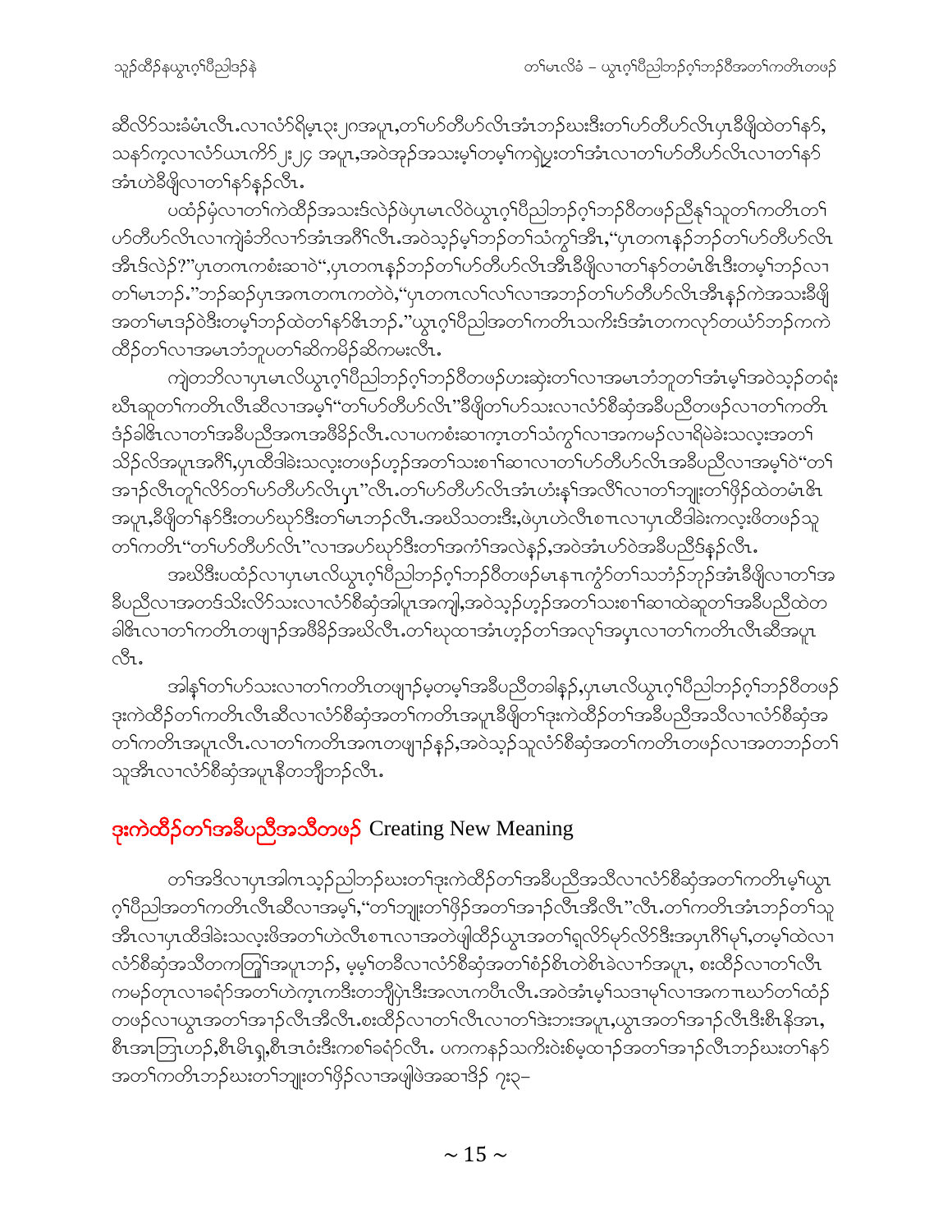ဆိလိာ်သးခံမံၤလီၤ.လၢလံာ်ရိမ့ၤ၃း၂၈အပူၤ,တၢ်ဟ်တီဟ်လိၤအံၤဘၣ်ဃးဒီးတၢ်ဟ်တီဟ်လိၤပှၤခီဖျိထဲတၢ်နာ်, သနာ်က့လၢလံာ်ယၤကိာ်၂း၂၄ အပူၤ,အဝဲအုၣ်အသးမ့ၢ်တမ့ၢ်ကရဲပွးတၢ်အံၤလၢတၢ်ဟ်တီဟ်လိၤလၢတၢ်နာ် အံၤဟဲခီဖျိလၢတၢ်နာ်နၣ်လီၤ.

ပထံၣ်မုံလၢတၢ်ကဲထီၣ်အသးဒ်လဲၣ်ဖဲပှၤမၤလိဝဲယွၤဂ့ၢ်ပီညါဘၣ်ဂ့ၢ်ဘၣ်ဝီတဖၣ်ညီနုၢ်သူတၢ်ကတိၤတၢ် ဟ်တီဟ်လိၤလၢကျဲခံဘိလၢာ်အံၤအဂီၢ်လီၤ.အဝဲသ့ၣ်မ့ၢ်ဘၣ်တၢ်သံကွၢ်အီၤ,"ပှၤတဂၤနၣ်ဘၣ်တၢ်ဟ်တီဟ်လိၤ အီၤဒ်လဲၣ်?"ပှၤတဂၤကစံးဆၢဝဲ",ပှၤတဂၤနၣ်ဘၣ်တၢ်ဟ်တီဟ်လိၤအီၤခီဖျိလၢတၢ်နာ်တမံၤဇိၤဒီးတမ့ၢ်ဘၣ်လၢ တၢ်မၤဘၣ်."ဘၣ်ဆၣ်ပှၤအဂၤတဂၤကတဲဝဲ,"ပှၤတဂၤလၢ်လၢ်လၢအဘၣ်တၢ်ဟ်တီဟ်လိၤအီၤနၣ်ကဲအသးခီဖျိ အတၢ်မၤဒၣ်ဝဲဒီးတမ့ၢ်ဘၣ်ထဲတၢ်နာ်ဇိၤဘၣ်."ယွၤဂ့ၢ်ပီညါအတၢ်ကတိၤသကိးဒ်အံၤတကလုာ်တယံာ်ဘၣ်ကကဲ ထီၣ်တၢ်လၢအမၤဘံဘူပတၢ်ဆိကမိၣ်ဆိကမးလီၤ.

ကျဲတဘိလၢပှၤမၤလိယွၤဂ့ၢ်ပီညါဘၣ်ဂ့ၢ်ဘၣ်ဝီတဖၣ်ဟးဆှဲးတၢ်လၢအမၤဘံဘူတၢ်အံၤမ့ၢ်အဝဲသ့ၣ်တရုံး ဃီၤဆူတၢ်ကတိၤလီၤဆီလၢအမ့ၢ်"တၢ်ဟ်တီဟ်လိၤ"ခီဖျိတၢ်ဟ်သးလၢလံာ်စီဆှံအခီပညီတဖၣ်လၢတၢ်ကတိၤ ဒံၣ်ခါဇိၤလၢတၢ်အခီပညီအဂၤအဖီခိၣ်လီၤ.လၢပကစံးဆၢက့ၤတၢ်သံကွၢ်လၢအကမၣ်လၢရှိမဲခဲးသလ့းအတၢ် သိၣ်လိအပူၤအဂီၢ်,ပှၤထီဒါခဲးသလ့းတဖၣ်ဟ့ၣ်အတၢ်သးစၢၢ်ဆၢလၢတၢ်ဟ်တီဟ်လိၤအခီပညီလၢအမ့ၢ်ဝဲ"တၢ် အၢၣ်လီၤတူၢ်လိာ်တၢ်ဟ်တီဟ်လိၤပှၤ"လီၤ.တၢ်ဟ်တီဟ်လိၤအံၤဟံးန့ၢ်အလိၢ်လၢတၢ်ဘျုးတၢ်ဖိၣ်ထဲတမံၤဇိၤ အပူၤ,ခီဖျိတၢ်နာ်ဒီးတဟ်ဃုာ်ဒီးတၢ်မၤဘၣ်လီၤ.အဃိသတးဒီး,ဖဲပှၤဟဲလီၤစπလၢပှၤထီဒါခဲးကလ့းဖိတဖၣ်သူ တၢ်ကတိၤ"တၢ်ဟ်တီဟ်လိၤ"လၢအဟ်ဃုာ်ဒီးတၢ်အကံၢ်အလဲနၣ်,အဝဲအံၤဟ်ဝဲအခီပညီဒ်နၣ်လီၤ.

အဃိဒီးပထံၣ်လၢပှၤမၤလိယွၤဂ့ၢ်ပီညါဘၣ်ဂ့ၢ်ဘၣ်ဝီတဖၣ်မၤနπကွံာ်တၢ်သဘံၣ်ဘုၣ်အံၤခီဖျိလၢတၢ်အ ခီပညီလၢအတဒ်သိးလိာ်သးလၢလံာ်စီဆှံအါပူၤအကျါ,အဝဲသ့ၣ်ဟ့ၣ်အတၢ်သးစၢၢ်ဆၢထဲဆူတၢ်အခီပညီထဲတ ခါဇိၤလၢတၢ်ကတိၤတဖျၢၣ်အဖီခိၣ်အဃိလီၤ.တၢ်ဃုထၢအံၤဟ့ၣ်တၢ်အလုၢ်အပှ့ၤလၢတၢ်ကတိၤလီၤဆီအပူၤ လီၤ.

အါနၢ်တၢ်ဟ်သးလၢတၢ်ကတိၤတဖျၢၣ်မ့တမ့ၢ်အခီပညီတခါနၣ်,ပှၤမၤလိယွၤဂ့ၢ်ပီညါဘၣ်ဂ့ၢ်ဘၣ်ဝီတဖၣ် ဒုးကဲထီၣ်တၢ်ကတိၤလီၤဆီလၢလံာ်စီဆှံအတၢ်ကတိၤအပူၤခီဖျိတၢ်ဒုးကဲထီၣ်တၢ်အခီပညီအသီလၢလံာ်စီဆှံအ တၢ်ကတိၤအပူၤလီၤ.လၢတၢ်ကတိၤအဂၤတဖျၢၣ်နၣ်,အဝဲသ့ၣ်သူလံာ်စီဆှံအတၢ်ကတိၤတဖၣ်လၢအတဘၣ်တၢ် သူအီၤလၢလံာ်စီဆှံအပူၤနီတဘျီဘၣ်လီၤ.

## ဒုးကဲထီၣ်တၢ်အခီပညီအသီတဖၣ် Creating New Meaning

တၢ်အဒိလၢပှၤအါဂၤသ့ၣ်ညါဘၣ်ဃးတၢ်ဒုးကဲထီၣ်တၢ်အခီပညီအသီလၢလံာ်စီဆှံအတၢ်ကတိၤမ့ၢ်ယွၤ ဂ့ၢ်ပီညါအတၢ်ကတိၤလီၤဆီလၢအမ့ၢ်,"တၢ်ဘျုးတၢ်ဖိၣ်အတၢ်အၢၣ်လီၤအီလီၤ"လီၤ.တၢ်ကတိၤအံၤဘၣ်တၢ်သူ အီၤလၢပှၤထီဒါခဲးသလ့းဖိအတၢ်ဟဲလီၤစπလၢအတဲဖျါထီၣ်ယွၤအတၢ်ရှလိာ်မှာ်လိာ်ဒီးအပှၤဂီၢ်မုၢ်,တမ့ၢ်ထဲလၢ လံာ်စီဆှံအသိတကတြူၢ်အပူၤဘၣ်, မ့မ့ၢ်တခီလၢလံာ်စီဆှံအတၢ်စံၣ်စိၤတဲစိၤခဲလၢာ်အပူၤ, စးထီၣ်လၢတၢ်လီၤ ကမၣ်တုၤလၢခရံာ်အတၢ်ဟဲက့ၤကဒီးတဘျီပှဲၤဒီးအလၤကပီၤလီၤ.အဝဲအံၤမ့ၢ်သဒၢမုၢ်လၢအကπဃာ်တၢ်ထံၣ် တဖၣ်လၢယွၤအတၢ်အၢၣ်လီၤအီလီၤ.စးထီၣ်လၢတၢ်လီၤလၢတၢ်ဒဲးဘးအပူၤ,ယွၤအတၢ်အၢၣ်လီၤဒီးစီၤနိအၤ, စီၤအၤဘြၤဟၣ်,စီၤမိၤရှ,စီၤဒၤဝံးဒီးကစၢ်ခရံာ်လီၤ. ပကကနၣ်သကိးဝဲးစ်မ့ထၢၣ်အတၢ်အၢၣ်လီၤဘၣ်ဃးတၢ်နာ် အတၢ်ကတိၤဘၣ်ဃးတၢ်ဘျုးတၢ်ဖိၣ်လၢအဖျါဖဲအဆၢဒိၣ် ၇း၃–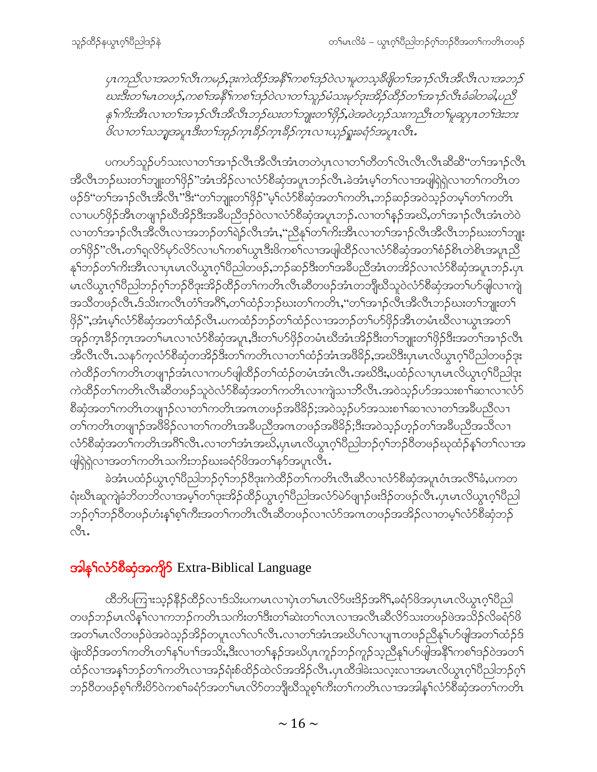*ပှၤကညီလၢအတၢ်လီၤကမဉ်,ဒုးကဲထီဉ်အနီၢ်ကစၢ်ဒဉ်ဝဲလၢမူတသ့ခီဖျိတၢ်အၢဉ်လီၤအီလီၤလၢအဘဉ်ဃးဒီးတၢ်မၤတဖဉ်,ကစၢ်အနီၢ်ကစၢ်ဒဉ်ဝဲလၢတၢ်သူဉ်မံသးမှာ်ဒုးအိဉ်ထီဉ်တၢ်အၢဉ်လီၤခံခါတခါ,ပညီနၢ်ကဲၤအီၤလၢတၢ်အၢဉ်လီၤအီလီၤဘဉ်ဃးတၢ်ဘျုးတၢ်ဖှိဉ်,ဖဲအဝဲဟ့ဉ်သးကညီၤတၢ်မူဆူပှၤတၢ်ဒဲးဘးဖိလၢတၢ်သဘျ့အပူၤဒီးတၢ်အုဉ်ကူၤခီဉ်ကူၤခီဉ်ကူၤလၢယှဉ်ရှူးခရံာ်အပူၤလီၤ.*

ပကဟ်သူဉ်ဟ်သးလၢတၢ်အၢဉ်လီၤအီလီၤအံၤတတဲပှၤလၢတၢ်တီတၢ်လိၤလီၤလီၤဆီဆီ"တၢ်အၢဉ်လီၤအီလီၤဘဉ်ဃးတၢ်ဘျုးတၢ်ဖှိဉ်"အံၤအိဉ်လၢလံာ်စီဆှံအပူၤဘဉ်လီၤ.ခဲအံၤမ့ၢ်တၢ်လၢအဖျါရှဲရှဲလၢတၢ်ကတိၤတဖဉ်ဒ်"တၢ်အၢဉ်လီၤအီလီၤ"ဒီး"တၢ်ဘျုးတၢ်ဖှိဉ်"မ့ၢ်လံာ်စီဆှံအတၢ်ကတိၤ,ဘဉ်ဆဉ်အဝဲသ့ဉ်တမ့ၢ်တၢ်ကတိၤလၢပဟ်ဖှိဉ်အီၤတဖျၢဉ်ဃီအိဉ်ဒီးအခီပညီဒဉ်ဝဲလၢလံာ်စီဆှံအပူၤဘဉ်.လၢတၢ်နဉ်အဃိ,တၢ်အၢဉ်လီၤအံၤတဲဝဲလၢတၢ်အၢဉ်လီၤအီလီၤလၢအဘဉ်တၢ်ရဲဉ်လီၤအံၤ,"ညီနၢ်တၢ်ကဲးအီၤလၢတၢ်အၢဉ်လီၤအီလီၤဘဉ်ဃးတၢ်ဘျုးတၢ်ဖှိဉ်"လီၤ.တၢ်ရလိာ်မှာ်လိာ်လၢပၢ်ကစၢ်ယွၤဒီးဖိကစၢ်လၢအဖျါထီဉ်လၢလံာ်စီဆှံအတၢ်စံဉ်စိၤတဲစိၤအပူၤညီနၢ်ဘဉ်တၢ်ကဲးအီၤလၢပှၤမၤလိယွၤဂ့ၢ်ပီညါတဖဉ်,ဘဉ်ဆဉ်ဒီးတၢ်အခီပညီအံၤတအိဉ်လၢလံာ်စီဆှံအပူၤဘဉ်.ပှၤမၤလိယွၤဂ့ၢ်ပီညါဘဉ်ဂ့ၢ်ဘဉ်ဝီဒုးအိဉ်ထီဉ်တၢ်ကတိၤလီၤဆီတဖဉ်အံၤတဘျီဃီသူဝဲလံာ်စီဆှံအတၢ်ဟ်ဖျါလၢကျဲအသီတဖဉ်လီၤ.ဒ်သိးကလီၤတံၢ်အဂီၢ်,တၢ်ထံဉ်ဘဉ်ဃးတၢ်ကတိၤ,"တၢ်အၢဉ်လီၤအီလီၤဘဉ်ဃးတၢ်ဘျုးတၢ်ဖှိဉ်",အံၤမ့ၢ်လံာ်စီဆှံအတၢ်ထံဉ်လီၤ.ပကထံဉ်ဘဉ်တၢ်ထံဉ်လၢအဘဉ်တၢ်ဟ်ဖှိဉ်အီၤတမံၤဃီလၢယွၤအတၢ်အုဉ်ကူၤခီဉ်ကူၤအတၢ်မၤလၢလံာ်စီဆှံအပူၤ,ဒီးတၢ်ဟ်ဖှိဉ်တမံၤဃီအံၤအိဉ်ဒီးတၢ်ဘျုးတၢ်ဖှိဉ်ဒီးအတၢ်အၢဉ်လီၤအီလီၤလီၤ.သနာ်က့လံာ်စီဆှံတအိဉ်ဒီးတၢ်ကတိၤလၢတၢ်ထံဉ်အံၤအဖီခိဉ်,အဃိဒီးပှၤမၤလိယွၤဂ့ၢ်ပီညါတဖဉ်ဒုးကဲထီဉ်တၢ်ကတိၤတဖျၢဉ်အံၤလၢကဟ်ဖျါထီဉ်တၢ်ထံဉ်တမံၤအံၤလီၤ.အဃိဒီး,ပထံဉ်လၢပှၤမၤလိယွၤဂ့ၢ်ပီညါဒုးကဲထီဉ်တၢ်ကတိၤလီၤဆီတဖဉ်သူဝဲလံာ်စီဆှံအတၢ်ကတိၤလၢကျဲသၢဘီလီၤ.အဝဲသ့ဉ်ဟ်အသးစၢ်ဆၢလၢလံာ်စီဆှံအတၢ်ကတိၤတဖျၢဉ်လၢတၢ်ကတိၤအကၤတဖဉ်အဖီခိဉ်;အဝဲသ့ဉ်ဟ်အသးစၢ်ဆၢလၢတၢ်အခီပညီလၢတၢ်ကတိၤတဖျၢဉ်အဖီခိဉ်လၢတၢ်ကတိၤအခီပညီအကၤတဖဉ်အဖီခိဉ်;ဒီးအဝဲသ့ဉ်ဟ့ဉ်တၢ်အခီပညီအသီလၢလံာ်စီဆှံအတၢ်ကတိၤအဂီၢ်လီၤ.လၢတၢ်အံၤအဃိ,ပှၤမၤလိယွၤဂ့ၢ်ပီညါဘဉ်ဂ့ၢ်ဘဉ်ဝီတဖဉ်ဃုထံဉ်နှၤ်တၢ်လၢအဖျါရှဲရှဲလၢအတၢ်ကတိၤသကဲးဘဉ်ဃးခရံာ်ဖိအတၢ်နာ်အပူၤလီၤ.

ခဲအံၤပထံဉ်ယွၤဂ့ၢ်ပီညါဘဉ်ဂ့ၢ်ဘဉ်ဝီဒုးကဲထီဉ်တၢ်ကတိၤလီၤဆီလၢလံာ်စီဆှံအပူၤဝံၤအလီၢ်ခံ,ပကတရံးဃီၤဆူကျဲခံဘိတဘိလၢအမ့ၢ်တၢ်ဒုးအိဉ်ထီဉ်ယွၤဂ့ၢ်ပီညါအလံာ်မဲာ်ဖျၢဉ်ဖးဒိဉ်တဖဉ်လီၤ.ပှၤမၤလိယွၤဂ့ၢ်ပီညါဘဉ်ဂ့ၢ်ဘဉ်ဝီတဖဉ်ဟံးနှၤ်စ့ၢ်ကီးအတၢ်ကတိၤလီၤဆီတဖဉ်လၢလံာ်အကၤတဖဉ်အအိဉ်လၢတမ့ၢ်လံာ်စီဆှံဘဉ်လီၤ.

## အါနှၤ်လံာ်စီဆှံအကျိာ် Extra-Biblical Language

ထိဘိပကြၢးသ့ဉ်နီဉ်ထီဉ်လၢဒ်သိးပကမၤလၢပှဲၤတၢ်မၤလိာ်ဖးဒိဉ်အဂီၢ်,ခရံာ်ဖိအပှၤမၤလိယွၤဂ့ၢ်ပီညါတဖဉ်ဘဉ်မၤလိန့ၢ်လၢကဘဉ်ကတိၤသကိးတၢ်ဒီးတၢ်ဆဲးတၢ်လၤလၢအလီၤဆီလိာ်သးတဖဉ်ဖဲအသိဉ်လီခရံာ်ဖိအတၢ်မၤလိတဖဉ်ဖဲအဝဲသ့ဉ်အိဉ်တပူၤလၢ်လၢ်လီၤ.လၢတၢ်အံၤအဃိပၢ်လၢပျ႑ာတဖဉ်ညီနၢ်ဟ်ဖျါအတၢ်ထံဉ်ဒ်ဖျဲးထိဉ်အတၢ်ကတိၤတၢ်နၢ်ပၢၢ်အသိး,ဒီးလၢတၢ်နဉ်အဃိပှၤကူဉ်ဘဉ်ကူဉ်သ့ညီနၢ်ဟ်ဖျါအနီၢ်ကစၢ်ဒဉ်ဝဲအတၢ်ထံဉ်လၢအနၢ်ဘဉ်တၢ်ကတိၤလၢအဒုဉ်ရံးစ်ထိဉ်ထဲလ်အအိဉ်လီၤ.ပှၤထီဒါခဲးသလ့းလၢအမၤလိယွၤဂ့ၢ်ပီညါဘဉ်ဂ့ၢ်ဘဉ်ဝီတဖဉ်စ့ၢ်ကီးပိဉ်ဝဲကစၢ်ခရံာ်အတၢ်မၤလိာ်တဘျီဃီသူစ့ၢ်ကီးတၢ်ကတိၤလၢအအါနှၤ်လံာ်စီဆှံအတၢ်ကတိၤ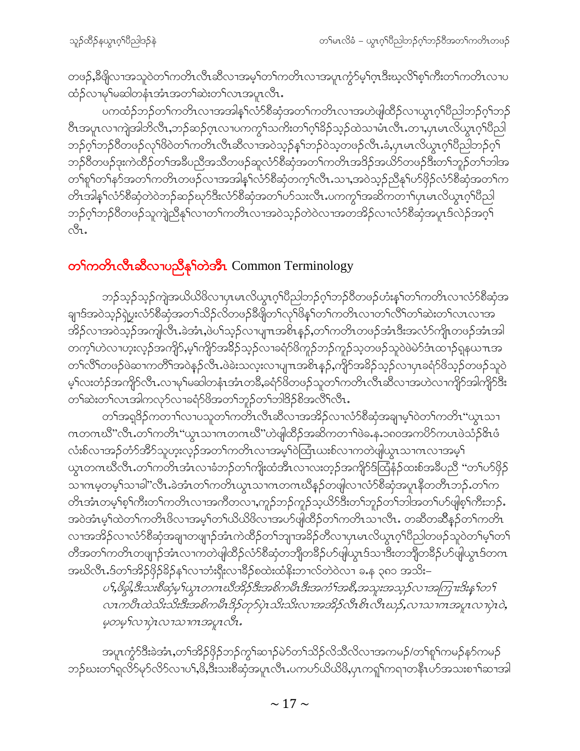တဖဉ်,ခီဖျိလၢအသူဝဲတၢ်ကတိၤလီၤဆီလၢအမ့ၢ်တၢ်ကတိၤလၢအပူၤကွံာ်မ့ၢ်ဂ့ၤဒီးဃ့လိၢ်စ့ၢ်ကီးတၢ်ကတိၤလၢပ ထံဉ်လၢမ့ၢ်မဆါတနံၤအံၤအတၢ်ဆဲးတၢ်လၤအပူၤလီၤ.

ပကထံဉ်ဘဉ်တၢ်ကတိၤလၢအအါနှၢ်လံာ်စီဆှံအတၢ်ကတိၤလၢအဟဲဖျါထိဉ်လၢယွၤဂ့ၢ်ပီညါဘဉ်ဂ့ၢ်ဘဉ်ဝီၤအပူၤလၢကျဲအါဘိလီၤ,ဘဉ်ဆဉ်ဂ့ၤလၢပကကွၢ်သကိးတၢ်ဂ့ၢ်ခိဉ်သ့ဉ်ထဲသၢမံၤလီၤ.တၢ,ပှၤမၤလိယွၤဂ့ၢ်ပီညါဘဉ်ဂ့ၢ်ဘဉ်ဝီတဖဉ်လှၢ်ဖိဝဲတၢ်ကတိၤလီၤဆီလၢအဝဲသ့ဉ်နှၢ်ဘဉ်ဝဲသ့တဖဉ်လီၤ.ခံ,ပှၤမၤလိယွၤဂ့ၢ်ပီညါဘဉ်ဂ့ၢ်ဘဉ်ဝီတဖဉ်ဒုးကဲထိဉ်တၢ်အခီပညီအသီတဖဉ်ဆူလံာ်စီဆှံအတၢ်ကတိၤအဒိဉ်အယိာ်တဖဉ်ဒီးတၢ်ဘူဉ်တၢ်ဘါအတၢ်စူၢ်တၢ်နာ်အတၢ်ကတိၤတဖဉ်လၢအအါနှၢ်လံာ်စီဆှံတက့ၢ်လီၤ.သၢ,အဝဲသ့ဉ်ညီနှၢ်ဟ်ဖှိဉ်လံာ်စီဆှံအတၢ်ကတိၤအါနှၢ်လံာ်စီဆှံတဲဝဲဘဉ်ဆဉ်ဃုာ်ဒီးလံာ်စီဆှံအတၢ်ဟ်သးလီၤ.ပကကွၢ်အဆိကတၢၢ်ပှၤမၤလိယွၤဂ့ၢ်ပီညါဘဉ်ဂ့ၢ်ဘဉ်ဝီတဖဉ်သူကျဲညီနှၢ်လၢတၢ်ကတိၤလၢအဝဲသ့ဉ်တဲဝဲလၢအတအိဉ်လၢလံာ်စီဆှံအပူၤဒ်လဲဉ်အဂ့ၢ်လီၤ.

## တၢ်ကတိၤလီၤဆီလၢပညီနှၢ်တဲအီၤ Common Terminology

ဘဉ်သ့ဉ်သ့ဉ်ကျဲအယိယိဖိလၢပှၤမၤလိယွၤဂ့ၢ်ပီညါဘဉ်ဂ့ၢ်ဘဉ်ဝီတဖဉ်ဟံးနှၢ်တၢ်ကတိၤလၢလံာ်စီဆှံအချၢဒ်အဝဲသ့ဉ်ရဲပွးလံာ်စီဆှံအတၢ်သိဉ်လိတဖဉ်ခီဖျိတၢ်လှၢ်ဖိနှၢ်တၢ်ကတိၤလၢတၢ်လိၢ်တၢ်ဆဲးတၢ်လၤလၢအအိဉ်လၢအဝဲသ့ဉ်အကျါလီၤ.ခဲအံၤ,ဖဲပၢ်သ့ဉ်လၢပျ့ၤအစိၤနဉ်,တၢ်ကတိၤတဖဉ်အံၤဒီးအလံာ်ကျိၤတဖဉ်အံၤအါတက့ၢ်ဟဲလၢဟ့းလ့ဉ်အကျိာ်,မ့ၢ်ကျိာ်အခိဉ်သ့ဉ်လၢခရံာ်ဖိကူဉ်ဘဉ်ကူဉ်သ့တဖဉ်သူဝဲဖဲမံာ်အံၤထၢဉ်ရှနယၤအတၢ်လိၢ်တဖဉ်ဖဲဆၢကတိၢ်အဝဲနှဉ်လီၤ.ဖဲခဲးသလ့းလၢပျ့ၤအစိၤနဉ်,ကျိာ်အခိဉ်သ့ဉ်လၢပှၤခရံာ်ဖိသ့ဉ်တဖဉ်သူဝဲမ့ၢ်လးတံဉ်အကျိာ်လီၤ.လၢမ့ၢ်မဆါတနံၤအံၤတခီ,ခရံာ်ဖိတဖဉ်သူတၢ်ကတိၤလီၤဆီလၢအဟဲလၢကျိာ်အါကျိာ်ဒီးတၢ်ဆဲးတၢ်လၤအါကလုာ်လၢခရံာ်ဖိအတၢ်ဘူဉ်တၢ်ဘါဒိဉ်စိအလိၢ်လီၤ.

တၢ်အရှဒိဉ်ကတၢၢ်လၢပသူတၢ်ကတိၤလီၤဆီလၢအအိဉ်လၢလံာ်စီဆှံအချၢမ့ၢ်ဝဲတၢ်ကတိၤ "ယွၤသၢဂၤတဂၤဃီ"လီၤ.တၢ်ကတိၤ "ယွၤသၢဂၤတဂၤဃီ"ဟဲဖျါထိဉ်အဆိကတၢၢ်ဖဲခ.န.၁၈၀အကပိာ်ကပၤဖဲသံဉ်ဇီၤဖံလံးစ်လၢအဉ်တံာ်အိာ်သူဟ့းလ့ဉ်အတၢ်ကတိၤလၢအမ့ၢ်ဝဲထြိၤယးစ်လၢကတဲဖျါယွၤသၢဂၤလၢအမ့ၢ်ယွၤတဂၤဃီလီၤ.တၢ်ကတိၤအံၤလၢခံဘဉ်တၢ်ကိုးထံအီၤလၢလးတ့ဉ်အကျိာ်ဒ်ထြိနံဉ်ထးစ်အခီပညီ "တၢ်ဟ်ဖှိဉ်သၢဂၤမ့တမ့ၢ်သၢခါ"လီၤ.ခဲအံၤတၢ်ကတိၤယွၤသၢဂၤတဂၤဃီနဉ်တဖျါလၢလံာ်စီဆှံအပူၤနီတတိၤဘဉ်.တၢ်ကတိၤအံၤတမ့ၢ်စ့ၢ်ကီးတၢ်ကတိၤလၢအကီတလၢ,ကူဉ်ဘဉ်ကူဉ်သ့ယိာ်ဒီးတၢ်ဘူဉ်တၢ်ဘါအတၢ်ဟ်ဖျါစ့ၢ်ကီးဘဉ်.အဝဲအံၤမ့ၢ်ထဲတၢ်ကတိၤဖိလၢအမ့ၢ်တၢ်ယိယိဖိလၢအဟ်ဖျါထိဉ်တၢ်ကတိၤသၢလီၤ. တဆီတဆီနဉ်တၢ်ကတိၤလၢအအိဉ်လၢလံာ်စီဆှံအချၢတဖျၢဉ်အံၤကဲထိဉ်တၢ်ဘျၢအခိဉ်တိလၢပှၤမၤလိယွၤဂ့ၢ်ပီညါတဖဉ်သူဝဲတၢ်မ့ၢ်တၢ်တီအတၢ်ကတိၤတဖျၢဉ်အံၤလၢကတဲဖျါထိဉ်လံာ်စီဆှံတဘျီတခီဉ်ဟ်ဖျါယွၤဒ်သၢဒီးတဘျီတခီဉ်ဟ်ဖျါယွၤဒ်တဂၤအဃိလီၤ.ဒ်တၢ်အိဉ်ဖှိဉ်ခိဉ်နှၢ်လၢဘံၤရှိးလၢခီဉ်စထဲးထံနီးဘၢလ်တဲဝဲလၢ ခ.န ၃၈၁ အသိး–

*ပၢ်,ဖိခွါ,ဒီးသးစီဆှံမ့ၢ်ယွၤတဂၤဃီအိဉ်ဒီးအစိကမီၤဒီးအကံၢ်အစီ,အသုးအသ့ဉ်လၢအကြၢးဒီးနှၢ်တၢ်လၤကပီၤထဲသိးသိးဒီးအစိကမီၤဒိဉ်တုာ်ပှဲၤသိးသိးလၢအအိဉ်လီၤစိၤလီၤဃဉ်,လၢသၢဂၤအပူၤလၢပှဲၤဝဲ,မ့တမ့ၢ်လၢပှဲၤလၢသၢဂၤအပူၤလီၤ.*

အပူၤကွံာ်ဒီးခဲအံၤ,တၢ်အိဉ်ဖှိဉ်ဘဉ်ကွၢ်ဆၢဉ်မဲာ်တၢ်သိဉ်လိသီလိလၢအကမဉ်/တၢ်စူၢ်ကမဉ်နာ်ကမဉ်ဘဉ်ဃးတၢ်ရှလိာ်မုာ်လိာ်လၢပၢ်,ဖိ,ဒီးသးစီဆှံအပူၤလီၤ.ပကပာ်ယိယိဖိ,ပှၤကရူၢ်ကရၢတနီၤဟ်အသးစၢၢ်ဆၢအါ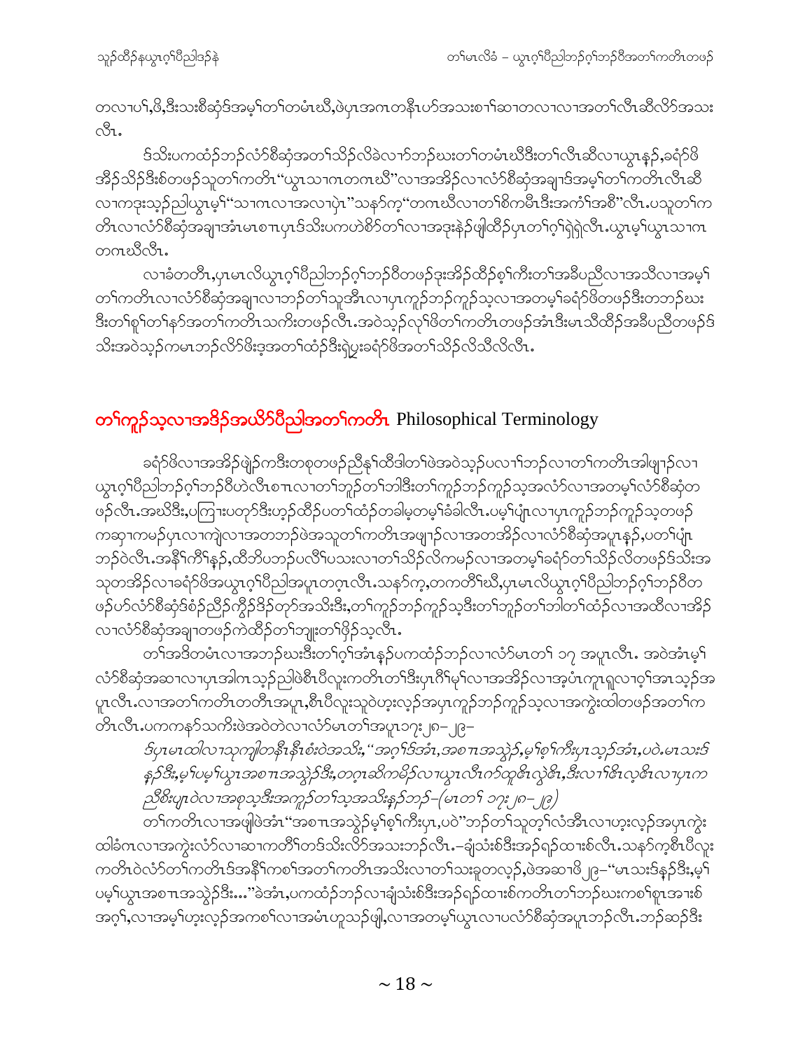တလၢပ႑,ဖိ,ဒီးသးစီဆုံဒ်အမ့ၢ်တၢ်တမံၤဃီ,ဖဲပှၤအဂၤတနီၤဟ်အသးစၢ်ဆၢတလၢလၢအတၢ်လီၤဆီလိၵ်အသးလီၤ.

ဒ်သိးပကထံၣ်ဘၣ်လံာ်စီဆုံအတၢ်သိၣ်လိခဲလၢာ်ဘၣ်ဃးတၢ်တမံၤဃီဒီးတၢ်လီၤဆီလၢယွၤန့ၣ်,ခရံာ်ဖိအိၣ်သိၣ်ဒီးစံတဖၣ်သူတၢ်ကတိၤ"ယွၤသၢဂၤတဂၤဃီ"လၢအအိၣ်လၢလံာ်စီဆုံအချၢဒ်အမ့ၢ်တၢ်ကတိၤလီၤဆီလၢကဒုးသ့ၣ်ညါယွၤမ့ၢ်"သၢဂၤလၢအလၢပှဲၤ"သနာ်က့"တဂၤဃီလၢတၢ်စိကမီၤဒီးအကံၢ်အစီ"လီၤ.ပသူတၢ်ကတိၤလၢလံာ်စီဆုံအချၢအံၤမၤစၢၤပှၤဒ်သိးပကဟဲစိာ်တၢ်လၢအဒုးနဲၣ်ဖျါထိၣ်ပှၤတၢ်ဂ့ၢ်ရဲၣ်ရဲၣ်လီၤ.ယွၤမ့ၢ်ယွၤသၢဂၤတဂၤဃီလီၤ.

လၢခံတတိၤ,ပှၤမၤလိယွၤဂ့ၢ်ပီညါဘၣ်ဂ့ၢ်ဘၣ်ဝီတဖၣ်ဒုးအိၣ်ထိၣ်စ့ၢ်ကီးတၢ်အခီပညီလၢအသီလၢအမ့ၢ်တၢ်ကတိၤလၢလံာ်စီဆုံအချၢလၢဘၣ်တၢ်သူအီၤလၢပှၤကူၣ်ဘၣ်ကူၣ်သ့လၢအတမ့ၢ်ခရံာ်ဖိတဖၣ်ဒီးတဘၣ်ဃးဒီးတၢ်စူၢ်တၢ်နာ်အတၢ်ကတိၤသကိးတဖၣ်လီၤ.အဝဲသ့ၣ်လုၢ်ဖိတၢ်ကတိၤတဖၣ်အံၤဒီးမၤသီထိၣ်အခီပညီတဖၣ်ဒ်သိးအဝဲသ့ၣ်ကမၤဘၣ်လိာ်ဖိးဒ့အတၢ်ထံၣ်ဒီးရဲပူးခရံာ်ဖိအတၢ်သိၣ်လိသီလိလီၤ.

## တၢ်ကူၣ်သ့လၢအဒိၣ်အယိာ်ပီညါအတၢ်ကတိၤ Philosophical Terminology

ခရံာ်ဖိလၢအအိၣ်ဖျဲၣ်ကဒီးတစုတဖၣ်ညီနုၢ်ထီဒါတၢ်ဖဲအဝဲသ့ၣ်ပလၢၢ်ဘၣ်လၢတၢ်ကတိၤအါဖျၢၣ်လၢယွၤဂ့ၢ်ပီညါဘၣ်ဂ့ၢ်ဘၣ်ဝီဟဲလီၤစπလၢတၢ်ဘူၣ်တၢ်ဘါဒီးတၢ်ကူၣ်ဘၣ်ကူၣ်သ့အလံာ်လၢအတမ့ၢ်လံာ်စီဆုံတဖၣ်လီၤ.အဃိဒီး,ပကြၢးပတုာ်ဒီးဟ့ၣ်ထိၣ်ပတၢ်ထံၣ်တခါမ့တမ့ၢ်ခံခါလီၤ.ပမ့ၢ်ပျံၤလၢပှၤကူၣ်ဘၣ်ကူၣ်သ့တဖၣ်ကဆှၢကမၣ်ပှၤလၢကျဲလၢအတဘၣ်ဖဲအသူတၢ်ကတိၤအဖျၢၣ်လၢအတအိၣ်လၢလံာ်စီဆုံအပူၤန့ၣ်,ပတၢ်ပျံၤဘၣ်ဝဲလီၤ.အနီၢ်ကီၢ်န့ၣ်,ထီဘိပဘၣ်ပလိၢ်ပသးလၢတၢ်သိၣ်လိကမၣ်လၢအတမ့ၢ်ခရံာ်တၢ်သိၣ်လိတဖၣ်ဒ်သိးအသုတအိၣ်လၢခရံာ်ဖိအယွၤဂ့ၢ်ပီညါအပူၤတက့ၤလီၤ.သနာ်က့,တကတိၢ်ဃီ,ပှၤမၤလိယွၤဂ့ၢ်ပီညါဘၣ်ဂ့ၢ်ဘၣ်ဝီတဖၣ်ဟ်လံာ်စီဆုံဒ်စံၣ်ညီၣ်ကွီၣ်ဒိၣ်တုာ်အသိးဒီး,တၢ်ကူၣ်ဘၣ်ကူၣ်သ့ဒီးတၢ်ဘူၣ်တၢ်ဘါတၢ်ထံၣ်လၢအထိလၢအိၣ်လၢလံာ်စီဆုံအချၢတဖၣ်ကဲထိၣ်တၢ်ဘျုးတၢ်ဖှိၣ်သ့လီၤ.

တၢ်အဒိတမံၤလၢအဘၣ်ဃးဒီးတၢ်ဂ့ၢ်အံၤန့ၣ်ပကထံၣ်ဘၣ်လၢလံာ်မၤတၢ် ၁၇ အပူၤလီၤ. အဝဲအံၤမ့ၢ်လံာ်စီဆုံအဆၢလၢပှၤအါဂၤသ့ၣ်ညါဖဲစီၤပီလူးကတိၤတၢ်ဒီးပှၤဂံၢ်မုၢ်လၢအအိၣ်လၢအ့ပံၤကူၤရူလၢဝ့ၢ်အၤသ့ၣ်အပူၤလီၤ.လၢအတၢ်ကတိၤတတိၤအပူၤ,စီၤပီလူးသူဝဲဟ့းလ့ၣ်အပှၤကူၣ်ဘၣ်ကူၣ်သ့လၢအကွဲးထါတဖၣ်အတၢ်ကတိၤလီၤ.ပကကနာ်သကိးဖဲအဝဲတဲလၢလံာ်မၤတၢ်အပူၤ၁၇း၂၈–၂၉–

*ဒ်ပှၤမၤထါလၢသုကျါတနီၤနီၤစံးဝဲအသိး,"အဂ့ၢ်ဒ်အံၤ,အစπအသွဲၣ်,မ့ၢ်စ့ၢ်ကီးပှၤသ့ၣ်အံၤ,ပဝဲ.မၤသးဒ်န့ၣ်ဒီး,မ့ၢ်ပမ့ၢ်ယွၤအစπအသွဲၣ်ဒီး,တဂ့ၤဆိကမိၣ်လၢယွၤလီၤက်ထူစီၤလွဲစီၤ,ဒီးလၢၢ်စီၤလ့စီၤလၢပှၤကညီစိးပှၤဝဲလၢအစုသ့ဒီးအကူၣ်တၢ်သ့အသိးန့ၣ်ဘၣ်–(မၤတၢ် ၁၇း၂၈–၂၉)*

တၢ်ကတိၤလၢအဖျါဖဲအံၤ"အစπအသွဲၣ်မ့ၢ်စ့ၢ်ကီးပှၤ,ပဝဲ"ဘၣ်တၢ်သူတ့ၢ်လံအီၤလၢဟ့းလ့ၣ်အပှၤကွဲးထါခံဂၤလၢအကွဲးလံာ်လၢဆၢကတိၢ်တဒ်သိးလိာ်အသးဘၣ်လီၤ.–ချံသံးစ်ဒီးအၣ်ရၣ်ထၢးစ်လီၤ.သနာ်က့စီၤပီလူးကတိၤဝဲလံာ်တၢ်ကတိၤဒ်အနီၢ်ကစၢ်အတၢ်ကတိၤအသိးလၢတၢ်သးခူတလ့ၣ်,ဖဲအဆၢဖိ ၂၉–"မၤသးဒ်န့ၣ်ဒီး,မ့ၢ်ပမ့ၢ်ယွၤအစπအသွဲၣ်ဒီး..."ခဲအံၤ,ပကထံၣ်ဘၣ်လၢချံသံးစ်ဒီးအၣ်ရၣ်ထၢးစ်ကတိၤတၢ်ဘၣ်ဃးကစၢ်စူၤအၢးစ်အဂ့ၢ်,လၢအမ့ၢ်ဟ့းလ့ၣ်အကစၢ်လၢအမံၤဟူသၣ်ဖျါ,လၢအတမ့ၢ်ယွၤလၢပလံာ်စီဆုံအပူၤဘၣ်လီၤ.ဘၣ်ဆၣ်ဒီး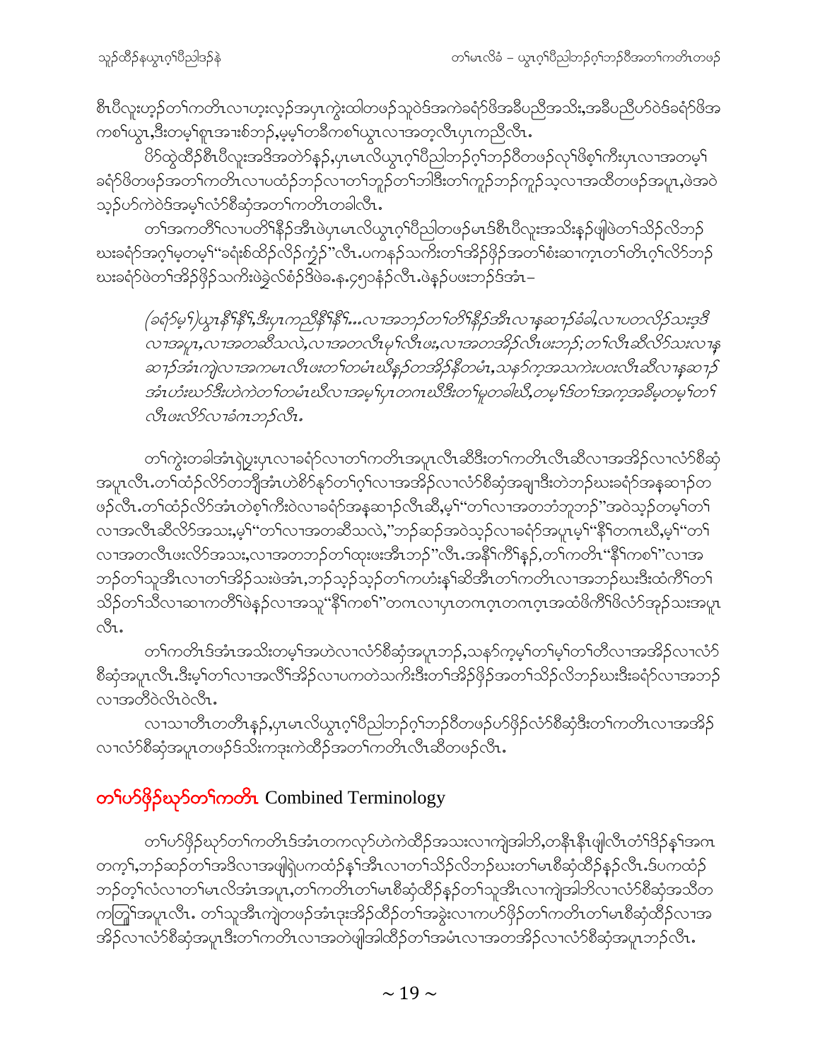စီၤပီလူးဟ့ဉ်တၢ်ကတိၤလၢဟ့းလ့ဉ်အပှၤကွဲးထါတဖဉ်သူဝဲဒ်အကဲခရံာ်ဖိအခီပညီအသိး,အခီပညီဟ်ဝဲဒ်ခရံာ်ဖိအကစၢ်ယွၤ,ဒီးတမ့ၢ်စူၤအၢးစ်ဘဉ်,မ့မ့ၢ်တခီကစၢ်ယွၤလၢအတ့လီၤပှၤကညီလီၤ.

ပိာ်ထွဲထီဉ်စီၤပီလူးအဒိအတဲာ်နဉ်,ပှၤမၤလိယွၤဂ့ၢ်ပီညါဘဉ်ဂ့ၢ်ဘဉ်ဝီတဖဉ်လု၊်ဖိစ့ၢ်ကီးပှၤလၢအတမ့ၢ်ခရံာ်ဖိတဖဉ်အတၢ်ကတိၤလၢပထံဉ်ဘဉ်လၢတၢ်ဘူဉ်တၢ်ဘါဒီးတၢ်ကူဉ်ဘဉ်ကူဉ်သ့လၢအထိတဖဉ်အပူၤ,ဖဲအဝဲသ့ဉ်ပာ်ကဲဝဲဒ်အမ့ၢ်လံာ်စီဆှံအတၢ်ကတိၤတခါလီၤ.

တၢ်အကတိၢ်လၢပတိၢ်နိဉ်အီၤဖဲပှၤမၤလိယွၤဂ့ၢ်ပီညါတဖဉ်မၤဒ်စီၤပီလူးအသိးနဉ်ဖျါဖဲတၢ်သိဉ်လိဘဉ်ဃးခရံာ်အဂ့ၢ်မ့တမ့ၢ်"ခရံးစ်ထိဉ်လိဉ်ကွံဉ်"လီၤ.ပကနဉ်သကိးတၢ်အိဉ်ဖှိဉ်အတၢ်စံးဆၢကူၤတၢ်တိၤဂ့ၢ်လိာ်ဘဉ်ဃးခရံာ်ဖဲတၢ်အိဉ်ဖှိဉ်သကိးဖဲခွဲလ်စံဉ်ဒိဖဲခ.န.၄၅၁နံဉ်လီၤ.ဖဲနဉ်ပဖးဘဉ်ဒ်အံၤ–

*(ခရံာ်မ့ၢ်)ယွၤနီၢ်နီၢ်,ဒီးပှၤကညီနီၢ်နီၢ်...လၢအဘဉ်တၢ်တိၢ်နိဉ်အီၤလၢနဆၢဉ်ခံခါ,လၢပတလိဉ်သးဒ့ဒီလၢအပူၤ,လၢအတဆီသလဲ,လၢအတလီၤမုၢ်လီၤဖး,လၢအတအိဉ်လီၤဖးဘဉ်;တၢ်လီၤဆီလိာ်သးလၢနဆၢဉ်အံၤကျဲလၢအကမၤလီၤဖးတၢ်တမံၤဃီနဉ်တအိဉ်နီတမံၤ,သနာ်က့အသကဲးပဝးလီၤဆီလၢနဆၢဉ်အံၤဟံးဃာ်ဒီးဟဲကဲတၢ်တမံၤဃီလၢအမ့ၢ်ပှၤတဂၤဃီဒီးတၢ်မူတခါဃီ,တမ့ၢ်ဒ်တၢ်အက့အခီမ့တမ့ၢ်တၢ်လီၤဖးလိာ်လၢခံဂၤဘဉ်လီၤ.*

တၢ်ကွဲးတခါအံၤရဲပွးပှၤလၢခရံာ်လၢတၢ်ကတိၤအပူၤလီၤဆီဒီးတၢ်ကတိၤလီၤဆီလၢအအိဉ်လၢလံာ်စီဆှံအပူၤလီၤ.တၢ်ထံဉ်လိာ်တဘျီအံၤဟဲစိာ်နှာ်တၢ်ဂ့ၢ်လၢအအိဉ်လၢလံာ်စီဆှံအချၢဒီးတဲဘဉ်ဃးခရံာ်အနဆၢဉ်တဖဉ်လီၤ.တၢ်ထံဉ်လိာ်အံၤတဲစ့ၢ်ကီးဝဲလၢခရံာ်အနဆၢဉ်လီၤဆီ,မ့ၢ်"တၢ်လၢအတဘံဘူဘဉ်"အဝဲသ့ဉ်တမ့ၢ်တၢ်လၢအလီၤဆီလိာ်အသး,မ့ၢ်"တၢ်လၢအတဆီသလဲ,"ဘဉ်ဆဉ်အဝဲသ့ဉ်လၢခရံာ်အပူၤမ့ၢ်"နီၢ်တဂၤဃီ,မ့ၢ်"တၢ်လၢအတလီၤဖးလိာ်အသး,လၢအတဘဉ်တၢ်ထုးဖးအီၤဘဉ်"လီၤ.အနီၢ်ကီၢ်နဉ်,တၢ်ကတိၤ"နီၢ်ကစၢ်"လၢအဘဉ်တၢ်သူအီၤလၢတၢ်အိဉ်သးဖဲအံၤ,ဘဉ်သ့ဉ်သ့ဉ်တၢ်ကဟံးန့ၢ်ဆိအီၤတၢ်ကတိၤလၢအဘဉ်ဃးဒီးထံကိၢ်တၢ်သိဉ်တၢ်သိလၢဆၢကတိၢ်ဖဲနဉ်လၢအသူ"နီၢ်ကစၢ်"တဂၤလၢပှၤတဂၤဂ့ၤတဂၤဂ့ၤအထံဖိကိၢ်ဖိလံာ်အှဉ်သးအပူၤလီၤ.

တၢ်ကတိၤဒ်အံၤအသိးတမ့ၢ်အဟဲလၢလံာ်စီဆှံအပူၤဘဉ်,သနာ်က့မ့ၢ်တၢ်မ့ၢ်တၢ်တီလၢအအိဉ်လၢလံာ်စီဆှံအပူၤလီၤ.ဒီးမ့ၢ်တၢ်လၢအလီၢ်အိဉ်လၢပကတဲသကိးဒီးတၢ်အိဉ်ဖှိဉ်အတၢ်သိဉ်လိဘဉ်ဃးဒီးခရံာ်လၢအဘဉ်လၢအတိဝဲလီၤဝဲလီၤ.

လၢသၢတီၤတတီၤနဉ်,ပှၤမၤလိယွၤဂ့ၢ်ပီညါဘဉ်ဂ့ၢ်ဘဉ်ဝီတဖဉ်ဟ်ဖှိဉ်လံာ်စီဆှံဒီးတၢ်ကတိၤလၢအအိဉ်လၢလံာ်စီဆှံအပူၤတဖဉ်ဒ်သိးကဒုးကဲထိဉ်အတၢ်ကတိၤလီၤဆီတဖဉ်လီၤ.

## တၢ်ဟ်ဖှိဉ်ဃုာ်တၢ်ကတိၤ Combined Terminology

တၢ်ဟ်ဖှိဉ်ဃုာ်တၢ်ကတိၤဒ်အံၤတကလှာ်ဟဲကဲထိဉ်အသးလၢကျဲအါဘိ,တနီၤနီၤဖျါလီၤတံၢ်ဒိဉ်နှၢ်အဂၤတက့ၢ်,ဘဉ်ဆဉ်တၢ်အဒိလၢအဖျါရှဲပကထံဉ်နှၢ်အီၤလၢတၢ်သိဉ်လိဘဉ်ဃးတၢ်မၤစီဆှံထိဉ်နဉ်လီၤ.ဒ်ပကထံဉ်ဘဉ်တ့ၢ်လံလၢတၢ်မၤလိအံၤအပူၤ,တၢ်ကတိၤတၢ်မၤစီဆှံထိဉ်နဉ်တၢ်သူအီၤလၢကျဲအါဘိလၢလံာ်စီဆှံအသီတကတြူၢ်အပူၤလီၤ. တၢ်သူအီၤကျဲတဖဉ်အံၤဒုးအိဉ်ထိဉ်တၢ်အခွဲးလၢကဟ်ဖှိဉ်တၢ်ကတိၤတၢ်မၤစီဆှံထိဉ်လၢအအိဉ်လၢလံာ်စီဆှံအပူၤဒီးတၢ်ကတိၤလၢအတဲဖျါအါထိဉ်တၢ်အမံၤလၢအတအိဉ်လၢလံာ်စီဆှံအပူၤဘဉ်လီၤ.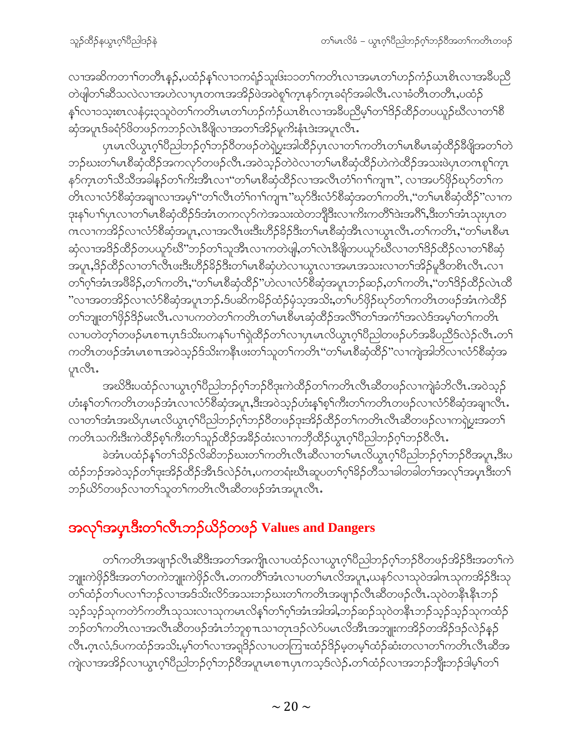လၢအဆိကတၢ်တတီၤနၣ်,ပထံၣ်နှၤ်လၢၥကရၢၣ်သူးဖိးၥၥတၢ်ကတိၤလၢအမၤတၢ်ဟၣ်ကံၣ်ယၤစီၤလၢအခီပညီတဲဖျါတၢ်ဆီသလဲလၢအဟဲလၢပှၤတဂၤအအိၣ်ဖဲအဝဲစူၢ်က့ၤနၣ်က့ၤခရံၣ်အခါလီၤ.လၢခံတီၤတတီၤ,ပထံၣ်နှၤ်လၢၥသ့းစၤလနံငုးၥသူဝဲတၢ်ကတိၤမၤတၢ်ဟၣ်ကံၣ်ယၤစီၤလၢအခီပညီမ့ၢ်တၢ်ဒိၣ်ထိၣ်တပယူၣ်ဃီလၢတၢ်စိဆုံအပူၤဒ်ခရံာ်ဖိတဖၣ်ကဘၣ်လဲၤခီဖျိလၢအတၢ်အိၣ်မူကိးနံၤဒဲးအပူၤလီၤ.

ပှၤမၤလိယွၤဂ့ၢ်ပီညါဘၣ်ဂ့ၢ်ဘၣ်ဝီတဖၣ်တဲရှဲပွးအါထိၣ်ပှၤလၢတၢ်ကတိၤတၢ်မၤစီမၤဆုံထိၣ်ခီဖျိအတၢ်တဲဘၣ်ဃးတၢ်မၤစီဆုံထိၣ်အကလုာ်တဖၣ်လီၤ.အဝဲသ့ၣ်တဲဝဲလၢတၢ်မၤစီဆုံထိၣ်ဟဲကဲထိၣ်အသးဖဲပှၤတဂၤစူၢ်က့ၤနၣ်က့ၤတၢ်သိသိအခါနှၣ်တၢ်ကိးအီၤလၢ"တၢ်မၤစီဆုံထိၣ်လၢအလီၤတံၢ်ဂၢ်ကျπ", လၢအဟ်ဖှိၣ်ဃုာ်တၢ်ကတိၤလၢလံာ်စီဆုံအချၢလၢအမ့ၢ်"တၢ်လီၤတံၢ်ဂၢ်ကျπ"ဃုာ်ဒီးလံာ်စီဆုံအတၢ်ကတိၤ,"တၢ်မၤစီဆုံထိၣ်"လၢကဒုးနှၤ်ပၢၢ်ပှၤလၢတၢ်မၤစီဆုံထိၣ်ဒ်အံၤတကလုာ်ကဲအသးထဲတဘျီဒီးလၢကိးကတိၢ်ဒဲးအဂီၢ်,ဒီးတၢ်အံၤသုးပှၤတဂၤလၢကအိၣ်လၢလံာ်စီဆုံအပူၤ,လၢအလီၤဖးဒီးဟိၣ်ခိၣ်ဒီးတၢ်မၤစီဆုံအီၤလၢယွၤလီၤ.တၢ်ကတိၤ,"တၢ်မၤစီမၤဆုံလၢအဒိၣ်ထိၣ်တပယူာ်ဃီ"ဘၣ်တၢ်သူအီၤလၢကတဲဖျါ,တၢ်လဲၤခီဖျိတပယူာ်ဃီလၢတၢ်ဒိၣ်ထိၣ်လၢတၢ်စီဆုံအပူၤ,ဒိၣ်ထိၣ်လၢတၢ်လီၤဖးဒီးဟိၣ်ခိၣ်ဒီးတၢ်မၤစီဆုံဟဲလၢယွၤလၢအမၤအသးလၢတၢ်အိၣ်မူဒိတစိၤလီၤ.လၢတၢ်ဂ့ၢ်အံၤအဖီခိၣ်,တၢ်ကတိၤ,"တၢ်မၤစီဆုံထိၣ်"ဟဲလၢလံာ်စီဆုံအပူၤဘၣ်ဆၣ်,တၢ်ကတိၤ,"တၢ်ဒိၣ်ထိၣ်လဲၤထိ"လၢအတအိၣ်လၢလံာ်စီဆုံအပူၤဘၣ်.ဒ်ပဆိကမိၣ်ထံၣ်မုံသ့အသိး,တၢ်ဟ်ဖှိၣ်ဃုာ်တၢ်ကတိၤတဖၣ်အံၤကဲထိၣ်တၢ်ဘျုးတၢ်ဖှိၣ်ဒိၣ်မးလီၤ.လၢပကတဲတၢ်ကတိၤတၢ်မၤစီမၤဆုံထိၣ်အလိၢ်တၢ်အကံၢ်အလဲဒ်အမ့ၢ်တၢ်ကတိၤလၢပတဲတ့ၢ်တဖၣ်မၤစπပှၤဒ်သိးပကနၢ်ပၢၢ်ရဲထိၣ်တၢ်လၢပှၤမၤလိယွၤဂ့ၢ်ပီညါတဖၣ်ဟ်အခီပညီဒ်လဲၣ်လီၤ.တၢ်ကတိၤတဖၣ်အံၤမၤစπအဝဲသ့ၣ်ဒ်သိးကနီၤဖးတၢ်သူတၢ်ကတိၤ"တၢ်မၤစီဆုံထိၣ်"လၢကျဲအါဘိလၢလံာ်စီဆုံအပူၤလီၤ.

အဃိဒီးပထံၣ်လၢယွၤဂ့ၢ်ပီညါဘၣ်ဂ့ၢ်ဘၣ်ဝီဒုးကဲထိၣ်တၢ်ကတိၤလီၤဆီတဖၣ်လၢကျဲခံဘိလီၤ.အဝဲသ့ၣ်ဟံးနှၤ်တၢ်ကတိၤတဖၣ်အံၤလၢလံာ်စီဆုံအပူၤ,ဒီးအဝဲသ့ၣ်ဟံးနှၤ်စ့ၢ်ကီးတၢ်ကတိၤတဖၣ်လၢလံာ်စီဆုံအချၢလီၤ.လၢတၢ်အံၤအဃိပှၤမၤလိယွၤဂ့ၢ်ပီညါဘၣ်ဂ့ၢ်ဘၣ်ဝီတဖၣ်ဒုးအိၣ်ထိၣ်တၢ်ကတိၤလီၤဆီတဖၣ်လၢကရဲပွးအတၢ်ကတိၤသကိးဒီးကဲထိၣ်စ့ၢ်ကီးတၢ်သူၣ်ထိၣ်အခိၣ်ထံးလၢကဘိုထိၣ်ယွၤဂ့ၢ်ပီညါဘၣ်ဂ့ၢ်ဘၣ်ဝီလီၤ.

ခဲအံၤပထံၣ်နှၤ်တၢ်သိၣ်လိဆိဘၣ်ဃးတၢ်ကတိၤလီၤဆီလၢတၢ်မၤလိယွၤဂ့ၢ်ပီညါဘၣ်ဂ့ၢ်ဘၣ်ဝီအပူၤ,ဒီးပထံၣ်ဘၣ်အဝဲသ့ၣ်တၢ်ဒုးအိၣ်ထိၣ်အီၤဒ်လဲၣ်ဝဲၤ,ပကတရံးဃီၤဆူပတၢ်ဂ့ၢ်ခိၣ်တီသၢခါတခါတၢ်အလုၢ်အပှၤဒီးတၢ်ဘၣ်ယိာ်တဖၣ်လၢတၢ်သူတၢ်ကတိၤလီၤဆီတဖၣ်အံၤအပူၤလီၤ.

## အလုၢ်အပှၤဒီးတၢ်လီၤဘၣ်ယိၣ်တဖၣ် Values and Dangers

တၢ်ကတိၤအဖျၢၣ်လီၤဆီဒီးအတၢ်အကျိၤလၢပထံၣ်လၢယွၤဂ့ၢ်ပီညါဘၣ်ဂ့ၢ်ဘၣ်ဝီတဖၣ်အိၣ်ဒီးအတၢ်ကဲဘျုးကဲဖှိၣ်ဒီးအတၢ်တကဲဘျုးကဲဖှိၣ်လီၤ.တကတိၢ်အံၤလၢပတၢ်မၤလိအပူၤ,ယနာ်လၢသုဝဲအါဂၤသုကအိၣ်ဒီးသုတၢ်ထံၣ်တၢ်ပလၢ်ဘၣ်လၢအဒ်သိးလိာ်အသးဘၣ်ဃးတၢ်ကတိၤအဖျၢၣ်လီၤဆီတဖၣ်လီၤ.သုဝဲတနီၤနီၤဘၣ်သ့ၣ်သ့ၣ်သုကတဲာ်ကတိၤသုသးလၢသုကမၤလိနှၤ်တၢ်ဂ့ၢ်အံၤအါအါ,ဘၣ်ဆၣ်သုဝဲတနီၤဘၣ်သ့ၣ်သ့ၣ်သုကထံၣ်ဘၣ်တၢ်ကတိၤလၢအလီၤဆီတဖၣ်အံၤဘံဘူစπသၢတုၤဒၣ်လဲာ်ပမၤလိအီၤအဘျုးကအိၣ်တအိၣ်ဒၣ်လဲၣ်နှၣ်လီၤ.ဂ့ၤလံ,ဒ်ပကထံၣ်အသိး,မ့ၢ်တၢ်လၢအရှဒိၣ်လၢပတကြၢးထံၣ်ဒိၣ်မ့တမ့ၢ်ထံၣ်ဆံးတလၢတၢ်ကတိၤလီၤဆီအကျဲလၢအအိၣ်လၢယွၤဂ့ၢ်ပီညါဘၣ်ဂ့ၢ်ဘၣ်ဝီအပူၤမၤစπပှၤကသ့ဒ်လဲၣ်.တၢ်ထံၣ်လၢအဘၣ်ဘှီးဘၣ်ဒါမ့ၢ်တၢ်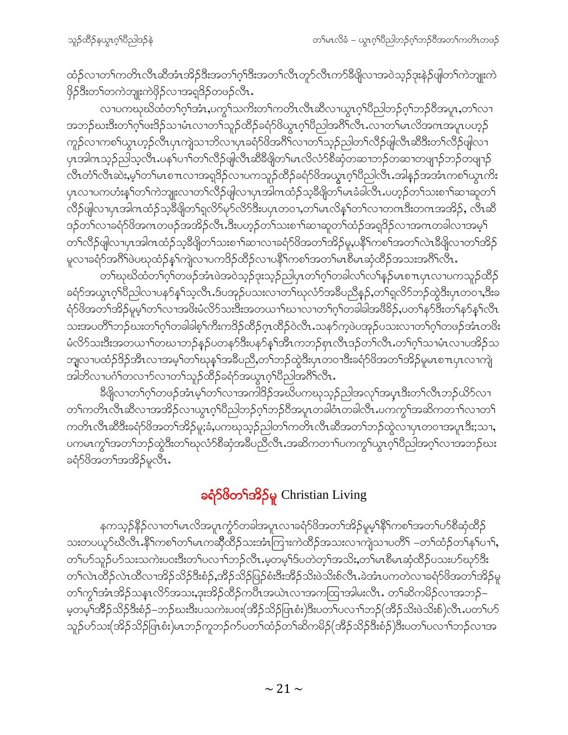ထံၣ်လၢတၢ်ကတိၤလီၤဆီအံၤအိၣ်ဒီးအတၢ်ဂ့ၢ်ဒီးအတၢ်လီၤတူၫ်လီၤကၢ်ခီဖျိလၢအဝဲသ့ၣ်ဒုးနဲၣ်ဖျါတၢ်ကဲဘျုးကဲဖှိၣ်ဒီးတၢ်တကဲဘျုးကဲဖှိၣ်လၢအရှၢ်ထွဲတဖၣ်လီၤ.

လၢပကဃုဃီထံတၢ်ဂ့ၢ်အံၤ,ပကွၢ်သကိးတၢ်ကတိၤလီၤဆီလၢယွၤဂ့ၢ်ပီညါဘၣ်ဂ့ၢ်ဘၣ်ဝီအပူၤ,တၢ်လၢအဘၣ်ဃးဒီးတၢ်ဂ့ၢ်ဖးဒိၣ်သၢမံၤလၢတၢ်သူၣ်ထိၣ်ခရံာ်ဖိယွၤဂ့ၢ်ပီညါအဂီၢ်လီၤ.လၢတၢ်မၤလိအဂၤအပူၤပဟ့ၣ်ကူၣ်လၢကစၢ်ယွၤဟ့ၣ်လီၤပှၤကျဲသၢဘိလၢပှၤခရံာ်ဖိအဂီၢ်လၢတၢ်သ့ၣ်ညါတၢ်လိၣ်ဖျါလီၤဆီဒီးတၢ်လိၣ်ဖျါလၢပှၤအါဂၤသ့ၣ်ညါသ့လီၤ.ပနၢ်ပၢၢ်တၢ်လိၣ်ဖျါလီၤဆီခီဖျိတၢ်မၤလိလံာ်စီဆှံတဆၢဘၣ်တဆၢတဖျၢၣ်ဘၣ်တဖျၢၣ်လီၤတံၢ်လီၤဆဲး,မ့ၢ်တၢ်မၤစၢၤလၢအရှၢ်ၣ်လၢပကသူၣ်ထိၣ်ခရံာ်ဖိအယွၤဂ့ၢ်ပီညါလီၤ.အါနှၣ်အအံၤကစၢ်ယွၤကီးပှၤလၢပကဟံးနှၢ်တၢ်ကဲဘျုးလၢတၢ်လိၣ်ဖျါလၢပှၤအါဂၤထံၣ်သ့ခီဖျိတၢ်မၤခံခါလီၤ.ပဟ့ၣ်တၢ်သးစၢ်ဆၢဆူတၢ်လိၣ်ဖျါလၢပှၤအါဂၤထံၣ်သ့ခီဖျိတၢ်ရှလိာ်မုာ်လိာ်ဒီးပပှၤတဝၢ,တၢ်မၤလိနှၢ်တၢ်လၢတဂၤဒီးတဂၤအအိၣ်, လီၤဆီဒၣ်တၢ်လၢခရံာ်ဖိအဂၤတဖၣ်အအိၣ်လီၤ.ဒီးပဟ့ၣ်တၢ်သးစၢ်ဆၢဆူတၢ်ထံၣ်အရှၢ်ၣ်လၢအဂၤတခါလၢအမ့ၢ်တၢ်လိၣ်ဖျါလၢပှၤအါဂၤထံၣ်သ့ခီဖျိတၢ်သးစၢ်ဆၢလၢခရံာ်ဖိအတၢ်အိၣ်မူ,ပနီၢ်ကစၢ်အတၢ်လဲၤခီဖျိလၢတၢ်အိၣ်မူလၢခရံာ်အဂီၢ်ဖဲပဃုထံၣ်နှၢ်ကျဲလၢပကဒိၣ်ထိၣ်လၢပနီၢ်ကစၢ်အတၢ်မၤစီမၤဆှံထိၣ်အသးအဂီၢ်လီၤ.

တၢ်ဃုဃီထံတၢ်ဂ့ၢ်တဖၣ်အံၤဖဲအဝဲသ့ၣ်ဒုးသ့ၣ်ညါပှၤတၢ်ဂ့ၢ်တခါလၢ်လၢ်နှၣ်မၤစၢၤပှၤလၢပကသူၣ်ထိၣ်ခရံာ်အယွၤဂ့ၢ်ပီညါလၢပနာ်နှၢ်သ့လီၤ.ဒ်ပအှၣ်ပသးလၢတၢ်ဃုလံာ်အခီပညီနှၣ်,တၢ်ရှလိာ်ဘၣ်ထွဲဒီးပှၤတဝၢ,ဒီးခရံာ်ဖိအတၢ်အိၣ်မူမ့ၢ်တၢ်လၢအဖိးမံလိာ်သးဒီးအတယၢၢ်ဃၢလၢတၢ်ဂ့ၢ်တခါခါအဖီခိၣ်,ပတၢ်နာ်ဒီးတၢ်နာ်နှၢ်လီၤသးအပတိၢ်ဘၣ်ဃးတၢ်ဂ့ၢ်တခါခါစ့ၢ်ကီးကဒိၣ်ထိၣ်ဂူၤထိၣ်ဝဲလီၤ.သနာ်က့ဖဲပအှၣ်ပသးလၢတၢ်ဂ့ၢ်တဖၣ်အံၤတဖိးမံလိာ်သးဒီးအတယၢၢ်တဃၢဘၣ်နှၣ်ပတနာ်ဒီးပနာ်နှၢ်အီၤကဘၣ်စှၤလီၤဒၣ်တၢ်လီၤ.တၢ်ဂ့ၢ်သၢမံၤလၢပအိၣ်သဘျုလၢပထံၣ်ဒိၣ်အီၤလၢအမ့ၢ်တၢ်ဃုန့ၢ်အခီပညီ,တၢ်ဘၣ်ထွဲဒီးပှၤတဝၢဒီးခရံာ်ဖိအတၢ်အိၣ်မူမၤစၢၤပှၤလၢကျဲအါဘိလၢပဂံၢ်တလၢာ်လၢတၢ်သူၣ်ထိၣ်ခရံာ်အယွၤဂ့ၢ်ပီညါအဂီၢ်လီၤ.

ခီဖျိလၢတၢ်ဂ့ၢ်တဖၣ်အံၤမ့ၢ်တၢ်လၢအကါဒိၣ်အဃိပကဃုသ့ၣ်ညါအလှၢ်အပှၤဒီးတၢ်လီၤဘၣ်ယိာ်လၢတၢ်ကတိၤလီၤဆီလၢအအိၣ်လၢယွၤဂ့ၢ်ပီညါဘၣ်ဂ့ၢ်ဘၣ်ဝီအပူၤတခါဝံၤတခါလီၤ.ပကကွၢ်အဆိကတၢၢ်လၢတၢ်ကတိၤလီၤဆီဒီးခရံာ်ဖိအတၢ်အိၣ်မူ;ခံ,ပကဃုသ့ၣ်ညါတၢ်ကတိၤလီၤဆီအတၢ်ဘၣ်ထွဲလၢပှၤတဝၢအပူၤဒီး;သၢ,ပကမၤကွၢ်အတၢ်ဘၣ်ထွဲဒီးတၢ်ဃုလံာ်စီဆှံအခီပညီလီၤ.အဆိကတၢၢ်ပကကွၢ်ယွၤဂ့ၢ်ပီညါအဂ့ၢ်လၢအဘၣ်ဃးခရံာ်ဖိအတၢ်အအိၣ်မူလီၤ.

## ခရံာ်ဖိတၢ်အိၣ်မူ Christian Living

နကသ့ၣ်နီၣ်လၢတၢ်မၤလိအပူၤကွံာ်တခါအပူၤလၢခရံာ်ဖိအတၢ်အိၣ်မူမ့ၢ်နီၢ်ကစၢ်အတၢ်ပာ်စီဆှံထိၣ်သးတပယူာ်ဃီလီၤ.နီၢ်ကစၢ်တၢ်မၤကဆှီထိၣ်သးအံၤကြၢးကဲထိၣ်အသးလၢကျဲသၢပတိၢ် –တၢ်ထံၣ်တၢ်နၢ်ပၢၢ်,တၢ်ပာ်သူၣ်ပာ်သးသကဲးပဝး‌ဒီးတၢ်ပလၢၢ်ဘၣ်လီၤ.မ့တမ့ၢ်ဒ်ပတဲတ့ၢ်အသိး,တၢ်မၤစီမၤဆှံထိၣ်ပသးပာ်ဃုာ်ဒီးတၢ်လဲၤထိၣ်လဲၤထီလၢအိၣ်သိၣ်ဒီးစံၣ်,အိၣ်သိၣ်ဖြဲၣ်စံးဒီးအိၣ်သိးဖဲသိးစ်လီၤ.ခဲအံၤပကတဲလၢခရံာ်ဖိအတၢ်အိၣ်မူတၢ်ကွၢ်အံၤအိၣ်သန့ၤလိာ်အသး,ဒုးအိၣ်ထိၣ်ကပီၤအဃဲၤလၢအကထြၢအါမးလီၤ. တၢ်ဆိကမိၣ်လၢအဘၣ်–မ့တမ့ၢ်အိၣ်သိၣ်ဒီးစံၣ်–ဘၣ်ဃးဒီးပသကဲးပဝး(အိၣ်သိၣ်ဖြၤစံး)ဒီးပတၢ်ပလၢၢ်ဘၣ်(အိၣ်သိးဖဲသိးစ်)လီၤ.ပတၢ်ပာ်သူၣ်ပာ်သး(အိၣ်သိၣ်ဖြၤစံး)မၤဘၣ်ကူဘၣ်ကၣ်ပတၢ်ထံၣ်တၢ်ဆိကမိၣ်(အိၣ်သိၣ်ဒီးစံၣ်)ဒီးပတၢ်ပလၢၢ်ဘၣ်လၢအ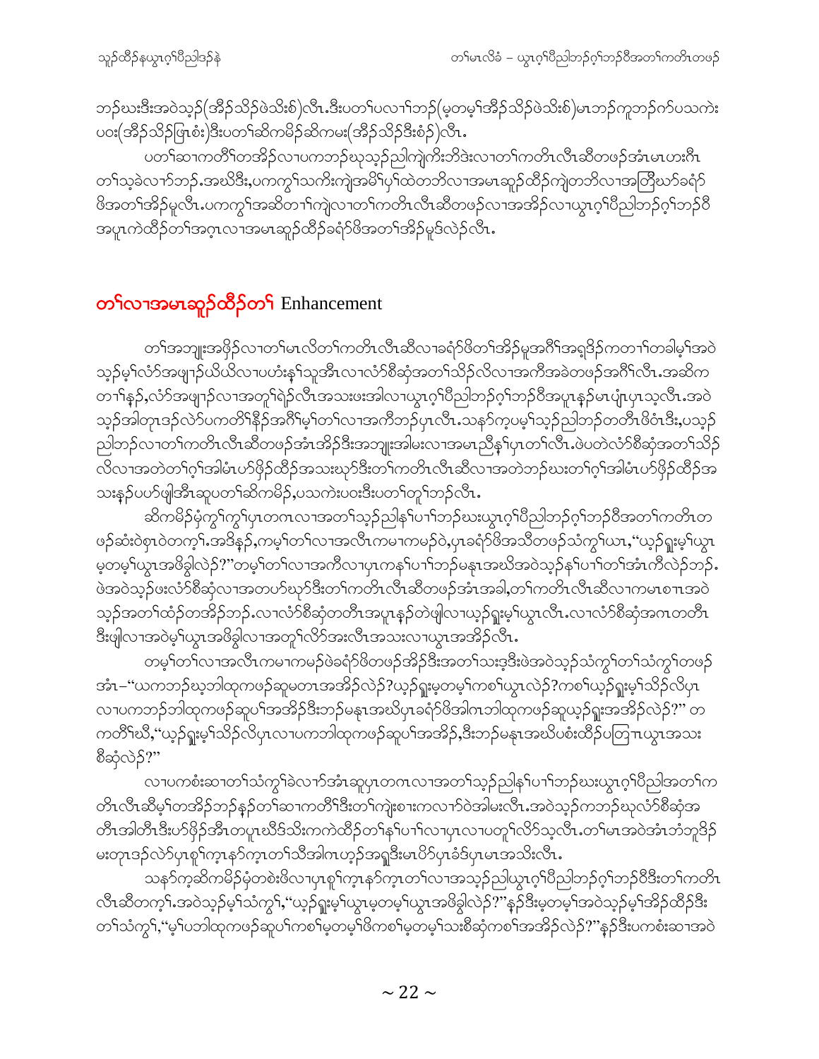ဘၣ်ဃးဒီးအဝဲသ့ၣ်(အီၣ်သိၣ်ဖဲသိးစ်)လီၤ.ဒီးပတၢ်ပလၢၢ်ဘၣ်(မ့တမ့ၢ်အီၣ်သိၣ်ဖဲသိးစ်)မၤဘၣ်ကူဘၣ်ကၣ်ပသကဲး ပဝး(အီၣ်သိၣ်ဖြၤစံး)ဒီးပတၢ်ဆိကမိၣ်ဆိကမး(အီၣ်သိၣ်ဒီးစံၣ်)လီၤ.

ပတၢ်ဆၢကတီၢ်တအိၣ်လၢပကဘၣ်ဃုသ့ၣ်ညါကျဲကိးဘိဒဲးလၢတၢ်ကတိၤလီၤဆီတဖၣ်အံၤမၤဟးဂီၤ တၢ်သ့ခဲလၢာ်ဘၣ်.အဃိဒီး,ပကကွၢ်သကိးကျဲအမိၢ်ပှၢ်ထဲတဘိလၢအမၤဆူၣ်ထီၣ်ကျဲတဘိလၢအတြီဃာ်ခရံာ် ဖိအတၢ်အိၣ်မူလီၤ.ပကကွၢ်အဆိတၢ်ကျဲလၢတၢ်ကတိၤလီၤဆီတဖၣ်လၢအအိၣ်လၢယွၤဂ့ၢ်ပီညါဘၣ်ဂ့ၢ်ဘၣ်ဝီ အပူၤကဲထိၣ်တၢ်အဂ့ၤလၢအမၤဆူၣ်ထီၣ်ခရံာ်ဖိအတၢ်အိၣ်မူဒ်လဲၣ်လီၤ.

## တၢ်လၢအမၤဆူၣ်ထီၣ်တၢ် Enhancement

တၢ်အဘျုးအဖှိၣ်လၢတၢ်မၤလိတၢ်ကတိၤလီၤဆီလၢခရံာ်ဖိတၢ်အိၣ်မူအဂီၢ်အရှဒိၣ်ကတၢၢ်တခါမ့ၢ်အဝဲ သ့ၣ်မ့ၢ်လံာ်အဖျၢၣ်ယိယိလၢပဟံးန့ၢ်သူအီၤလၢလံာ်စီဆှံအတၢ်သိၣ်လိလၢအကီအခဲတဖၣ်အဂီၢ်လီၤ.အဆိက တၢၢ်နှၣ်,လံာ်အဖျၢၣ်လၢအတူၢ်ရဲၣ်လီၤအသးဖးအါလၢယွၤဂ့ၢ်ပီညါဘၣ်ဂ့ၢ်ဘၣ်ဝီအပူၤန့ၣ်မၤပျံၤပှၤသ့လီၤ.အဝဲ သ့ၣ်အါတုၤဒၣ်လဲာ်ပကတိၢ်နီၣ်အဂီၢ်မ့ၢ်တၢ်လၢအကီဘၣ်ပှၤလီၤ.သနာ်က့ပမ့ၢ်သ့ၣ်ညါဘၣ်တတီၤဖိဝံၤဒီး,ပသ့ၣ် ညါဘၣ်လၢတၢ်ကတိၤလီၤဆီတဖၣ်အံၤအိၣ်ဒီးအဘျုးအါမးလၢအမၤညီန့ၢ်ပှၤတၢ်လီၤ.ဖဲပတဲလံာ်စီဆှံအတၢ်သိၣ် လိလၢအတဲတၢ်ဂ့ၢ်အါမံၤဟ်ဖှိၣ်ထီၣ်အသးဃုာ်ဒီးတၢ်ကတိၤလီၤဆီလၢအတဲဘၣ်ဃးတၢ်ဂ့ၢ်အါမံၤဟ်ဖှိၣ်ထီၣ်အ သးန့ၣ်ပဟ်ဖျါအီၤဆူပတၢ်ဆိကမိၣ်,ပသကဲးပဝးဒီးပတၢ်တူၢ်ဘၣ်လီၤ.

ဆိကမိၣ်မ့ံကွၢ်ကွၢ်ပှၤတဂၤလၢအတၢ်သ့ၣ်ညါန့ၢ်ပၢၢ်ဘၣ်ဃးယွၤဂ့ၢ်ပီညါဘၣ်ဂ့ၢ်ဘၣ်ဝီအတၢ်ကတိၤတ ဖၣ်ဆံးဝဲစှၤဝဲတက့ၢ်.အဒိန့ၣ်,ကမ့ၢ်တၢ်လၢအလီၤကမၢကမၣ်ဝဲ,ပှၤခရံာ်ဖိအသီတဖၣ်သံကွၢ်ယၤ,"ယ့ၣ်ရှူးမ့ၢ်ယွၤ မ့တမ့ၢ်ယွၤအဖိခွါလဲၣ်?"တမ့ၢ်တၢ်လၢအကီလၢပှၤကနၢ်ပၢၢ်ဘၣ်မနုၤအဃိအဝဲသ့ၣ်နၢ်ပၢၢ်တၢ်အံၤကီလဲၣ်ဘၣ်. ဖဲအဝဲသ့ၣ်ဖးလံာ်စီဆှံလၢအတဟ်ဃုာ်ဒီးတၢ်ကတိၤလီၤဆီတဖၣ်အံၤအခါ,တၢ်ကတိၤလီၤဆီလၢကမၤစၢၤအဝဲ သ့ၣ်အတၢ်ထံၣ်တအိၣ်ဘၣ်.လၢလံာ်စီဆှံတတီၤအပူၤန့ၣ်တဲဖျါလၢယ့ၣ်ရှူးမ့ၢ်ယွၤလီၤ.လၢလံာ်စီဆှံအဂၤတတီၤ ဒီးဖျါလၢအဝဲမ့ၢ်ယွၤအဖိခွါလၢအတူၢ်လိာ်အးလီၤအသးလၢယွၤအအိၣ်လီၤ.

တမ့ၢ်တၢ်လၢအလီၤကမၢကမၣ်ဖဲခရံာ်ဖိတဖၣ်အိၣ်ဒီးအတၢ်သးဒ့ဒီးဖဲအဝဲသ့ၣ်သံကွၢ်တၢ်သံကွၢ်တဖၣ် အံၤ–"ယကဘၣ်ဃုဘါထုကဖၣ်ဆူမတၤအအိၣ်လဲၣ်?ယ့ၣ်ရှူးမ့တမ့ၢ်ကစၢ်ယွၤလဲၣ်?ကစၢ်ယ့ၣ်ရှူးမ့ၢ်သိၣ်လိပှၤ လၢပကဘၣ်ဘါထုကဖၣ်ဆူပၢ်အအိၣ်ဒီးဘၣ်မနုၤအဃိပှၤခရံာ်ဖိအါဂၤဘါထုကဖၣ်ဆူယ့ၣ်ရှူးအအိၣ်လဲၣ်?" တ ကတိၢ်ဃီ,"ယ့ၣ်ရှူးမ့ၢ်သိၣ်လိပှၤလၢပကဘါထုကဖၣ်ဆူပၢ်အအိၣ်,ဒီးဘၣ်မနုၤအဃိပစံးထီၣ်ပတြၢၤယွၤအသး စီဆှံလဲၣ်?"

လၢပကစံးဆၢတၢ်သံကွၢ်ခဲလၢာ်အံၤဆူပှၤတဂၤလၢအတၢ်သ့ၣ်ညါန့ၢ်ပၢၢ်ဘၣ်ဃးယွၤဂ့ၢ်ပီညါအတၢ်က တိၤလီၤဆီမ့ၢ်တအိၣ်ဘၣ်န့ၣ်တၢ်ဆၢကတီၢ်ဒီးတၢ်ကျဲးစၢးကလၢာ်ဝဲအါမးလီၤ.အဝဲသ့ၣ်ကဘၣ်ဃုလံာ်စီဆှံအ တီၤအါတီၤဒီးဟ်ဖှိၣ်အီၤတပူၤဃီဒ်သိးကကဲထိၣ်တၢ်နၢ်ပၢၢ်လၢပှၤလၢပတူၢ်လိာ်သ့လီၤ.တၢ်မၤအဝဲအံၤဘံဘူဒိၣ် မးတုၤဒၣ်လဲာ်ပှၤစူၢ်က့ၤနာ်က့ၤတၢ်သီအါဂၤဟ့ၣ်အရှုဒီးမၤပိာ်ပှၤခံဒ်ပှၤမၤအသိးလီၤ.

သနာ်က့ဆိကမိၣ်မ့ံတစဲးဖိလၢပှၤစူၢ်က့ၤနာ်က့ၤတၢ်လၢအသ့ၣ်ညါယွၤဂ့ၢ်ပီညါဘၣ်ဂ့ၢ်ဘၣ်ဝီဒီးတၢ်ကတိၤ လီၤဆီတက့ၢ်.အဝဲသ့ၣ်မ့ၢ်သံကွၢ်,"ယ့ၣ်ရှူးမ့ၢ်ယွၤမ့တမ့ၢ်ယွၤအဖိခွါလဲၣ်?"န့ၣ်ဒီးမ့တမ့ၢ်အဝဲသ့ၣ်မ့ၢ်အိၣ်ထိၣ်ဒီး တၢ်သံကွၢ်,"မ့ၢ်ပဘါထုကဖၣ်ဆူပၢ်ကစၢ်မ့တမ့ၢ်ဖိကစၢ်မ့တမ့ၢ်သးစီဆှံကစၢ်အအိၣ်လဲၣ်?"န့ၣ်ဒီးပကစံးဆၢအဝဲ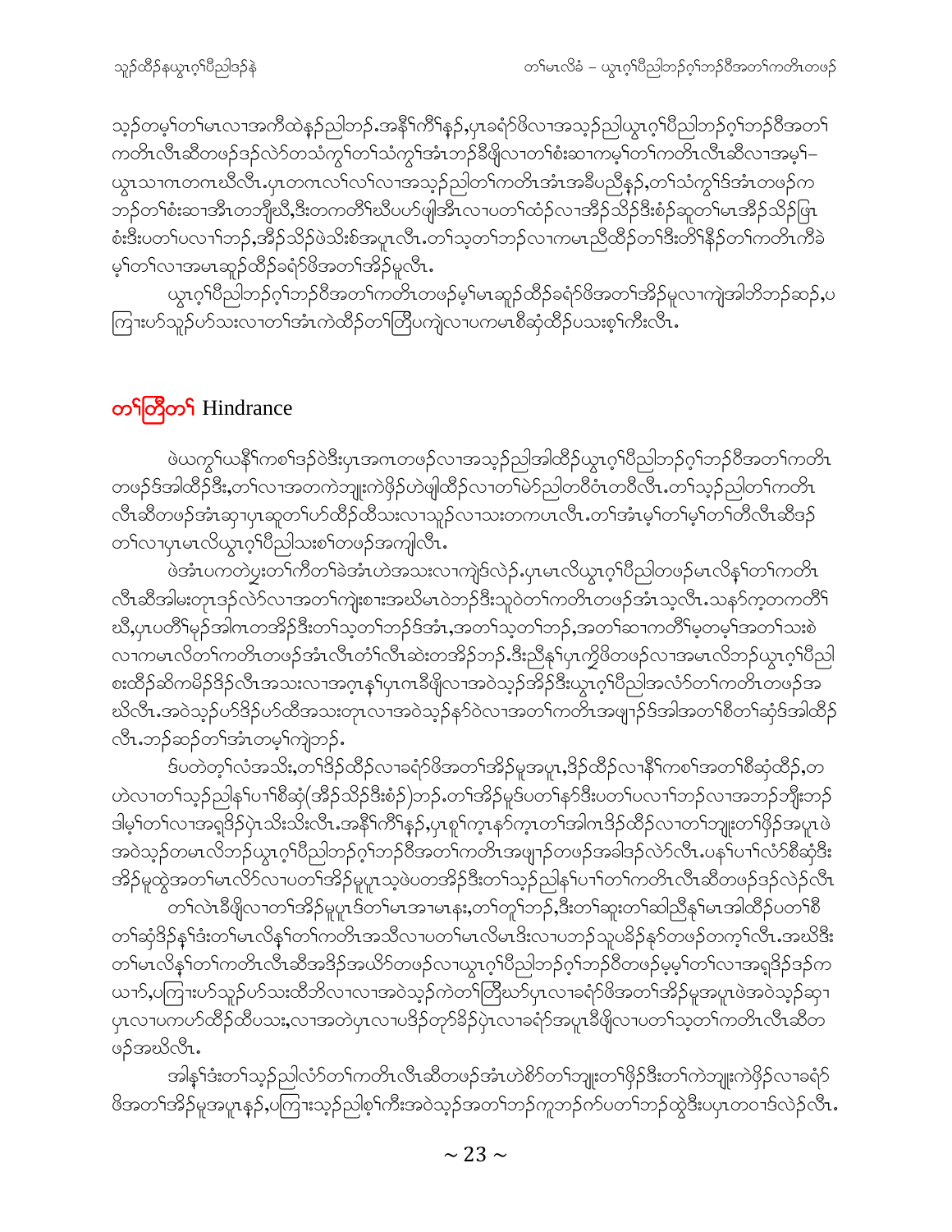သ့ၣ်တမ့ၢ်တၢ်မၤလၢအကီထဲနၣ်ညါဘၣ်.အနီၢ်ကီၢ်နၣ်,ပှၤခရံာ်ဖိလၢအသ့ၣ်ညါယွၤဂ့ၢ်ပီညါဘၣ်ဂ့ၢ်ဘၣ်ဝီအတၢ်ကတိၤလီၤဆီတဖၣ်ဒၣ်လဲာ်တသ်ကွၢ်တၢ်သံကွၢ်အံၤဘၣ်ခီဖျိလၢတၢ်စံးဆၢကမ့ၢ်တၢ်ကတိၤလီၤဆီလၢအမ့ၢ်–ယွၤသၢဂၤတဂၤဃီလီၤ.ပှၤတဂၤလၢ်လၢ်လၢအသ့ၣ်ညါတၢ်ကတိၤအံၤအခီပညီနၣ်,တၢ်သံကွၢ်ဒ်အံၤတဖၣ်ကဘၣ်တၢ်စံးဆၢအီၤတဘျီဃီ,ဒီးတကတိၢ်ဃီပဟ်ဖျါအီၤလၢပတၢ်ထံၣ်လၢအိၣ်သိၣ်ဒီးစံၣ်ဆူတၢ်မၤအိၣ်သိၣ်ဖြၤစံးဒီးပတၢ်ပလၢၢ်ဘၣ်,အိၣ်သိၣ်ဖဲသိးစ်အပူၤလီၤ.တၢ်သ့တၢ်ဘၣ်လၢကမၤညီထိၣ်တၢ်ဒီးတိၢ်နီၣ်တၢ်ကတိၤကီခဲမ့ၢ်တၢ်လၢအမၤဆူၣ်ထိၣ်ခရံာ်ဖိအတၢ်အိၣ်မူလီၤ.

ယွၤဂ့ၢ်ပီညါဘၣ်ဂ့ၢ်ဘၣ်ဝီအတၢ်ကတိၤတဖၣ်မ့ၢ်မၤဆူၣ်ထိၣ်ခရံာ်ဖိအတၢ်အိၣ်မူလၢကျဲအါတိဘၣ်ဆၣ်,ပကြၢးဟ်သူၣ်ဟ်သးလၢတၢ်အံၤကဲထိၣ်တၢ်တြီပကျဲလၢပကမၤစီဆုံထိၣ်ပသးစ့ၢ်ကီးလီၤ.

## တၢ်တြီတၢ် Hindrance

ဖဲယကွၢ်ယနီၢ်ကစၢ်ဒၣ်ဝဲဒီးပှၤအဂၤတဖၣ်လၢအသ့ၣ်ညါအါထိၣ်ယွၤဂ့ၢ်ပီညါဘၣ်ဂ့ၢ်ဘၣ်ဝီအတၢ်ကတိၤတဖၣ်ဒ်အါထိၣ်ဒီး,တၢ်လၢအတကဲဘျုးကဲဖှိၣ်ဟဲဖျါထိၣ်လၢတၢ်မဲာ်ညါတဝီဝံၤတဝီလီၤ.တၢ်သ့ၣ်ညါတၢ်ကတိၤလီၤဆီတဖၣ်အံၤဆှၢပှၤဆူတၢ်ဟ်ထိၣ်ထီသးလၢသူၣ်လၢသးတကပၤလီၤ.တၢ်အံၤမ့ၢ်တၢ်မ့ၢ်တၢ်တီလီၤဆီဒၣ်တၢ်လၢပှၤမၤလိယွၤဂ့ၢ်ပီညါသးစၢ်တဖၣ်အကျါလီၤ.

ဖဲအံၤပကတဲပှ့ၤတၢ်ကီတၢ်ခဲအံၤဟဲအသးလၢကျဲဒ်လဲၣ်.ပှၤမၤလိယွၤဂ့ၢ်ပီညါတဖၣ်မၤလိနၢ်တၢ်ကတိၤလီၤဆီအါမးတုၤဒၣ်လဲာ်လၢအတၢ်ကျဲးစၢးအဃိမၤဝဲဘၣ်ဒီးသူဝဲတၢ်ကတိၤတဖၣ်အံၤသ့လီၤ.သနာ်က့တကတိၢ်ဃီ,ပှၤပတိၢ်မုၣ်အါဂၤတအိၣ်ဒီးတၢ်သ့တၢ်ဘၣ်ဒ်အံၤ,အတၢ်သ့တၢ်ဘၣ်,အတၢ်ဆၢကတိၢ်မ့တမ့ၢ်အတၢ်သးစဲလၢကမၤလိတၢ်ကတိၤတဖၣ်အံၤလီၤတံၢ်လီၤဆဲးတအိၣ်ဘၣ်.ဒီးညီနှၢ်ပှၤကျိဖိတဖၣ်လၢအမၤလိဘၣ်ယွၤဂ့ၢ်ပီညါစးထိၣ်ဆိကမိၣ်ဒိၣ်လီၤအသးလၢအဂ့ၤန့ၢ်ပှၤဂၤခီဖျိလၢအဝဲသ့ၣ်အိၣ်ဒီးယွၤဂ့ၢ်ပီညါအလံာ်တၢ်ကတိၤတဖၣ်အဃိလီၤ.အဝဲသ့ၣ်ဟ်ဒိၣ်ဟ်ထီအသးတုၤလၢအဝဲသ့ၣ်နာ်ဝဲလၢအတၢ်ကတိၤအဖျၢၣ်ဒ်အါအတၢ်စီတၢ်ဆုံဒ်အါထိၣ်လီၤ.ဘၣ်ဆၣ်တၢ်အံၤတမ့ၢ်ကျဲဘၣ်.

ဒ်ပတဲတ့ၢ်လံအသိး,တၢ်ဒိၣ်ထိၣ်လၢခရံာ်ဖိအတၢ်အိၣ်မူအပူၤ,ဒိၣ်ထိၣ်လၢနီၢ်ကစၢ်အတၢ်စီဆုံထိၣ်,တဟဲလၢတၢ်သ့ၣ်ညါနၢ်ပၢၢ်စီဆုံ(အိၣ်သိၣ်ဒီးစံၣ်)ဘၣ်.တၢ်အိၣ်မူဒ်ပတၢ်နာ်ဒီးပတၢ်ပလၢၢ်ဘၣ်လၢအဘၣ်ဘျီးဘၣ်ဒါမ့ၢ်တၢ်လၢအရှဒိၣ်ပုဲၤသိးသိးလီၤ.အနီၢ်ကီၢ်နၣ်,ပှၤစူၢ်က့ၤနာ်က့ၤတၢ်အါဂၤဒိၣ်ထိၣ်လၢတၢ်ဘျုးတၢ်ဖှိၣ်အပူၤဖဲအဝဲသ့ၣ်တမၤလိဘၣ်ယွၤဂ့ၢ်ပီညါဘၣ်ဂ့ၢ်ဘၣ်ဝီအတၢ်ကတိၤအဖျၢၣ်တဖၣ်အခါဒၣ်လဲာ်လီၤ.ပနၢ်ပၢၢ်လံာ်စီဆုံဒီးအိၣ်မူထွဲအတၢ်မၤလိာ်လၢပတၢ်အိၣ်မူပူၤသ့ဖဲပတအိၣ်ဒီးတၢ်သ့ၣ်ညါနၢ်ပၢၢ်တၢ်ကတိၤလီၤဆီတဖၣ်ဒၣ်လဲၣ်လီၤ

တၢ်လဲၤခီဖျိလၢတၢ်အိၣ်မူပူၤဒ်တၢ်မၤအၢမၤနး,တၢ်တူၢ်ဘၣ်,ဒီးတၢ်ဆူးတၢ်ဆါညီနှၢ်မၤအါထိၣ်ပတၢ်စီတၢ်ဆုံဒိၣ်နှၢ်ဒံးတၢ်မၤလိနၢ်တၢ်ကတိၤအသိလၢပတၢ်မၤလိမၤဒိးလၢပဘၣ်သူပခိၣ်နှာ်တဖၣ်တက့ၢ်လီၤ.အဃိဒီးတၢ်မၤလိနၢ်တၢ်ကတိၤလီၤဆီအဒိၣ်အယိာ်တဖၣ်လၢယွၤဂ့ၢ်ပီညါဘၣ်ဂ့ၢ်ဘၣ်ဝီတဖၣ်မ့မ့ၢ်တၢ်လၢအရှဒိၣ်ဒၣ်ကယၢာ်,ပကြၢးဟ်သူၣ်ဟ်သးထိဘိလၢလၢအဝဲသ့ၣ်ကဲတၢ်တြီဃာ်ပှၤလၢခရံာ်ဖိအတၢ်အိၣ်မူအပူၤဖဲအဝဲသ့ၣ်ဆှၢပှၤလၢပကဟ်ထိၣ်ထီပသး,လၢအတဲပှၤလၢပဒိၣ်တုာ်ခိၣ်ပှဲၤလၢခရံာ်အပူၤခီဖျိလၢပတၢ်သ့တၢ်ကတိၤလီၤဆီတဖၣ်အဃိလီၤ.

အါနှၢ်ဒံးတၢ်သ့ၣ်ညါလံာ်တၢ်ကတိၤလီၤဆီတဖၣ်အံၤဟဲစိာ်တၢ်ဘျုးတၢ်ဖှိၣ်ဒီးတၢ်ကဲဘျုးကဲဖှိၣ်လၢခရံာ်ဖိအတၢ်အိၣ်မူအပူၤနၣ်,ပကြၢးသ့ၣ်ညါစ့ၢ်ကီးအဝဲသ့ၣ်အတၢ်ဘၣ်ကူဘၣ်ဂ်ာ်ပတၢ်ဘၣ်ထွဲဒီးပပှၤတဝၢဒ်လဲၣ်လီၤ.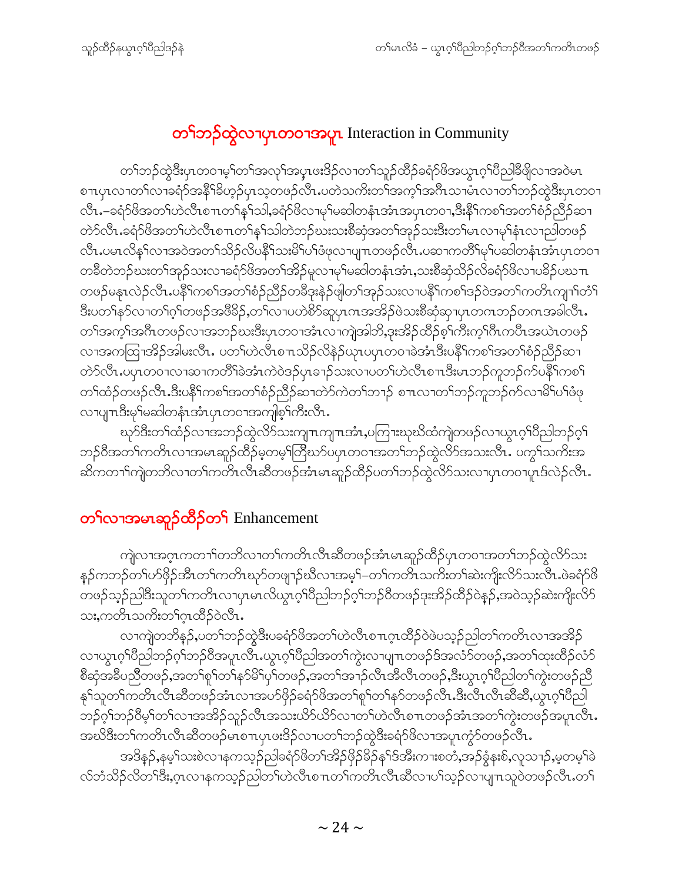## တၢ်ဘဉ်ထွဲလၢပှၤတဝၢအပူၤ Interaction in Community

တၢ်ဘဉ်ထွဲဒီးပှၤတဝၢမ့ၢ်တၢ်အလုၢ်အပှၤဖးဒိဉ်လၢတၢ်သူဉ်ထိဉ်ခရံာ်ဖိအယွၤဂ့ၢ်ပီညါခီဖျိလၢအဝဲမၤစၢၤပှၤလၢတၢ်လၢခရံာ်အနီၢ်ခိဟ့ဉ်ပှၤသ့တဖဉ်လီၤ.ပတဲသကိးတၢ်အက့ၢ်အဂီၤသၢမံၤလၢတၢ်ဘဉ်ထွဲဒီးပှၤတဝၢလီၤ.–ခရံာ်ဖိအတၢ်ဟဲလီၤစπၤတၢ်နှၢ်သ့,ခရံာ်ဖိလၢမ့ၢ်မဆါတနံၤအံၤအပှၤတဝၢ,ဒီးနီၢ်ကစၢ်အတၢ်စံဉ်ညီဉ်ဆၢတဲာ်လီၤ.ခရံာ်ဖိအတၢ်ဟဲလီၤစπၤတၢ်နှၢ်သ့တဲဘဉ်ဃးသးစီဆုံအတၢ်အုဉ်သးဒီးတၢ်မၤလၢမ့ၢ်နံၤလၢညါတဖဉ်လီၤ.ပမၤလိန့ၢ်လၢအဝဲအတၢ်သိဉ်လိပနီၢ်သးမိၢ်ပၢ်ဖံဖုလၢပျπၤတဖဉ်လီၤ.ပဆၢကတီၢ်မ့ၢ်ပဆါတနံၤအံၤပှၤတဝၢတခီတဲဘဉ်ဃးတၢ်အုဉ်သးလၢခရံာ်ဖိအတၢ်အိဉ်မူလၢမ့ၢ်မဆါတနံၤအံၤ,သးစီဆုံသိဉ်လိခရံာ်ဖိလၢပခိဉ်ပဃπၤတဖဉ်မနုၤလဲဉ်လီၤ.ပနီၢ်ကစၢ်အတၢ်စံဉ်ညီဉ်တခီဒုးနဲဉ်ဖျါတၢ်အုဉ်သးလၢပနီၢ်ကစၢ်ဒဉ်ဝဲအတၢ်ကတိၤကျπၢ်တံၢ်ဒီးပတၢ်နာ်လၢတၢ်ဂ့ၢ်တဖဉ်အဖီခိဉ်,တၢ်လၢပဟဲစိာ်ဆူပှၤဂၤအအိဉ်ဖဲသးစီဆုံဆှၢပှၤတဂၤဘဉ်တဂၤအခါလီၤ.တၢ်အက့ၢ်အဂီၤတဖဉ်လၢအဘဉ်ဃးဒီးပှၤတဝၢအံၤလၢကျဲအါဘိ,ဒုးအိဉ်ထိဉ်စ့ၢ်ကီးကဲ့ၢ်ဂီၤကပီၤအယဲၤတဖဉ်လၢအကထြၢအိဉ်အါမးလီၤ. ပတၢ်ဟဲလီၤစπၤသိဉ်လိနဲဉ်ယုၤပပှၤတဝၢခဲအံၤဒီးပနီၢ်ကစၢ်အတၢ်စံဉ်ညီဉ်ဆၢတဲာ်လီၤ.ပပှၤတဝၢလၢဆၢကတီၢ်ခဲအံၤကဲဝဲဒဉ်ပှၤခၢဉ်သးလၢပတၢ်ဟဲလီၤစπၤဒီးမၤဘဉ်ကူဘဉ်က်ပနီၢ်ကစၢ်တၢ်ထံဉ်တဖဉ်လီၤ.ဒီးပနီၢ်ကစၢ်အတၢ်စံဉ်ညီဉ်ဆၢတဲာ်ကဲတၢ်ဘၢဉ် စπၤလၢတၢ်ဘဉ်ကူဘဉ်က်လၢမိၢ်ပၢ်ဖံဖုလၢပျπၤဒီးမ့ၢ်မဆါတနံၤအံၤပှၤတဝၢအကျါစ့ၢ်ကီးလီၤ.

ဃုာ်ဒီးတၢ်ထံဉ်လၢအဘဉ်ထွဲလိာ်သးကျπၤကျπၤအံၤ,ပကြၢးဃုဃိထံကျဲတဖဉ်လၢယွၤဂ့ၢ်ပီညါဘဉ်ဂ့ၢ်ဘဉ်ဝီအတၢ်ကတိၤလၢအမၤဆူဉ်ထိဉ်မ့တမ့ၢ်တြိဃာ်ပပှၤတဝၢအတၢ်ဘဉ်ထွဲလိာ်အသးလီၤ. ပကွၢ်သကိးအဆိကတၢၢ်ကျဲတဘိလၢတၢ်ကတိၤလီၤဆီတဖဉ်အံၤမၤဆူဉ်ထိဉ်ပတၢ်ဘဉ်ထွဲလိာ်သးလၢပှၤတဝၢပူၤဒ်လဲဉ်လီၤ.

## တၢ်လၢအမၤဆူဉ်ထိဉ်တၢ် Enhancement

ကျဲလၢအဂ့ၤကတၢၢ်တဘိလၢတၢ်ကတိၤလီၤဆီတဖဉ်အံၤမၤဆူဉ်ထိဉ်ပှၤတဝၢအတၢ်ဘဉ်ထွဲလိာ်သးနဉ်ကဘဉ်တၢ်ပာ်ဖှိဉ်အီၤတၢ်ကတိၤဃုာ်တဖျၢဉ်ဃီလၢအမ့ၢ်–တၢ်ကတိၤသကိးတၢ်ဆဲးကျိးလိာ်သးလီၤ.ဖဲခရံာ်ဖိတဖဉ်သ့ဉ်ညါဒီးသူတၢ်ကတိၤလၢပှၤမၤလိယွၤဂ့ၢ်ပီညါဘဉ်ဂ့ၢ်ဘဉ်ဝီတဖဉ်ဒုးအိဉ်ထိဉ်ဝဲနဉ်,အဝဲသ့ဉ်ဆဲးကျိးလိာ်သး,ကတိၤသကိးတၢ်ဂ့ၤထိဉ်ဝဲလီၤ.

လၢကျဲတဘိနဉ်,ပတၢ်ဘဉ်ထွဲဒီးပခရံာ်ဖိအတၢ်ဟဲလီၤစπၤဂ့ၤထိဉ်ဝဲဖဲပသ့ဉ်ညါတၢ်ကတိၤလၢအအိဉ်လၢယွၤဂ့ၢ်ပီညါဘဉ်ဂ့ၢ်ဘဉ်ဝီအပူၤလီၤ.ယွၤဂ့ၢ်ပီညါအတၢ်ကွဲးလၢပျπၤတဖဉ်ဒ်အလံာ်တဖဉ်,အတၢ်ထုးထိဉ်လံာ်စီဆုံအခီပညီတဖဉ်,အတၢ်စူၢ်တၢ်နာ်မိၢ်ပှၢ်တဖဉ်,အတၢ်အၢဉ်လီၤအီလီၤတဖဉ်,ဒီးယွၤဂ့ၢ်ပီညါတၢ်ကွဲးတဖဉ်ညီနှၢ်သူတၢ်ကတိၤလီၤဆီတဖဉ်အံၤလၢအဟ်ဖှိဉ်ခရံာ်ဖိအတၢ်စူၢ်တၢ်နာ်တဖဉ်လီၤ.ဒီးလီၤလီၤဆီဆီ,ယွၤဂ့ၢ်ပီညါဘဉ်ဂ့ၢ်ဘဉ်ဝီမ့ၢ်တၢ်လၢအအိဉ်သူဉ်လီၤအသးယိာ်ယိာ်လၢတၢ်ဟဲလီၤစπၤတဖဉ်အံၤအတၢ်ကွဲးတဖဉ်အပူၤလီၤ. အဃိဒီးတၢ်ကတိၤလီၤဆီတဖဉ်မၤစπၤပှၤဖးဒိဉ်လၢပတၢ်ဘဉ်ထွဲဒီးခရံာ်ဖိလၢအပူၤကွံာ်တဖဉ်လီၤ.

အဒိနဉ်,နမ့ၢ်သးစဲလၢနကသ့ဉ်ညါခရံာ်ဖိတၢ်အိဉ်ဖှိဉ်ခိဉ်နၢ်ဒ်အီးကπးစတံ,အဉ်ခွံနးစ်,လူသၢဉ်,မ့တမ့ၢ်ခဲလ်ဘံသိဉ်လိတၢ်ဒီး,ဂ့ၤလၢနကသ့ဉ်ညါတၢ်ဟဲလီၤစπၤတၢ်ကတိၤလီၤဆီလၢပၢ်သ့ဉ်လၢပျπၤသူဝဲတဖဉ်လီၤ.တၢ်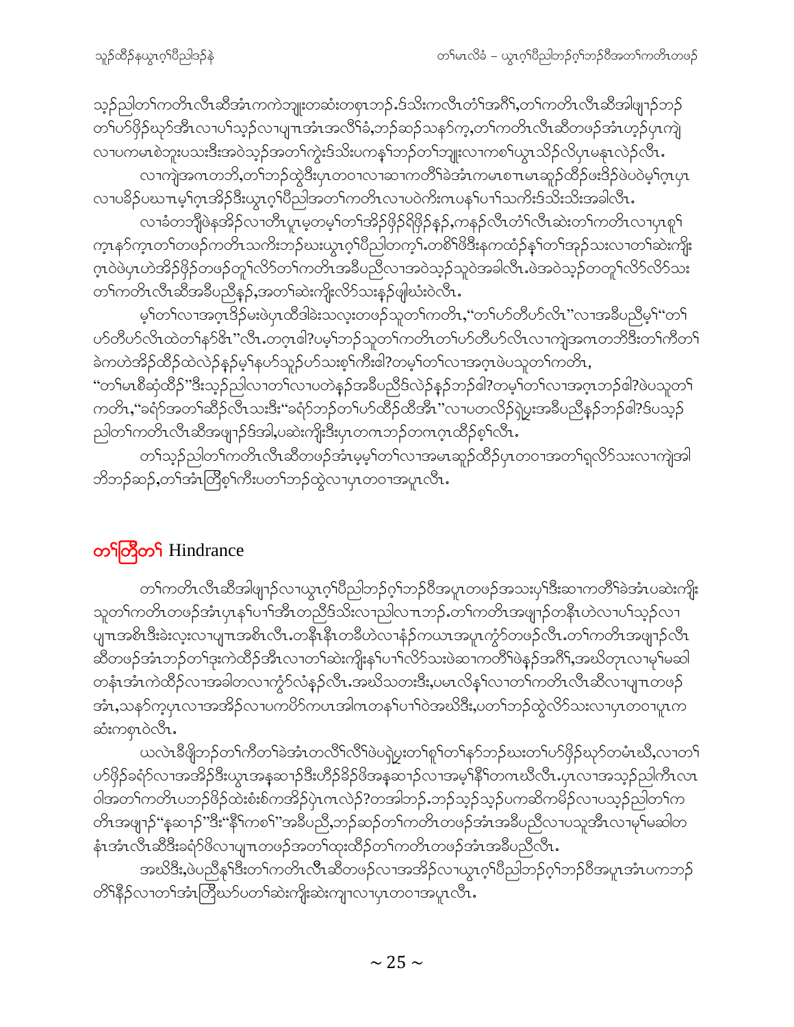သ့ၣ်ညါတၢ်ကတိၤလီၤဆီအံၤကကဲဘျုးတဆံးတစုၤဘၣ်.ဒ်သိးကလီၤတံၢ်အဂီၢ်,တၢ်ကတိၤလီၤဆီအါဖျၢၣ်ဘၣ်တၢ်ဟ်ဖှိၣ်ဃုာ်အီၤလၢပၢ်သ့ၣ်လၢပျၢၤအံၤအလိၢ်ခံ,ဘၣ်ဆၣ်သနာ်က့,တၢ်ကတိၤလီၤဆီတဖၣ်အံၤဟ့ၣ်ပှၤကျဲလၢပကမၤစဲဘူးပသးဒီးအဝဲသ့ၣ်အတၢ်ကွဲးဒ်သိးပကနၢ်ဘၣ်တၢ်ဘျုးလၢကစၢ်ယွၤသိၣ်လိပှၤမနုၤလဲၣ်လီၤ.

လၢကျဲအဂၤတဘိ,တၢ်ဘၣ်ထွဲဒီးပှၤတဝၢလၢဆၢကတီၢ်ခဲအံၤကမၤစπၤမၤဆူၣ်ထီၣ်ဖးဒိၣ်ဖဲပဝဲမ့ၢ်ဂ့ၤပှၤလၢပခိၣ်ပဃπၤမ့ၢ်ဂ့ၤအိၣ်ဒီးယွၤဂ့ၢ်ပီညါအတၢ်ကတိၤလၢပဝဲကိးကပၤနၢ်ပၢၢ်သကိးဒ်သိးသိးအခါလီၤ.

လၢခံတဘျီဖဲနအိၣ်လၢတီၤပူၤမ့တမ့ၢ်တၢ်အိၣ်ဖှိၣ်ရိဖှိၣ်နဲ့ၣ်,ကနၣ်လီၤတံၢ်လီၤဆဲးတၢ်ကတိၤလၢပှၤစူၢ်က့ၤနာ်က့ၤတၢ်တဖၣ်ကတိၤသကိးဘၣ်ဃးယွၤဂ့ၢ်ပီညါတက့ၢ်.တစိၢ်ဖိဒီးနကထံၣ်နၢ်တၢ်အှၣ်သးလၢတၢ်ဆဲးကျိးဂ့ၤဝဲဖဲပှၤဟဲအိၣ်ဖှိၣ်တဖၣ်တူၢ်လိာ်တၢ်ကတိၤအခီပညီလၢအဝဲသ့ၣ်သ့ဝဲအခါလီၤ.ဖဲအဝဲသ့ၣ်တတူၢ်လိာ်လိာ်သးတၢ်ကတိၤလီၤဆီအခီပညီနှၣ်,အတၢ်ဆဲးကျိးလိာ်သးနှၣ်ဖျါဃံးဝဲလီၤ.

မ့ၢ်တၢ်လၢအဂ့ၤဒိၣ်မးဖဲပှၤထီဒါခဲးသလ့းတဖၣ်သူတၢ်ကတိၤ,"တၢ်ဟ်တီဟ်လိၤ"လၢအခီပညီမ့ၢ်"တၢ်ဟ်တီဟ်လိၤထဲတၢ်နာ်ဇိၤ"လီၤ.တဂ့ၤဓါ?ပမ့ၢ်ဘၣ်သူတၢ်ကတိၤတၢ်ဟ်တီဟ်လိၤလၢကျဲအဂၤတဘိဒီးတၢ်ကီတၢ်ခဲကဟဲအိၣ်ထီၣ်ထဲလဲၣ်နှၣ်မ့ၢ်နဟ်သူၣ်ဟ်သးစ့ၢ်ကီးဓါ?တမ့ၢ်တၢ်လၢအဂ့ၤဖဲပသူတၢ်ကတိၤ,
"တၢ်မၤစီဆှံထီၣ်"ဒီးသ့ၣ်ညါလၢတၢ်လၢပတဲနှၣ်အခီပညီဒ်လဲၣ်နှၣ်ဘၣ်ဓါ?တမ့ၢ်တၢ်လၢအဂ့ၤဘၣ်ဓါ?ဖဲပသူတၢ်ကတိၤ,"ခရံာ်အတၢ်ဆီၣ်လီၤသးဒီး"ခရံာ်ဘၣ်တၢ်ဟ်ထီၣ်ထီအီၤ"လၢပတလိၣ်ရဲပွးအခီပညီနှၣ်ဘၣ်ဓါ?ဒ်ပသ့ၣ်ညါတၢ်ကတိၤလီၤဆီအဖျၢၣ်ဒ်အါ,ပဆဲးကျိးဒီးပှၤတဂၤဘၣ်တဂၤဂ့ၤထီၣ်စ့ၢ်လီၤ.

တၢ်သ့ၣ်ညါတၢ်ကတိၤလီၤဆီတဖၣ်အံၤမ့မ့ၢ်တၢ်လၢအမၤဆူၣ်ထီၣ်ပှၤတဝၢအတၢ်ရှလိာ်သးလၢကျဲအါဘိဘၣ်ဆၣ်,တၢ်အံၤတြီစ့ၢ်ကီးပတၢ်ဘၣ်ထွဲလၢပှၤတဝၢအပူၤလီၤ.

## တၢ်တြီတၢ် Hindrance

တၢ်ကတိၤလီၤဆီအါဖျၢၣ်လၢယွၤဂ့ၢ်ပီညါဘၣ်ဂ့ၢ်ဘၣ်ဝီအပူၤတဖၣ်အသးပှၢ်ဒီးဆၢကတီၢ်ခဲအံၤပဆဲးကျိးသူတၢ်ကတိၤတဖၣ်အံၤပှၤနၢ်ပၢၢ်အီၤတညီဒ်သိးလၢညါလπၤဘၣ်.တၢ်ကတိၤအဖျၢၣ်တနီၤဟဲလၢပၢ်သ့ၣ်လၢပျπၤအစိၤဒီးခဲးလ့းလၢပျπၤအစိၤလီၤ.တနီၤနီၤတခီဟဲလၢနံၣ်ကယၤအပူၤကွံာ်တဖၣ်လီၤ.တၢ်ကတိၤအဖျၢၣ်လီၤဆီတဖၣ်အံၤဘၣ်တၢ်ဒုးကဲထီၣ်အီၤလၢတၢ်ဆဲးကျိးနၢ်ပၢၢ်လိာ်သးဖဲဆၢကတီၢ်ဖဲနှၣ်အဂီၢ်,အဃိတုၤလၢမုၢ်မဆါတနံၤအံၤကဲထီၣ်လၢအခါတလၢကွံာ်လံနှၣ်လီၤ.အဃိသတးဒီး,ပမၤလိနၢ်လၢတၢ်ကတိၤလီၤဆီလၢပျπၤတဖၣ်အံၤ,သနာ်က့ပှၤလၢအအိၣ်လၢပကပိာ်ကပၤအါဂၤတနၢ်ပၢၢ်ဝဲအဃိဒီး,ပတၢ်ဘၣ်ထွဲလိာ်သးလၢပှၤတဝၢပူၤကဆံးကစုၤဝဲလီၤ.

ယလဲၤခီဖျိဘၣ်တၢ်ကီတၢ်ခဲအံၤတလိၢ်လိၢ်ဖဲပရဲပွးတၢ်စူၢ်တၢ်နာ်ဘၣ်ဃးတၢ်ဟ်ဖှိၣ်ဃုာ်တမံၤဃီ,လၢတၢ်ဟ်ဖှိၣ်ခရံာ်လၢအအိၣ်ဒီးယွၤအနဆၢၣ်ဒီးဟီၣ်ခိၣ်ဖိအနဆၢၣ်လၢအမ့ၢ်နိၢ်တဂၤဃီလီၤ.ပှၤလၢအသ့ၣ်ညါကီၤလၤဝါအတၢ်ကတိၤပဘၣ်ဖိၣ်ထဲးစံးစ်ကအိၣ်ပှဲၤဂၤလဲၣ်?တအါဘၣ်.ဘၣ်သ့ၣ်သ့ၣ်ပကဆိကမိၣ်လၢပသ့ၣ်ညါတၢ်ကတိၤအဖျၢၣ်"နဆၢၣ်"ဒီး"နိၢ်ကစၢ်"အခီပညီ,ဘၣ်ဆၣ်တၢ်ကတိၤတဖၣ်အံၤအခီပညီလၢပသူအီၤလၢမုၢ်မဆါတနံၤအံၤလီၤဆီဒီးခရံာ်ဖိလၢပျπၤတဖၣ်အတၢ်ထုးထီၣ်တၢ်ကတိၤတဖၣ်အံၤအခီပညီလီၤ.

အဃိဒီး,ဖဲပညီနၢ်ဒီးတၢ်ကတိၤလီၤဆီတဖၣ်လၢအအိၣ်လၢယွၤဂ့ၢ်ပီညါဘၣ်ဂ့ၢ်ဘၣ်ဝီအပူၤအံၤပကဘၣ်တိၢ်နိၣ်လၢတၢ်အံၤတြီဃာ်ပတၢ်ဆဲးကျိးဆဲးကျၢလၢပှၤတဝၢအပူၤလီၤ.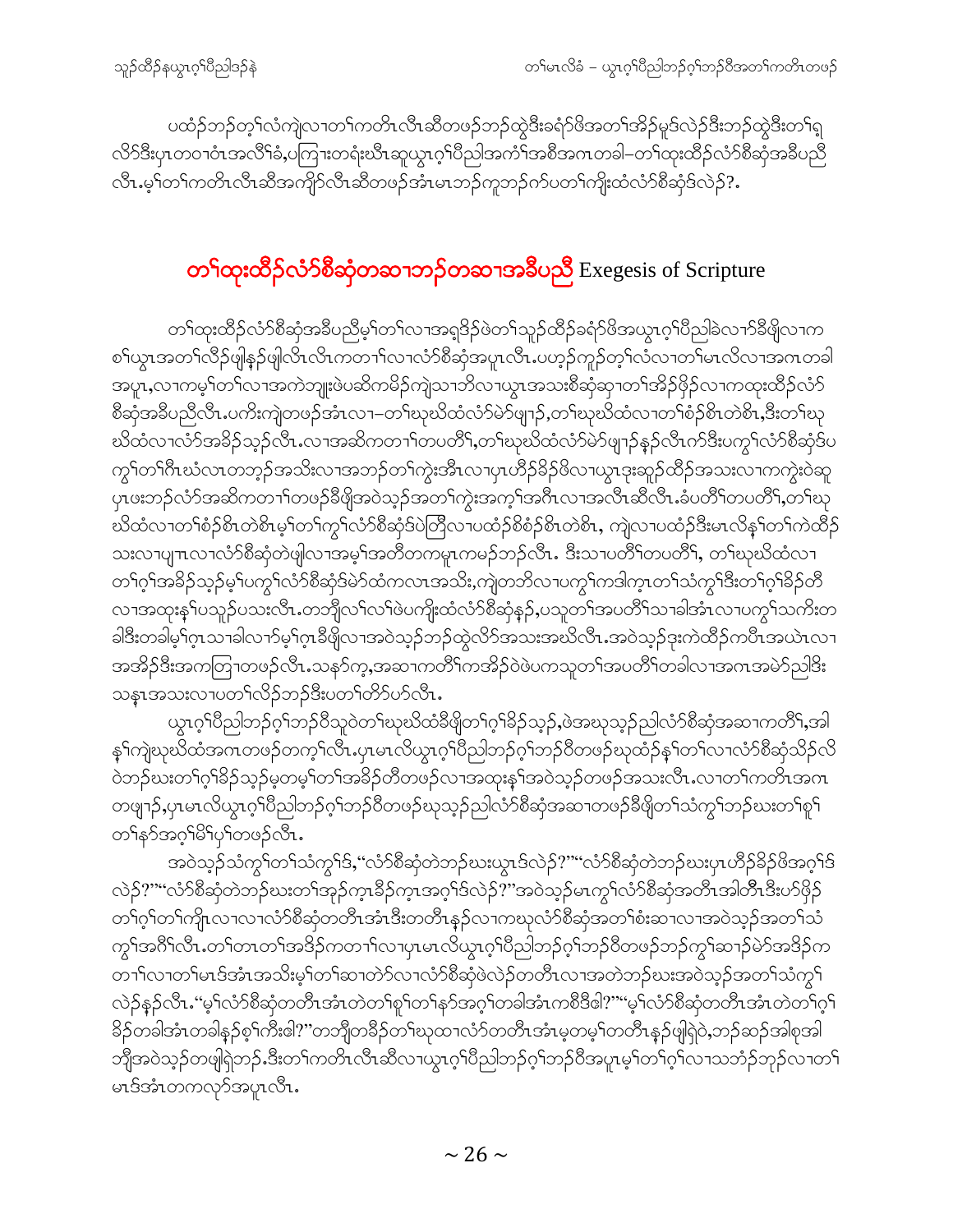ပထံဉ်ဘဉ်တ့ၢ်လံကျဲလၢတၢ်ကတိၤလီၤဆီတဖဉ်ဘဉ်ထွဲဒီးခရံာ်ဖိအတၢ်အိဉ်မူဒ်လဲဉ်ဒီးဘဉ်ထွဲဒီးတၢ်ရှလိာ်ဒီးပှၤတဝၢဝံၤအလိၢ်ခံ,ပကြၢးတရံးဃီၤဆူယွၤဂ့ၢ်ပီညါအကံၢ်အစီအဂၤတခါ–တၢ်ထုးထိဉ်လံာ်စီဆုံအခီပညီလီၤ.မ့ၢ်တၢ်ကတိၤလီၤဆီအကျိာ်လီၤဆီတဖဉ်အံၤမၤဘဉ်ကူဘဉ်က်ပတၢ်ကျိးထံလံာ်စီဆုံဒ်လဲဉ်?.

## တၢ်ထုးထိဉ်လံာ်စီဆုံတဆၢဘဉ်တဆၢအခီပညီ Exegesis of Scripture

တၢ်ထုးထိဉ်လံာ်စီဆုံအခီပညီမ့ၢ်တၢ်လၢအရှဒိဉ်ဖဲတၢ်သူဉ်ထိဉ်ခရံာ်ဖိအယွၤဂ့ၢ်ပီညါခဲလၢာ်ခီဖျိလၢကစၢ်ယွၤအတၢ်လီဉ်ဖျါနဉ်ဖျါလီၤလီၤကတၢၢ်လၢလံာ်စီဆုံအပူၤလီၤ.ပဟ့ဉ်ကူဉ်တ့ၢ်လံလၢတၢ်မၤလိလၢအဂၤတခါအပူၤ,လၢကမ့ၢ်တၢ်လၢအကဲဘျုးဖဲပဆိကမိဉ်ကျဲသၢဘိလၢယွၤအသးစီဆုံဆုၢတၢ်အိဉ်ဖှိဉ်လၢကထုးထိဉ်လံာ်စီဆုံအခီပညီလီၤ.ပကီးကျဲတဖဉ်အံၤလၢ–တၢ်ဃုဃိထံလံာ်မဲာ်ဖျၢဉ်,တၢ်ဃုဃိထံလၢတၢ်စံဉ်စိၤတဲစိၤ,ဒီးတၢ်ဃုဃိထံလၢလံာ်အခိဉ်သ့ဉ်လီၤ.လၢအဆိကတၢၢ်တပတိၢ်,တၢ်ဃုဃိထံလံာ်မဲာ်ဖျၢဉ်နဉ်လီၤက်ဒီးပကွၢ်လံာ်စီဆုံဒ်ပကွၢ်တၢ်ဂီၤဃံလၤတဘ့ဉ်အသိးလၢအဘဉ်တၢ်ကွဲးအီၤလၢပှၤဟီဉ်ခိဉ်ဖိလၢယွၤဒုးဆူဉ်ထိဉ်အသးလၢကကွဲးဝဲဆူပှၤဖးဘဉ်လံာ်အဆိကတၢၢ်တဖဉ်ခီဖျိအဝဲသ့ဉ်အတၢ်ကွဲးအက့ၢ်အဂီၤလၢအလီၤဆီလီၤ.ခံပတိၢ်တပတိၢ်,တၢ်ဃုဃိထံလၢတၢ်စံဉ်စိၤတဲစိၤမ့ၢ်တၢ်ကွၢ်လံာ်စီဆုံဒ်ပဲတြီလၢပထံဉ်စိစံဉ်စိၤတဲစိၤ, ကျဲလၢပထံဉ်ဒီးမၤလိန့ၢ်တၢ်ကဲထိဉ်သးလၢပျπလၢလံာ်စီဆုံတဲဖျါလၢအမ့ၢ်အတိတကမူၤကမဉ်ဘဉ်လီၤ. ဒီးသၢပတိၢ်တပတိၢ်, တၢ်ဃုဃိထံလၢတၢ်ဂ့ၢ်အခိဉ်သ့ဉ်မ့ၢ်ပကွၢ်လံာ်စီဆုံဒ်မဲာ်ထံကလၤအသိး,ကျဲတဘိလၢပကွၢ်ကဒါက့ၤတၢ်သံကွၢ်ဒီးတၢ်ဂ့ၢ်ခိဉ်တိလၢအထုးန့ၢ်ပသူဉ်ပသးလီၤ.တဘျီလၢ်လၢ်ဖဲပကျိးထံလံာ်စီဆုံနဉ်,ပသူတၢ်အပတိၢ်သၢခါအံၤလၢပကွၢ်သကိးတခါဒီးတခါမ့ၢ်ဂ့ၤသၢခါလၢာ်မ့ၢ်ဂ့ၤခီဖျိလၢအဝဲသ့ဉ်ဘဉ်ထွဲလိာ်အသးအဃိလီၤ.အဝဲသ့ဉ်ဒုးကဲထိဉ်ကပီၤအယဲၤလၢအအိဉ်ဒီးအကတြၢတဖဉ်လီၤ.သနာ်က့,အဆၢကတိၢ်ကအိဉ်ဝဲဖဲပကသူတၢ်အပတိၢ်တခါလၢအဂၤအမဲာ်ညါဒီးသန့ၤအသးလၢပတၢ်လိဉ်ဘဉ်ဒီးပတၢ်တိာ်ဟ်လီၤ.

ယွၤဂ့ၢ်ပီညါဘဉ်ဂ့ၢ်ဘဉ်ဝီသူဝဲတၢ်ဃုဃိထံခီဖျိတၢ်ဂ့ၢ်ခိဉ်သ့ဉ်,ဖဲအဃုသ့ဉ်ညါလံာ်စီဆုံအဆၢကတိၢ်,အါန့ၢ်ကျဲဃုဃိထံအဂၤတဖဉ်တက့ၢ်လီၤ.ပှၤမၤလိယွၤဂ့ၢ်ပီညါဘဉ်ဂ့ၢ်ဘဉ်ဝီတဖဉ်ဃုထံဉ်န့ၢ်တၢ်လၢလံာ်စီဆုံသိဉ်လိဝဲဘဉ်ဃးတၢ်ဂ့ၢ်ခိဉ်သ့ဉ်မ့တမ့ၢ်တၢ်အခိဉ်တိတဖဉ်လၢအထုးန့ၢ်အဝဲသ့ဉ်တဖဉ်အသးလီၤ.လၢတၢ်ကတိၤအဂၤတဖျၢဉ်,ပှၤမၤလိယွၤဂ့ၢ်ပီညါဘဉ်ဂ့ၢ်ဘဉ်ဝီတဖဉ်ဃုသ့ဉ်ညါလံာ်စီဆုံအဆၢတဖဉ်ခီဖျိတၢ်သံကွၢ်ဘဉ်ဃးတၢ်စူၢ်တၢ်နာ်အဂ့ၢ်မိၢ်ပှၢ်တဖဉ်လီၤ.

အဝဲသ့ဉ်သံကွၢ်တၢ်သံကွၢ်ဒ်,"လံာ်စီဆုံတဲဘဉ်ဃးယွၤဒ်လဲဉ်?""လံာ်စီဆုံတဲဘဉ်ဃးပှၤဟီဉ်ခိဉ်ဖိအဂ့ၢ်ဒ်လဲဉ်?""လံာ်စီဆုံတဲဘဉ်ဃးတၢ်အှဉ်က့ၤခီဉ်က့ၤအဂ့ၢ်ဒ်လဲဉ်?"အဝဲသ့ဉ်မၤကွၢ်လံာ်စီဆုံအတိၤအါတိၤဒီးဟ်ဖှိဉ်တၢ်ဂ့ၢ်တၢ်ကျိၤလၢလၢလံာ်စီဆုံတတိၤအံၤဒီးတတိၤနဉ်လၢကဃုလံာ်စီဆုံအတၢ်စံးဆၢလၢအဝဲသ့ဉ်အတၢ်သံကွၢ်အဂီၢ်လီၤ.တၢ်တၤတၢ်အဒိဉ်ကတၢၢ်လၢပှၤမၤလိယွၤဂ့ၢ်ပီညါဘဉ်ဂ့ၢ်ဘဉ်ဝီတဖဉ်ဘဉ်ကွၢ်ဆၢဉ်မဲာ်အဒိဉ်ကတၢၢ်လၢတၢ်မၤဒ်အံၤအသိးမ့ၢ်တၢ်ဆၢတဲာ်လၢလံာ်စီဆုံဖဲလဲဉ်တတိၤလၢအတဲဘဉ်ဃးအဝဲသ့ဉ်အတၢ်သံကွၢ်လဲဉ်နဉ်လီၤ."မ့ၢ်လံာ်စီဆုံတတိၤအံၤတဲတၢ်စူၢ်တၢ်နာ်အဂ့ၢ်တခါအံၤကစီဒီ?""မ့ၢ်လံာ်စီဆုံတတိၤအံၤတဲတၢ်ဂ့ၢ်ခိဉ်တခါအံၤတခါနဉ်စ့ၢ်ကီးဓါ?"တဘျီတခိဉ်တၢ်ဃုထၢလံာ်တတိၤအံၤမ့တမ့ၢ်တတိၤနဉ်ဖျါရှဲဝဲ,ဘဉ်ဆဉ်အါစုအါဘျီအဝဲသ့ဉ်တဖျါရှဲဘဉ်.ဒီးတၢ်ကတိၤလီၤဆီလၢယွၤဂ့ၢ်ပီညါဘဉ်ဂ့ၢ်ဘဉ်ဝီအပူၤမ့ၢ်တၢ်ဂ့ၢ်လၢသဘံဉ်ဘုဉ်လၢတၢ်မၤဒ်အံၤတကလှာ်အပူၤလီၤ.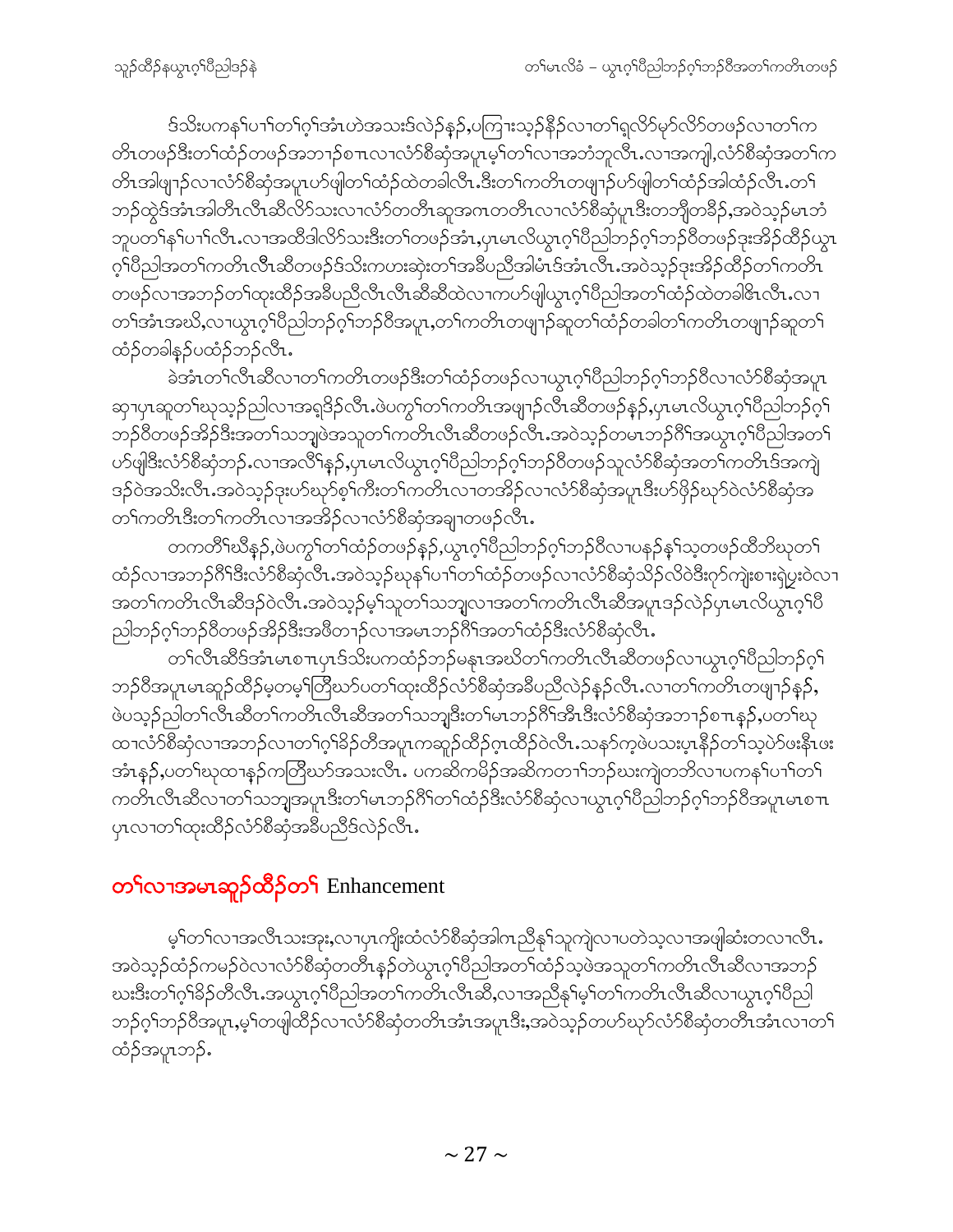ဒ်သိးပကနၢ်ပၢၢ်တၢ်ဂ့ၢ်အံၤဟဲအသးဒ်လဲ၃်နဉ်,ပကြၢးသ့ဉ်နီဉ်လၢတၢ်ရှလိဉ်မ့ာ်လိဉ်တဖဉ်လၢတၢ်ကတိၤတဖဉ်ဒီးတၢ်ထံဉ်တဖဉ်အဘၢဉ်စπၤလၢလံာ်စီဆုံအပူၤမ့ၢ်တၢ်လၢအဘံဘူလီၤ.လၢအကျါ,လံာ်စီဆုံအတၢ်ကတိၤအါဖျၢဉ်လၢလံာ်စီဆုံအပူၤဟ်ဖျါတၢ်ထံဉ်ထဲတခါလီၤ.ဒီးတၢ်ကတိၤတဖျၢဉ်ဟ်ဖျါတၢ်ထံဉ်အါထံဉ်လီၤ.တၢ်ဘဉ်ထွဲဒ်အံၤအါတီၤလီၤဆီလိာ်သးလၢလံာ်တတိၤဆူအဂၤတတိၤလၢလံာ်စီဆုံပူၤဒီးတဘျီတခီဉ်,အဝဲသ့ဉ်မၤဘံဘူပတၢ်နၢ်ပၢၢ်လီၤ.လၢအထိဒါလိာ်သးဒီးတၢ်တဖဉ်အံၤ,ပှၤမၤလိယွၤဂ့ၢ်ပီညါဘဉ်ဂ့ၢ်ဘဉ်ဝီတဖဉ်ဒုးအိဉ်ထိဉ်ယွၤဂ့ၢ်ပီညါအတၢ်ကတိၤလီၤဆီတဖဉ်ဒ်သိးကဟးဆှဲးတၢ်အခ်ီပညီအါမံၤဒ်အံၤလီၤ.အဝဲသ့ဉ်ဒုးအိဉ်ထိဉ်တၢ်ကတိၤတဖဉ်လၢအဘဉ်တၢ်ထုးထိဉ်အခ်ီပညီလီၤလီၤဆီဆီထဲလၢကဟ်ဖျါယွၤဂ့ၢ်ပီညါအတၢ်ထံဉ်ထဲတခါဇိၤလီၤ.လၢတၢ်အံၤအဃိ,လၢယွၤဂ့ၢ်ပီညါဘဉ်ဂ့ၢ်ဘဉ်ဝီအပူၤ,တၢ်ကတိၤတဖျၢဉ်ဆူတၢ်ထံဉ်တခါတၢ်ကတိၤတဖျၢဉ်ဆူတၢ်ထံဉ်တခါနဉ်ပထံဉ်ဘဉ်လီၤ.

ခဲအံၤတၢ်လီၤဆီလၢတၢ်ကတိၤတဖဉ်ဒီးတၢ်ထံဉ်တဖဉ်လၢယွၤဂ့ၢ်ပီညါဘဉ်ဂ့ၢ်ဘဉ်ဝီလၢလံာ်စီဆုံအပူၤဆုၢပှၤဆူတၢ်ဃုသ့ဉ်ညါလၢအရှဒိဉ်လီၤ.ဖဲပကွၢ်တၢ်ကတိၤအဖျၢဉ်လီၤဆီတဖဉ်နဉ်,ပှၤမၤလိယွၤဂ့ၢ်ပီညါဘဉ်ဂ့ၢ်ဘဉ်ဝီတဖဉ်အိဉ်ဒီးအတၢ်သဘျဖဲအသူတၢ်ကတိၤလီၤဆီတဖဉ်လီၤ.အဝဲသ့ဉ်တမၤဘဉ်ဂီၢ်အယွၤဂ့ၢ်ပီညါအတၢ်ဟ်ဖျါဒီးလံာ်စီဆုံဘဉ်.လၢအလီၢ်နဉ်,ပှၤမၤလိယွၤဂ့ၢ်ပီညါဘဉ်ဂ့ၢ်ဘဉ်ဝီတဖဉ်သူလံာ်စီဆုံအတၢ်ကတိၤဒ်အကျဲဒဉ်ဝဲအသိးလီၤ.အဝဲသ့ဉ်ဒုးဟ်ဃှာ်စ့ၢ်ကီးတၢ်ကတိၤလၢတအိဉ်လၢလံာ်စီဆုံအပူၤဒီးဟ်ဖှိဉ်ဃှာ်ဝဲလံာ်စီဆုံအတၢ်ကတိၤဒီးတၢ်ကတိၤလၢအအိဉ်လၢလံာ်စီဆုံအချၢတဖဉ်လီၤ.

တကတိၢ်ဃီနဉ်,ဖဲပကွၢ်တၢ်ထံဉ်တဖဉ်နဉ်,ယွၤဂ့ၢ်ပီညါဘဉ်ဂ့ၢ်ဘဉ်ဝီလၢပနဉ်နှၢ်သ့တဖဉ်ထိဘိဃုတၢ်ထံဉ်လၢအဘဉ်ဂီၢ်ဒီးလံာ်စီဆုံလီၤ.အဝဲသ့ဉ်ဃုနၢ်ပၢၢ်တၢ်ထံဉ်တဖဉ်လၢလံာ်စီဆုံသိဉ်လိဝဲဒီးဂုာ်ကျဲးစၢးရဲပွးဝဲလၢအတၢ်ကတိၤလီၤဆီဒဉ်ဝဲလီၤ.အဝဲသ့ဉ်မ့ၢ်သူတၢ်သဘျလၢအတၢ်ကတိၤလီၤဆီအပူၤဒဉ်လဲဉ်ပှၤမၤလိယွၤဂ့ၢ်ပီညါဘဉ်ဂ့ၢ်ဘဉ်ဝီတဖဉ်အိဉ်ဒီးအဖီတၢဉ်လၢအမၤဘဉ်ဂီၢ်အတၢ်ထံဉ်ဒီးလံာ်စီဆုံလီၤ.

တၢ်လီၤဆီဒ်အံၤမၤစπၤပှၤဒ်သိးပကထံဉ်ဘဉ်မနုၤအဃိတၢ်ကတိၤလီၤဆီတဖဉ်လၢယွၤဂ့ၢ်ပီညါဘဉ်ဂ့ၢ်ဘဉ်ဝီအပူၤမၤဆူဉ်ထိဉ်မ့တမ့ၢ်တြီဃာ်ပတၢ်ထုးထိဉ်လံာ်စီဆုံအခ်ီပညီလဲဉ်နဉ်လီၤ.လၢတၢ်ကတိၤတဖျၢဉ်နဉ်,ဖဲပသ့ဉ်ညါတၢ်လီၤဆီတၢ်ကတိၤလီၤဆီအတၢ်သဘျဒီးတၢ်မၤဘဉ်ဂီၢ်အီၤဒီးလံာ်စီဆုံအဘၢဉ်စπၤနဉ်,ပတၢ်ဃုထၢလံာ်စီဆုံလၢအဘဉ်လၢတၢ်ဂ့ၢ်ခိဉ်တီအပူၤကဆူဉ်ထိဉ်ဂ့ၤထိဉ်ဝဲလီၤ.သနာ်က့ဖဲပသးပှၤနီဉ်တၢ်သ့ပဲာ်ဖးနီၤဖးအံၤနဉ်,ပတၢ်ဃုထၢနဉ်ကတြီဃာ်အသးလီၤ. ပကဆိကမိဉ်အဆိကတၢၢ်ဘဉ်ဃးကျဲတဘိလၢပကနၢ်ပၢၢ်တၢ်ကတိၤလီၤဆီလၢတၢ်သဘျအပူၤဒီးတၢ်မၤဘဉ်ဂီၢ်တၢ်ထံဉ်ဒီးလံာ်စီဆုံလၢယွၤဂ့ၢ်ပီညါဘဉ်ဂ့ၢ်ဘဉ်ဝီအပူၤမၤစπၤပှၤလၢတၢ်ထုးထိဉ်လံာ်စီဆုံအခ်ီပညီဒ်လဲဉ်လီၤ.

## တၢ်လၢအမၤဆူဉ်ထိဉ်တၢ် Enhancement

မ့ၢ်တၢ်လၢအလီၤသးအုး,လၢပှၤကျိးထံလံာ်စီဆုံအါကညီနှၢ်သူကျဲလၢပတဲသ့လၢအဖျါဆံးတလၢလီၤ.အဝဲသ့ဉ်ထံဉ်ကမဉ်ဝဲလၢလံာ်စီဆုံတတိၤနဉ်တဲယွၤဂ့ၢ်ပီညါအတၢ်ထံဉ်သ့ဖဲအသူတၢ်ကတိၤလီၤဆီလၢအဘဉ်ဃးဒီးတၢ်ဂ့ၢ်ခိဉ်တီလီၤ.အယွၤဂ့ၢ်ပီညါအတၢ်ကတိၤလီၤဆီ,လၢအညီနှၢ်မ့ၢ်တၢ်ကတိၤလီၤဆီလၢယွၤဂ့ၢ်ပီညါဘဉ်ဂ့ၢ်ဘဉ်ဝီအပူၤ,မ့ၢ်တဖျါထိဉ်လၢလံာ်စီဆုံတတိၤအံၤအပူၤဒီး,အဝဲသ့ဉ်တဟ်ဃှာ်လံာ်စီဆုံတတိၤအံၤလၢတၢ်ထံဉ်အပူၤဘဉ်.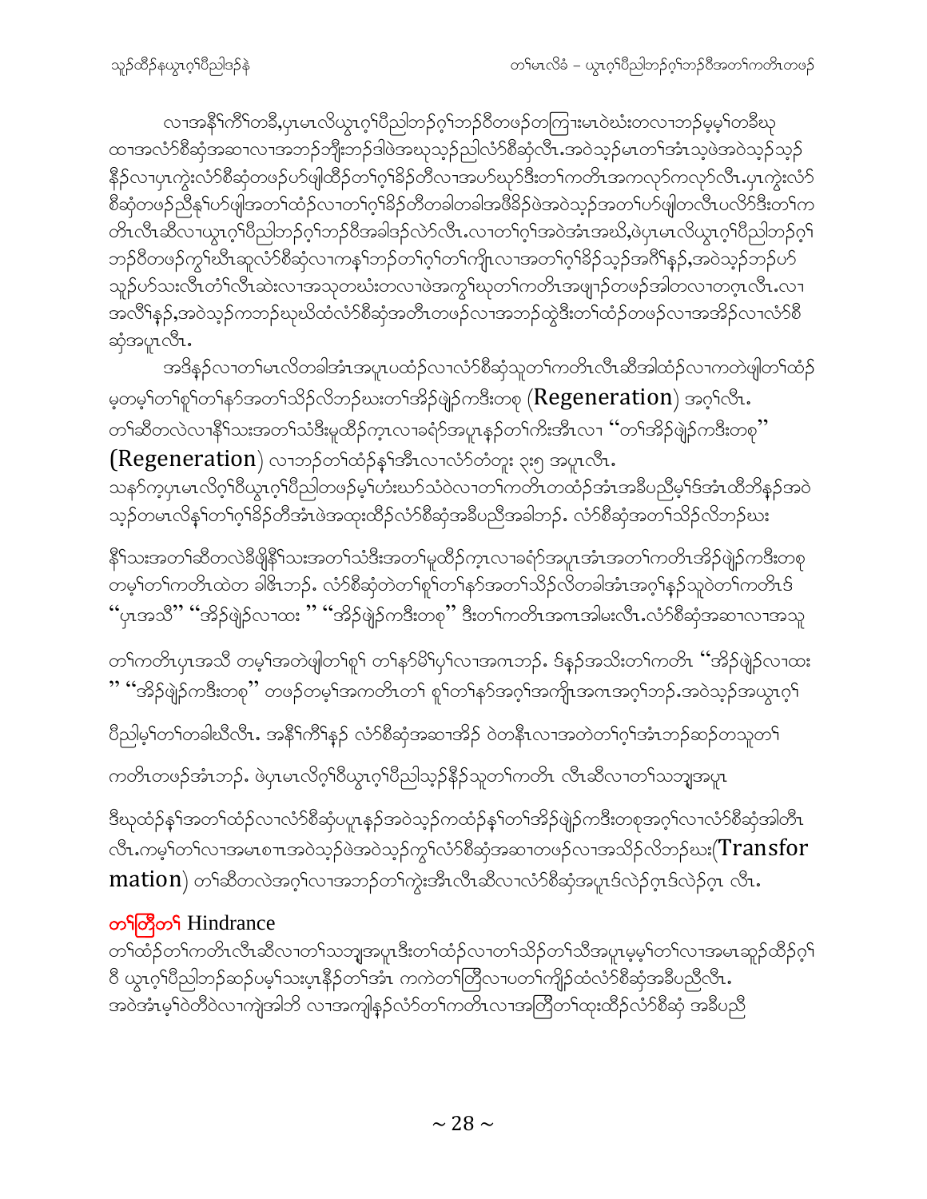လၢအနီၢ်ကီၢ်တခီ,ပှၤမၤလိယွၤဂ့ၢ်ပီညါဘၣ်ဂ့ၢ်ဘၣ်ဝီတဖၣ်တကြၢးမၤဝဲဃံးတလၢဘၣ်မ့မ့ၢ်တခီဃု ထၢအလံာ်စီဆှံအဆၢလၢအဘၣ်ဘျီးဘၣ်ဒါဖဲအဃုသ့ၣ်ညါလံာ်စီဆှံလီၤ.အဝဲသ့ၣ်မၤတၢ်အံၤသ့ဖဲအဝဲသ့ၣ်သ့ၣ် နီၣ်လၢပှၤကွဲးလံာ်စီဆှံတဖၣ်ဟ်ဖျါထိၣ်တၢ်ဂ့ၢ်ခိၣ်တီလၢအဟ်ဃုာ်ဒီးတၢ်ကတိၤအကလုာ်ကလုာ်လီၤ.ပှၤကွဲးလံာ် စီဆှံတဖၣ်ညီနုၢ်ဟ်ဖျါအတၢ်ထံၣ်လၢတၢ်ဂ့ၢ်ခိၣ်တီတခါတခါအဖီခိၣ်ဖဲအဝဲသ့ၣ်အတၢ်ဟ်ဖျါတလီၤပလိာ်ဒီးတၢ်က တိၤလီၤဆီလၢယွၤဂ့ၢ်ပီညါဘၣ်ဂ့ၢ်ဘၣ်ဝီအခါဒၣ်လဲာ်လီၤ.လၢတၢ်ဂ့ၢ်အဝဲအံၤအဃိ,ဖဲပှၤမၤလိယွၤဂ့ၢ်ပီညါဘၣ်ဂ့ၢ် ဘၣ်ဝီတဖၣ်ကွၢ်ဃီၤဆူလံာ်စီဆှံလၢကနၢ်ဘၣ်တၢ်ဂ့ၢ်တၢ်ကျိၤလၢအတၢ်ဂ့ၢ်ခိၣ်သ့ၣ်အဂီၢ်န့ၣ်,အဝဲသ့ၣ်ဘၣ်ဟ် သူၣ်ဟ်သးလီၤတံၢ်လီၤဆဲးလၢအသုတဃံးတလၢဖဲအကွၢ်ဃုတၢ်ကတိၤအဖျၢၣ်တဖၣ်အါတလၢတက့ၤလီၤ.လၢ အလီၢ်န့ၣ်,အဝဲသ့ၣ်ကဘၣ်ဃုဃိထံလံာ်စီဆှံအတီၤတဖၣ်လၢအဘၣ်ထွဲဒီးတၢ်ထံၣ်တဖၣ်လၢအအိၣ်လၢလံာ်စီ ဆှံအပူၤလီၤ.

အဒိန့ၣ်လၢတၢ်မၤလိတခါအံၤအပူၤပထံၣ်လၢလံာ်စီဆှံသူတၢ်ကတိၤလီၤဆီအါထံၣ်လၢကတဲဖျါတၢ်ထံၣ် မ့တမ့ၢ်တၢ်စူၢ်တၢ်နာ်အတၢ်သိၣ်လိဘၣ်ဃးတၢ်အိၣ်ဖျဲၣ်ကဒီးတစု (**Regeneration**) အဂ့ၢ်လီၤ. တၢ်ဆီတလဲလၢနီၢ်သးအတၢ်သံဒီးမူထိၣ်ကဒၢလၢခရံာ်အပူၤနၣ်တၢ်ကိးအီၤလၢ "တၢ်အိၣ်ဖျဲၣ်ကဒီးတစု" (**Regeneration**) လၢဘၣ်တၢ်ထံၣ်နှၢ်အီၤလၢလံာ်တံတူး ၃း၅ အပူၤလီၤ. သနာ်က့ပှၤမၤလိဂ့ၢ်ဝီယွၤဂ့ၢ်ပီညါတဖၣ်မ့ၢ်ဟံးဃာ်သံဝဲလၢတၢ်ကတိၤတထံၣ်အံၤအခီပညီမ့ၢ်ဒ်အံၤထိဘိနၣ်အဝဲ သ့ၣ်တမၤလိနၢ်တၢ်ဂ့ၢ်ခိၣ်တီအံၤဖဲအထုးထိၣ်လံာ်စီဆှံအခီပညီအခါဘၣ်. လံာ်စီဆှံအတၢ်သိၣ်လိဘၣ်ဃး

နီၢ်သးအတၢ်ဆီတလဲခီဖျိနီၢ်သးအတၢ်သံဒီးအတၢ်မူထိၣ်ကဒၢလၢခရံာ်အပူၤအံၤအတၢ်ကတိၤအိၣ်ဖျဲၣ်ကဒီးတစု တမ့ၢ်တၢ်ကတိၤထဲတ ခါဓိၤဘၣ်. လံာ်စီဆှံတဲတၢ်စူၢ်တၢ်နာ်အတၢ်သိၣ်လိတခါအံၤအဂ့ၢ်နၣ်သူဝဲတၢ်ကတိၤဒ် "ပှၤအသီ" "အိၣ်ဖျဲၣ်လၢထး " "အိၣ်ဖျဲၣ်ကဒီးတစု" ဒီးတၢ်ကတိၤအဂၤအါမးလီၤ.လံာ်စီဆှံအဆၢလၢအသူ

တၢ်ကတိၤပှၤအသီ တမ့ၢ်အတဲဖျါတၢ်စူၢ် တၢ်နာ်မိၢ်ပှၢ်လၢအဂၤဘၣ်. ဒ်နၣ်အသိးတၢ်ကတိၤ "အိၣ်ဖျဲၣ်လၢထး " "အိၣ်ဖျဲၣ်ကဒီးတစု" တဖၣ်တမ့ၢ်အကတိၤတၢ် စူၢ်တၢ်နာ်အဂ့ၢ်အကျိၤအဂၤအဂ့ၢ်ဘၣ်.အဝဲသ့ၣ်အယွၤဂ့ၢ်

ပီညါမ့ၢ်တၢ်တခါဃီလီၤ. အနီၢ်ကီၢ်နှၣ် လံာ်စီဆှံအဆၢအိၣ် ဝဲတနီၤလၢအတဲတၢ်ဂ့ၢ်အံၤဘၣ်ဆၣ်တသူတၢ်

ကတိၤတဖၣ်အံၤဘၣ်. ဖဲပှၤမၤလိဂ့ၢ်ဝီယွၤဂ့ၢ်ပီညါသ့ၣ်နိၣ်သူတၢ်ကတိၤ လီၤဆီလၢတၢ်သဘျှအပူၤ

ဒီးဃုထံၣ်နှၢ်အတၢ်ထံၣ်လၢလံာ်စီဆှံပပူၤနၣ်အဝဲသ့ၣ်ကထံၣ်နှၢ်တၢ်အိၣ်ဖျဲၣ်ကဒီးတစုအဂ့ၢ်လၢလံာ်စီဆှံအါတီၤ လီၤ.ကမ့ၢ်တၢ်လၢအမၤစπၤအဝဲသ့ၣ်ဖဲအဝဲသ့ၣ်ကွၢ်လံာ်စီဆှံအဆၢတဖၣ်လၢအသိၣ်လိဘၣ်ဃး(**Transfor mation**) တၢ်ဆီတလဲအဂ့ၢ်လၢအဘၣ်တၢ်ကွဲးအီၤလီၤဆီလၢလံာ်စီဆှံအပူၤဒ်လဲၣ်ဂ့ၤဒ်လဲၣ်ဂ့ၤ လီၤ.

## တၢ်တြီတၢ် Hindrance

တၢ်ထံၣ်တၢ်ကတိၤလီၤဆီလၢတၢ်သဘျှအပူၤဒီးတၢ်ထံၣ်လၢတၢ်သိၣ်တၢ်သီအပူၤမ့မ့ၢ်တၢ်လၢအမၤဆူၣ်ထိၣ်ဂ့ၢ် ဝီ ယွၤဂ့ၢ်ပီညါဘၣ်ဆၣ်ပမ့ၢ်သးပ့ၤနီၣ်တၢ်အံၤ ကကဲတၢ်တြီလၢပတၢ်ကျိၣ်ထံလံာ်စီဆှံအခီပညီလီၤ. အဝဲအံၤမ့ၢ်ဝဲတီဝဲလၢကျဲအါဘိ လၢအကျါနၣ်လံာ်တၢ်ကတိၤလၢအတြီတၢ်ထုးထိၣ်လံာ်စီဆှံ အခီပညီ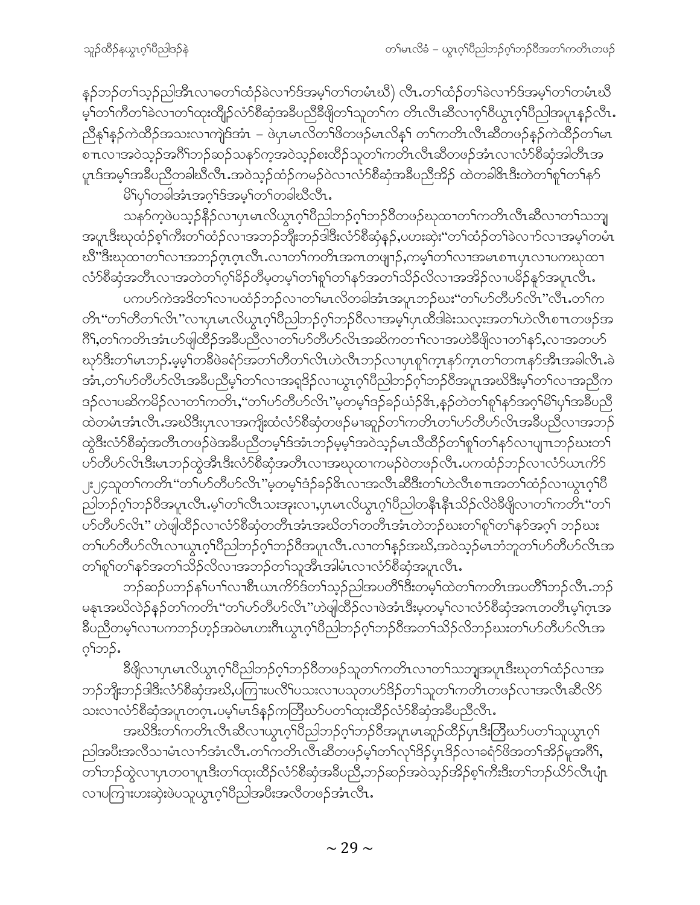နၣ်ဘၣ်တၢ်သ့ၣ်ညါအီၤလၢ၀တၢ်ထံၣ်ခဲလၢာ်ဒ်အမ့ၢ်တၢ်တမံၤဃီ) လီၤ.တၢ်ထံၣ်တၢ်ခဲလၢာ်ဒ်အမ့ၢ်တၢ်တမံၤဃီ မ့ၢ်တၢ်ကီတၢ်ခဲလၢတၢ်ထုးထိျၣ်လံာ်စီဆှံအခီပညီခီဖျိတၢ်သူတၢ်က တိၤလီၤဆီလၢဂ့ၢ်ပီယွၤဂ့ၢ်ပီညါအပူၤနၣ်လီၤ. ညီနှၢ်နၣ်ကဲထိၣ်အသးလၢကျဲဒ်အံၤ – ဖဲပှၤမၤလိတၢ်ဖိတဖၣ်မၤလိနှၢ် တၢ်ကတိၤလီၤဆီတဖၣ်နၣ်ကဲထိၣ်တၢ်မၤ စπလၢအ၀ဲသ့ၣ်အဂီၢ်ဘၣ်ဆၣ်သနၣ်က့အ၀ဲသ့ၣ်စးထိၣ်သူတၢ်ကတိၤလီၤဆီတဖၣ်အံၤလၢလံာ်စီဆှံအါတီၤအ ပူၤဒ်အမ့ၢ်အခီပညီတခါဃီလီၤ.အ၀ဲသ့ၣ်ထံၣ်ကမၣ်၀ဲလၢလံာ်စီဆှံအခီပညီအိၣ် ထဲတခါဧိၤဒီးတဲတၢ်စူၢ်တၢ်နာ် မိၢ်ပှၢ်တခါအံၤအဂ့ၢ်ဒ်အမ့ၢ်တၢ်တခါဃီလီၤ.

သနၣ်က့ဖဲပသ့ၣ်နီၣ်လၢပှၤမၤလိယွၤဂ့ၢ်ပီညါဘၣ်ဂ့ၢ်ဘၣ်ဝီတဖၣ်ဃုထၢတၢ်ကတိၤလီၤဆီလၢတၢ်သဘျ့ အပူၤဒီးဃုထံၣ်စ့ၢ်ကီးတၢ်ထံၣ်လၢအဘၣ်ဘျိးဘၣ်ဒါဒီးလံာ်စီဆှံနၣ်,ပဟးဆှဲး"တၢ်ထံၣ်တၢ်ခဲလၢာ်လၢအမ့ၢ်တမံၤ ဃီ"ဒီးဃုထၢတၢ်လၢအဘၣ်ဂ့ၤဂ့ၤလီၤ.လၢတၢ်ကတိၤအဂၤတဖျၢၣ်,ကမ့ၢ်တၢ်လၢအမၤစπပှၤလၢပကဃုထၢ လံာ်စီဆှံအတီၤလၢအတဲတၢ်ဂ့ၢ်ခိၣ်တိမ့တမ့ၢ်တၢ်စူၢ်တၢ်နာ်အတၢ်သိၣ်လိလၢအအိၣ်လၢပခိၣ်နူာ်အပူၤလီၤ.

ပကဟ်ကဲအဒိတၢ်လၢပထံၣ်ဘၣ်လၢတၢ်မၤလိတခါအံၤအပူၤဘၣ်ဃး"တၢ်ဟ်တီဟ်လိၤ"လီၤ.တၢ်က တိၤ"တၢ်တီတၢ်လိၤ"လၢပှၤမၤလိယွၤဂ့ၢ်ပီညါဘၣ်ဂ့ၢ်ဘၣ်ဝီလၢအမ့ၢ်ပှၤထီဒါခဲးသလူးအတၢ်ဟဲလီၤစπတဖၣ်အ ဂီၢ်,တၢ်ကတိၤအံၤဟ်ဖျါထိၣ်အခီပညီလၢတၢ်ဟ်တီဟ်လိၤအဆိကတၢၢ်လၢအဟဲခီဖျိလၢတၢ်နာ်,လၢအတဟ် ဃုာ်ဒီးတၢ်မၤဘၣ်.မ့မ့ၢ်တခီဖဲခရံာ်အတၢ်တီတၢ်လိၤဟဲလီၤဘၣ်လၢပှၤစူၢ်က့ၤနာ်ကူၤတၢ်တဂၤနာ်အီၤအခါလီၤ.ခဲ အံၤ,တၢ်ဟ်တီဟ်လိၤအခီပညီမ့ၢ်တၢ်လၢအရှဒိၣ်လၢယွၤဂ့ၢ်ပီညါဘၣ်ဂ့ၢ်ဘၣ်ဝီအပူၤအဃိဒီးမ့ၢ်တၢ်လၢအညီက ဒၣ်လၢပဆိကမိၣ်လၢတၢ်ကတိၤ,"တၢ်ဟ်တီဟ်လိၤ"မ့တမ့ၢ်ဒၣ်ခၣ်ယံၣ်ဇၢ,နၣ်တဲတၢ်စူၢ်နာ်အဂ့ၢ်မိၢ်ပှၢ်အခီပညီ ထဲတမံၤအံၤလီၤ.အဃိဒီးပှၤလၢအကျိုးထံလံာ်စီဆှံတဖၣ်မၢဆူၣ်တၢ်ကတိၤတၢ်ဟ်တီဟ်လိၤအခီပညီလၢအဘၣ် ထွဲဒီးလံာ်စီဆှံအတီၤတဖၣ်ဖဲအခီပညီတမ့ၢ်ဒ်အံၤဘၣ်မ့မ့ၢ်အ၀ဲသ့ၣ်မၤသီထိၣ်တၢ်စူၢ်တၢ်နာ်လၢပျπဘၣ်ဃးတၢ် ဟ်တီဟ်လိၤဒီးမၤဘၣ်ထွဲအီၤဒီးလံာ်စီဆှံအတီၤလၢအဃုထၢကမၣ်၀ဲတဖၣ်လီၤ.ပကထံၣ်ဘၣ်လၢလံာ်ယၤကိာ် ၂း၂၄သူတၢ်ကတိၤ"တၢ်ဟ်တီဟ်လိၤ"မ့တမ့ၢ်ဒံၣ်ခၣ်ဇၢလၢအလီၤဆီဒီးတၢ်ဟဲလီၤစπအတၢ်ထံၣ်လၢယွၤဂ့ၢ်ပီ ညါဘၣ်ဂ့ၢ်ဘၣ်ဝီအပူၤလီၤ.မ့ၢ်တၢ်လီၤသးအုးလπ,ပှၤမၤလိယွၤဂ့ၢ်ပီညါတနီၤနီၤသိၣ်လိ၀ဲခီဖျိလၢတၢ်ကတိၤ"တၢ် ဟ်တီဟ်လိၤ" ဟဲဖျါထိၣ်လၢလံာ်စီဆှံတတီၤအံၤအဃိတၢ်တတီၤအံၤတဲဘၣ်ဃးတၢ်စူၢ်တၢ်နာ်အဂ့ၢ် ဘၣ်ဃး တၢ်ဟ်တီဟ်လိၤလၢယွၤဂ့ၢ်ပီညါဘၣ်ဂ့ၢ်ဘၣ်ဝီအပူၤလီၤ.လၢတၢ်နၣ်အဃိ,အ၀ဲသ့ၣ်မၤဘံဘူတၢ်ဟ်တီဟ်လိၤအ တၢ်စူၢ်တၢ်နာ်အတၢ်သိၣ်လိလၢအဘၣ်တၢ်သူအီၤအါမံၤလၢလံာ်စီဆှံအပူၤလီၤ.

ဘၣ်ဆၣ်ပဘၣ်နှၢ်ပၢၢ်လၢစီၤယၤကိာ်ဒ်တၢ်သ့ၣ်ညါအပတိၢ်ဒီးတမ့ၢ်ထဲတၢ်ကတိၤအပတိၢ်ဘၣ်လီၤ.ဘၣ် မနုၤအဃိလဲၣ်နၣ်တၢ်ကတိၤ"တၢ်ဟ်တီဟ်လိၤ"ဟဲဖျါထိၣ်လၢဖဲအံၤဒီးမ့တမ့ၢ်လၢလံာ်စီဆှံအဂၤတတီၤမ့ၢ်ဂ့ၤအ ခီပညီတမ့ၢ်လၢပကဘၣ်ဟ့ၣ်အ၀ဲမၤဟးဂီၤယွၤဂ့ၢ်ပီညါဘၣ်ဂ့ၢ်ဘၣ်ဝီအတၢ်သိၣ်လိဘၣ်ဃးတၢ်ဟ်တီဟ်လိၤအ ဂ့ၢ်ဘၣ်.

ခီဖျိလၢပှၤမၤလိယွၤဂ့ၢ်ပီညါဘၣ်ဂ့ၢ်ဘၣ်ဝီတဖၣ်သူတၢ်ကတိၤလၢတၢ်သဘျ့အပူၤဒီးဃုတၢ်ထံၣ်လၢအ ဘၣ်ဘျိးဘၣ်ဒါဒီးလံာ်စီဆှံအဃိ,ပကြၢးပလိၢ်ပသးလၢပသုတဟ်ဒိၣ်တၢ်သူတၢ်ကတိၤတဖၣ်လၢအလီၤဆီလိာ် သးလၢလံာ်စီဆှံအပူၤတဂ့ၤ.ပမ့ၢ်မၤဒ်နၣ်ကတြိဃာ်ပတၢ်ထုးထိၣ်လံာ်စီဆှံအခီပညီလီၤ.

အဃိဒီးတၢ်ကတိၤလီၤဆီလၢယွၤဂ့ၢ်ပီညါဘၣ်ဂ့ၢ်ဘၣ်ဝီအပူၤမၤဆူၣ်ထိၣ်ပှၤဒီးတြိဃာ်ပတၢ်သူယွၤဂ့ၢ် ညါအပီးအလိသၢမံၤလၢာ်အံၤလီၤ.တၢ်ကတိၤလီၤဆီတဖၣ်မ့ၢ်တၢ်လုၢ်ဒိၣ်ပှၤဒိၣ်လၢခရံာ်ဖိအတၢ်အိၣ်မူအဂီၢ်, တၢ်ဘၣ်ထွဲလၢပှၤတ၀ၢပူၤဒီးတၢ်ထုးထိၣ်လံာ်စီဆှံအခီပညီ,ဘၣ်ဆၣ်အ၀ဲသ့ၣ်အိၣ်စ့ၢ်ကီးဒီးတၢ်ဘၣ်ယိာ်လီၤပျံၤ လၢပကြၢးဟးဆှဲးဖဲပသူယွၤဂ့ၢ်ပီညါအပီးအလီတဖၣ်အံၤလီၤ.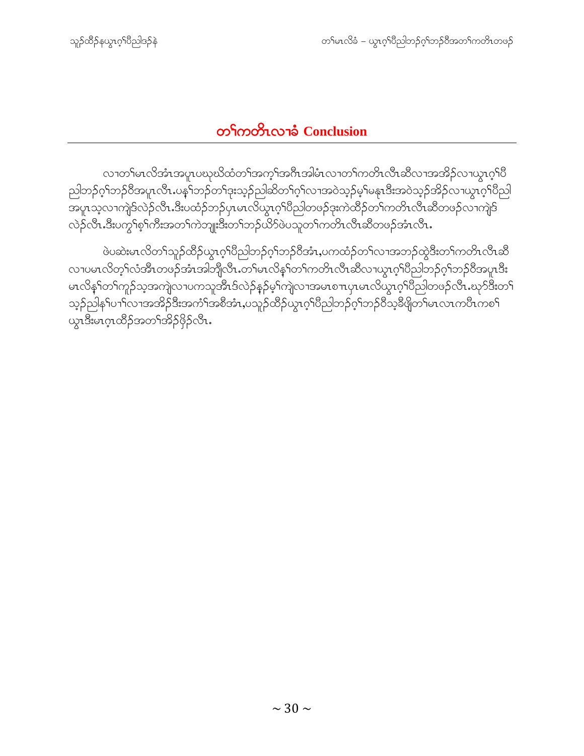# တၢ်ကတိၤလၢခံ Conclusion

လၢတၢ်မၤလိအံၤအပူၤပဃုဃိထံတၢ်အကဲ့ၢ်အဂီၤအါမံၤလၢတၢ်ကတိၤလီၤဆီလၢအအိဉ်လၢယွၤဂ့ၢ်ပီညါဘဉ်ဂ့ၢ်ဘဉ်ဝီအပူၤလီၤ.ပနၢ်ဘဉ်တၢ်ဒုးသ့ဉ်ညါဆိတၢ်ဂ့ၢ်လၢအဝဲသ့ဉ်မ့ၢ်မနုၤဒီးအဝဲသ့ဉ်အိဉ်လၢယွၤဂ့ၢ်ပီညါအပူၤသ့လၢကျဲဒ်လဲဉ်လီၤ.ဒီးပထံဉ်ဘဉ်ပှၤမၤလိယွၤဂ့ၢ်ပီညါတဖဉ်ဒုးကဲထီဉ်တၢ်ကတိၤလီၤဆီတဖဉ်လၢကျဲဒ်လဲဉ်လီၤ.ဒီးပကွၢ်စ့ၢ်ကီးအတၢ်ကဲဘျုးဒီးတၢ်ဘဉ်ယိာ်ဖဲပသူတၢ်ကတိၤလီၤဆီတဖဉ်အံၤလီၤ.

ဖဲပဆဲးမၤလိတၢ်သူဉ်ထီဉ်ယွၤဂ့ၢ်ပီညါဘဉ်ဂ့ၢ်ဘဉ်ဝီအံၤ,ပကထံဉ်တၢ်လၢအဘဉ်ထွဲဒီးတၢ်ကတိၤလီၤဆီလၢပမၤလိတ့ၢ်လံအီၤတဖဉ်အံၤအါဘိျလီၤ.တၢ်မၤလိနၢ်တၢ်ကတိၤလီၤဆီလၢယွၤဂ့ၢ်ပီညါဘဉ်ဂ့ၢ်ဘဉ်ဝီအပူၤဒီးမၤလိနၢ်တၢ်ကူဉ်သ့အကျဲလၢပကသူအီၤဒ်လဲဉ်နှဉ်မ့ၢ်ကျဲလၢအမၤစၢၤပှၤမၤလိယွၤဂ့ၢ်ပီညါတဖဉ်လီၤ.ဃုာ်ဒီးတၢ်သ့ဉ်ညါနၢ်ပၢၢ်လၢအအိဉ်ဒီးအကံၢ်အစီအံၤ,ပသူဉ်ထီဉ်ယွၤဂ့ၢ်ပီညါဘဉ်ဂ့ၢ်ဘဉ်ဝီသ့ခီဖျိတၢ်မၤလၢကပီၤကစၢ်ယွၤဒီးမၤဂ့ၤထီဉ်အတၢ်အိဉ်ဖှိဉ်လီၤ.